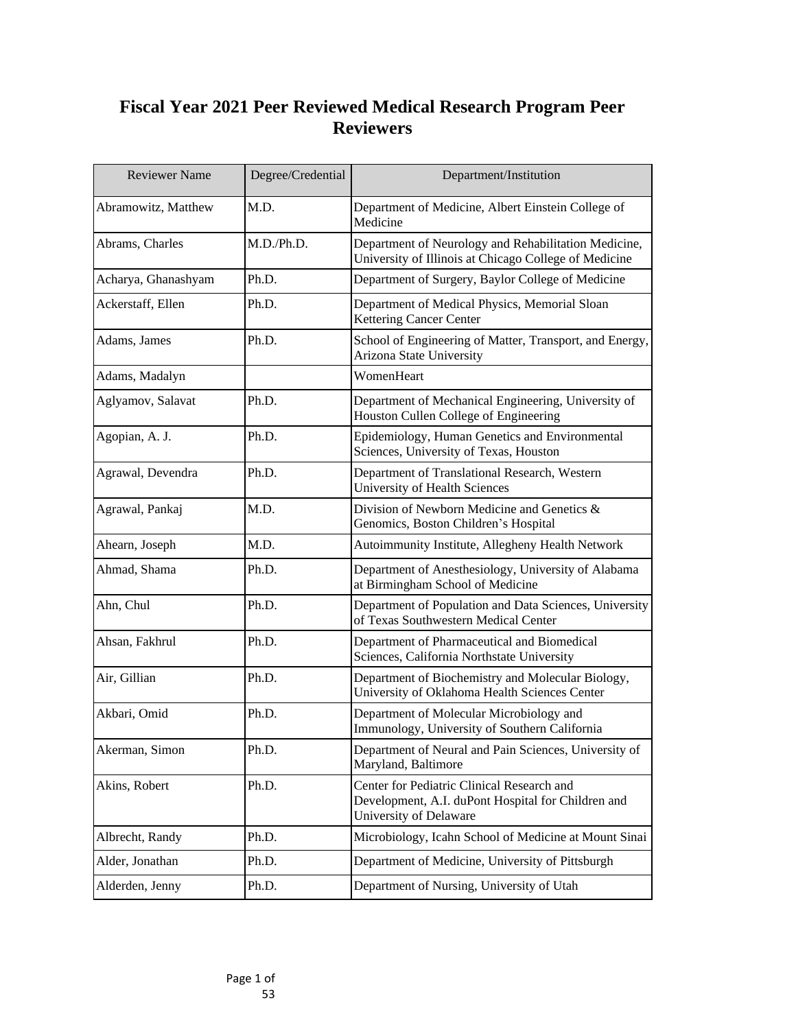# Fiscal Year 2021 Peer Reviewed Medical Research Program Peer Reviewers

| Reviewer Name | Degree/Credential | Department/Institution |
| --- | --- | --- |
| Abramowitz, Matthew | M.D. | Department of Medicine, Albert Einstein College of Medicine |
| Abrams, Charles | M.D./Ph.D. | Department of Neurology and Rehabilitation Medicine, University of Illinois at Chicago College of Medicine |
| Acharya, Ghanashyam | Ph.D. | Department of Surgery, Baylor College of Medicine |
| Ackerstaff, Ellen | Ph.D. | Department of Medical Physics, Memorial Sloan Kettering Cancer Center |
| Adams, James | Ph.D. | School of Engineering of Matter, Transport, and Energy, Arizona State University |
| Adams, Madalyn | | WomenHeart |
| Aglyamov, Salavat | Ph.D. | Department of Mechanical Engineering, University of Houston Cullen College of Engineering |
| Agopian, A. J. | Ph.D. | Epidemiology, Human Genetics and Environmental Sciences, University of Texas, Houston |
| Agrawal, Devendra | Ph.D. | Department of Translational Research, Western University of Health Sciences |
| Agrawal, Pankaj | M.D. | Division of Newborn Medicine and Genetics & Genomics, Boston Children's Hospital |
| Ahearn, Joseph | M.D. | Autoimmunity Institute, Allegheny Health Network |
| Ahmad, Shama | Ph.D. | Department of Anesthesiology, University of Alabama at Birmingham School of Medicine |
| Ahn, Chul | Ph.D. | Department of Population and Data Sciences, University of Texas Southwestern Medical Center |
| Ahsan, Fakhrul | Ph.D. | Department of Pharmaceutical and Biomedical Sciences, California Northstate University |
| Air, Gillian | Ph.D. | Department of Biochemistry and Molecular Biology, University of Oklahoma Health Sciences Center |
| Akbari, Omid | Ph.D. | Department of Molecular Microbiology and Immunology, University of Southern California |
| Akerman, Simon | Ph.D. | Department of Neural and Pain Sciences, University of Maryland, Baltimore |
| Akins, Robert | Ph.D. | Center for Pediatric Clinical Research and Development, A.I. duPont Hospital for Children and University of Delaware |
| Albrecht, Randy | Ph.D. | Microbiology, Icahn School of Medicine at Mount Sinai |
| Alder, Jonathan | Ph.D. | Department of Medicine, University of Pittsburgh |
| Alderden, Jenny | Ph.D. | Department of Nursing, University of Utah |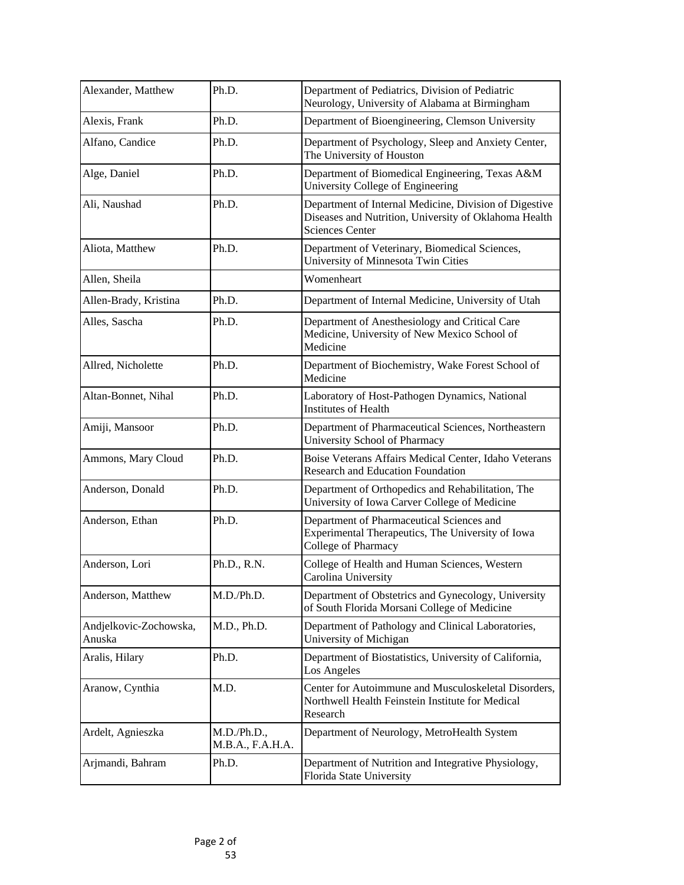| Alexander, Matthew | Ph.D. | Department of Pediatrics, Division of Pediatric Neurology, University of Alabama at Birmingham |
| --- | --- | --- |
| Alexis, Frank | Ph.D. | Department of Bioengineering, Clemson University |
| Alfano, Candice | Ph.D. | Department of Psychology, Sleep and Anxiety Center, The University of Houston |
| Alge, Daniel | Ph.D. | Department of Biomedical Engineering, Texas A&M University College of Engineering |
| Ali, Naushad | Ph.D. | Department of Internal Medicine, Division of Digestive Diseases and Nutrition, University of Oklahoma Health Sciences Center |
| Aliota, Matthew | Ph.D. | Department of Veterinary, Biomedical Sciences, University of Minnesota Twin Cities |
| Allen, Sheila | | Womenheart |
| Allen-Brady, Kristina | Ph.D. | Department of Internal Medicine, University of Utah |
| Alles, Sascha | Ph.D. | Department of Anesthesiology and Critical Care Medicine, University of New Mexico School of Medicine |
| Allred, Nicholette | Ph.D. | Department of Biochemistry, Wake Forest School of Medicine |
| Altan-Bonnet, Nihal | Ph.D. | Laboratory of Host-Pathogen Dynamics, National Institutes of Health |
| Amiji, Mansoor | Ph.D. | Department of Pharmaceutical Sciences, Northeastern University School of Pharmacy |
| Ammons, Mary Cloud | Ph.D. | Boise Veterans Affairs Medical Center, Idaho Veterans Research and Education Foundation |
| Anderson, Donald | Ph.D. | Department of Orthopedics and Rehabilitation, The University of Iowa Carver College of Medicine |
| Anderson, Ethan | Ph.D. | Department of Pharmaceutical Sciences and Experimental Therapeutics, The University of Iowa College of Pharmacy |
| Anderson, Lori | Ph.D., R.N. | College of Health and Human Sciences, Western Carolina University |
| Anderson, Matthew | M.D./Ph.D. | Department of Obstetrics and Gynecology, University of South Florida Morsani College of Medicine |
| Andjelkovic-Zochowska, Anuska | M.D., Ph.D. | Department of Pathology and Clinical Laboratories, University of Michigan |
| Aralis, Hilary | Ph.D. | Department of Biostatistics, University of California, Los Angeles |
| Aranow, Cynthia | M.D. | Center for Autoimmune and Musculoskeletal Disorders, Northwell Health Feinstein Institute for Medical Research |
| Ardelt, Agnieszka | M.D./Ph.D., M.B.A., F.A.H.A. | Department of Neurology, MetroHealth System |
| Arjmandi, Bahram | Ph.D. | Department of Nutrition and Integrative Physiology, Florida State University |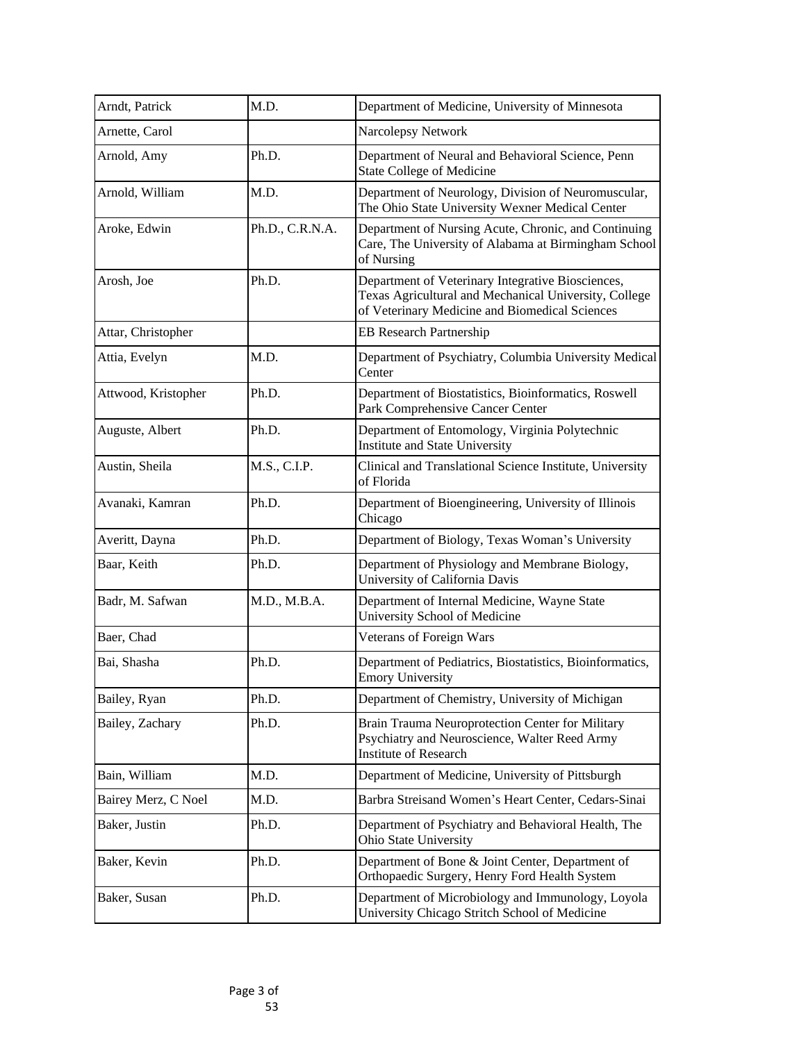| Arndt, Patrick | M.D. | Department of Medicine, University of Minnesota |
|---|---|---|
| Arnette, Carol | | Narcolepsy Network |
| Arnold, Amy | Ph.D. | Department of Neural and Behavioral Science, Penn State College of Medicine |
| Arnold, William | M.D. | Department of Neurology, Division of Neuromuscular, The Ohio State University Wexner Medical Center |
| Aroke, Edwin | Ph.D., C.R.N.A. | Department of Nursing Acute, Chronic, and Continuing Care, The University of Alabama at Birmingham School of Nursing |
| Arosh, Joe | Ph.D. | Department of Veterinary Integrative Biosciences, Texas Agricultural and Mechanical University, College of Veterinary Medicine and Biomedical Sciences |
| Attar, Christopher | | EB Research Partnership |
| Attia, Evelyn | M.D. | Department of Psychiatry, Columbia University Medical Center |
| Attwood, Kristopher | Ph.D. | Department of Biostatistics, Bioinformatics, Roswell Park Comprehensive Cancer Center |
| Auguste, Albert | Ph.D. | Department of Entomology, Virginia Polytechnic Institute and State University |
| Austin, Sheila | M.S., C.I.P. | Clinical and Translational Science Institute, University of Florida |
| Avanaki, Kamran | Ph.D. | Department of Bioengineering, University of Illinois Chicago |
| Averitt, Dayna | Ph.D. | Department of Biology, Texas Woman's University |
| Baar, Keith | Ph.D. | Department of Physiology and Membrane Biology, University of California Davis |
| Badr, M. Safwan | M.D., M.B.A. | Department of Internal Medicine, Wayne State University School of Medicine |
| Baer, Chad | | Veterans of Foreign Wars |
| Bai, Shasha | Ph.D. | Department of Pediatrics, Biostatistics, Bioinformatics, Emory University |
| Bailey, Ryan | Ph.D. | Department of Chemistry, University of Michigan |
| Bailey, Zachary | Ph.D. | Brain Trauma Neuroprotection Center for Military Psychiatry and Neuroscience, Walter Reed Army Institute of Research |
| Bain, William | M.D. | Department of Medicine, University of Pittsburgh |
| Bairey Merz, C Noel | M.D. | Barbra Streisand Women's Heart Center, Cedars-Sinai |
| Baker, Justin | Ph.D. | Department of Psychiatry and Behavioral Health, The Ohio State University |
| Baker, Kevin | Ph.D. | Department of Bone & Joint Center, Department of Orthopaedic Surgery, Henry Ford Health System |
| Baker, Susan | Ph.D. | Department of Microbiology and Immunology, Loyola University Chicago Stritch School of Medicine |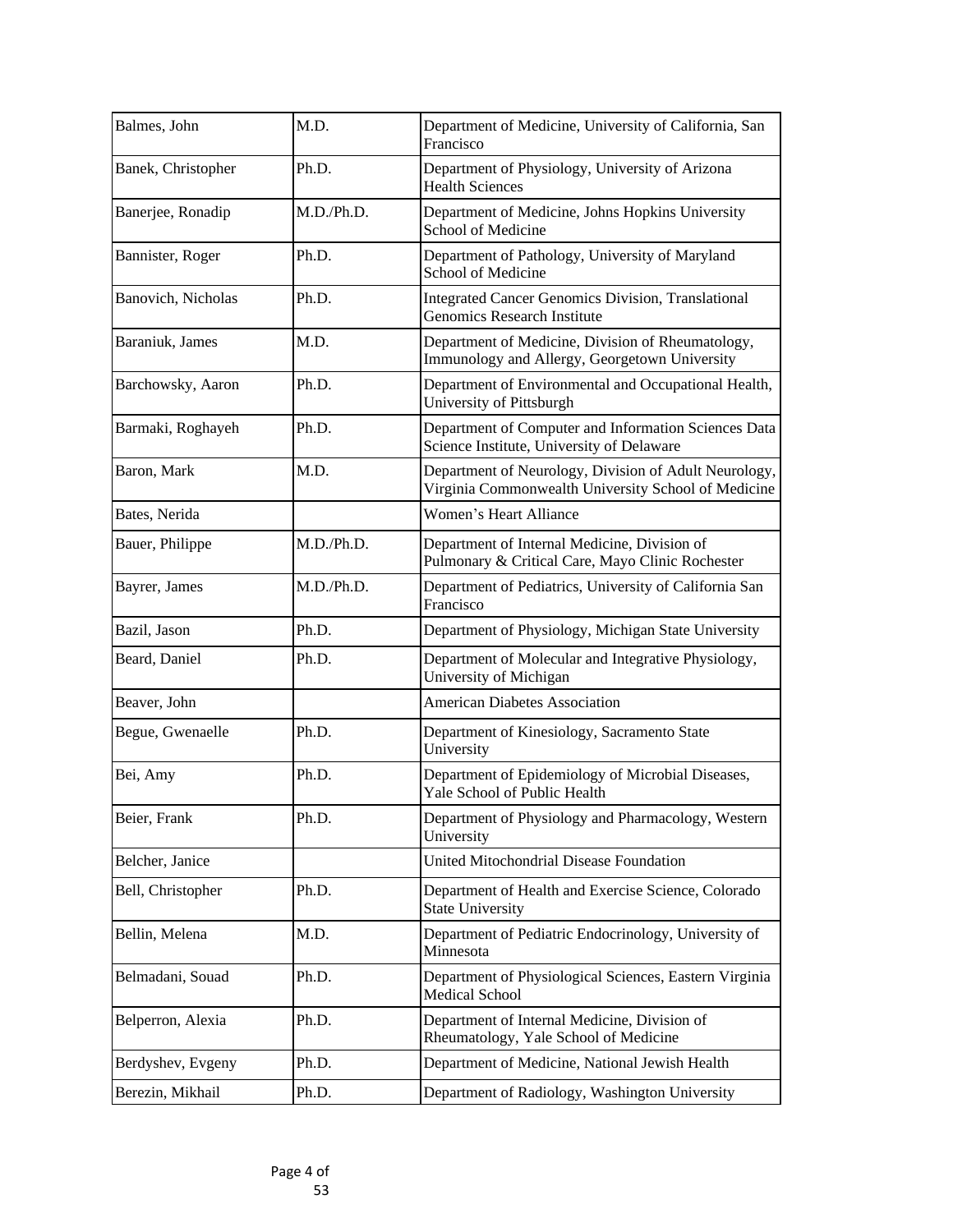| | | |
|---|---|---|
| Balmes, John | M.D. | Department of Medicine, University of California, San Francisco |
| Banek, Christopher | Ph.D. | Department of Physiology, University of Arizona Health Sciences |
| Banerjee, Ronadip | M.D./Ph.D. | Department of Medicine, Johns Hopkins University School of Medicine |
| Bannister, Roger | Ph.D. | Department of Pathology, University of Maryland School of Medicine |
| Banovich, Nicholas | Ph.D. | Integrated Cancer Genomics Division, Translational Genomics Research Institute |
| Baraniuk, James | M.D. | Department of Medicine, Division of Rheumatology, Immunology and Allergy, Georgetown University |
| Barchowsky, Aaron | Ph.D. | Department of Environmental and Occupational Health, University of Pittsburgh |
| Barmaki, Roghayeh | Ph.D. | Department of Computer and Information Sciences Data Science Institute, University of Delaware |
| Baron, Mark | M.D. | Department of Neurology, Division of Adult Neurology, Virginia Commonwealth University School of Medicine |
| Bates, Nerida | | Women's Heart Alliance |
| Bauer, Philippe | M.D./Ph.D. | Department of Internal Medicine, Division of Pulmonary & Critical Care, Mayo Clinic Rochester |
| Bayrer, James | M.D./Ph.D. | Department of Pediatrics, University of California San Francisco |
| Bazil, Jason | Ph.D. | Department of Physiology, Michigan State University |
| Beard, Daniel | Ph.D. | Department of Molecular and Integrative Physiology, University of Michigan |
| Beaver, John | | American Diabetes Association |
| Begue, Gwenaelle | Ph.D. | Department of Kinesiology, Sacramento State University |
| Bei, Amy | Ph.D. | Department of Epidemiology of Microbial Diseases, Yale School of Public Health |
| Beier, Frank | Ph.D. | Department of Physiology and Pharmacology, Western University |
| Belcher, Janice | | United Mitochondrial Disease Foundation |
| Bell, Christopher | Ph.D. | Department of Health and Exercise Science, Colorado State University |
| Bellin, Melena | M.D. | Department of Pediatric Endocrinology, University of Minnesota |
| Belmadani, Souad | Ph.D. | Department of Physiological Sciences, Eastern Virginia Medical School |
| Belperron, Alexia | Ph.D. | Department of Internal Medicine, Division of Rheumatology, Yale School of Medicine |
| Berdyshev, Evgeny | Ph.D. | Department of Medicine, National Jewish Health |
| Berezin, Mikhail | Ph.D. | Department of Radiology, Washington University |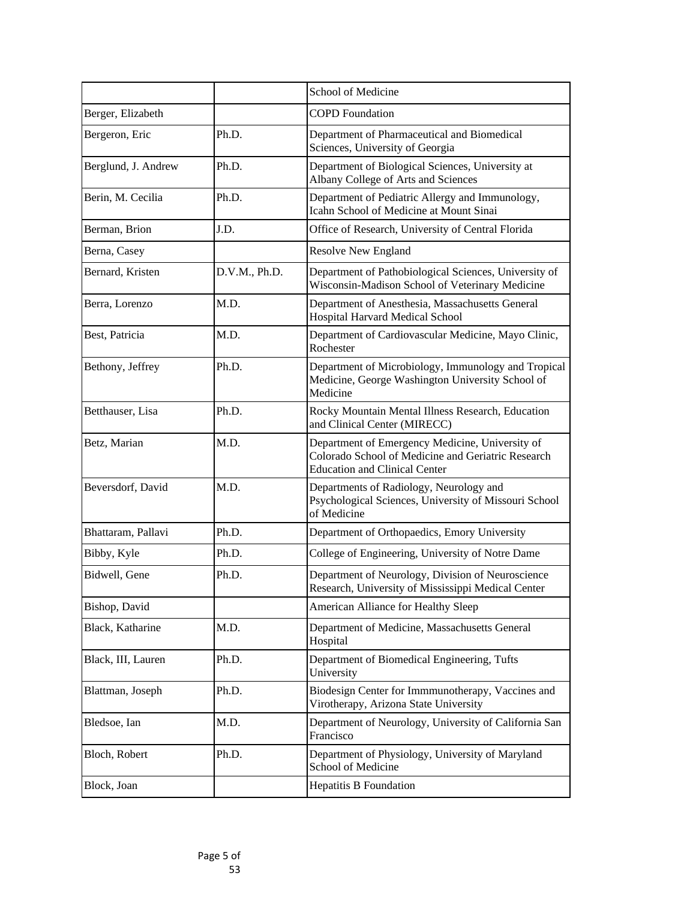| | | |
|---|---|---|
| | | School of Medicine |
| Berger, Elizabeth | | COPD Foundation |
| Bergeron, Eric | Ph.D. | Department of Pharmaceutical and Biomedical Sciences, University of Georgia |
| Berglund, J. Andrew | Ph.D. | Department of Biological Sciences, University at Albany College of Arts and Sciences |
| Berin, M. Cecilia | Ph.D. | Department of Pediatric Allergy and Immunology, Icahn School of Medicine at Mount Sinai |
| Berman, Brion | J.D. | Office of Research, University of Central Florida |
| Berna, Casey | | Resolve New England |
| Bernard, Kristen | D.V.M., Ph.D. | Department of Pathobiological Sciences, University of Wisconsin-Madison School of Veterinary Medicine |
| Berra, Lorenzo | M.D. | Department of Anesthesia, Massachusetts General Hospital Harvard Medical School |
| Best, Patricia | M.D. | Department of Cardiovascular Medicine, Mayo Clinic, Rochester |
| Bethony, Jeffrey | Ph.D. | Department of Microbiology, Immunology and Tropical Medicine, George Washington University School of Medicine |
| Betthauser, Lisa | Ph.D. | Rocky Mountain Mental Illness Research, Education and Clinical Center (MIRECC) |
| Betz, Marian | M.D. | Department of Emergency Medicine, University of Colorado School of Medicine and Geriatric Research Education and Clinical Center |
| Beversdorf, David | M.D. | Departments of Radiology, Neurology and Psychological Sciences, University of Missouri School of Medicine |
| Bhattaram, Pallavi | Ph.D. | Department of Orthopaedics, Emory University |
| Bibby, Kyle | Ph.D. | College of Engineering, University of Notre Dame |
| Bidwell, Gene | Ph.D. | Department of Neurology, Division of Neuroscience Research, University of Mississippi Medical Center |
| Bishop, David | | American Alliance for Healthy Sleep |
| Black, Katharine | M.D. | Department of Medicine, Massachusetts General Hospital |
| Black, III, Lauren | Ph.D. | Department of Biomedical Engineering, Tufts University |
| Blattman, Joseph | Ph.D. | Biodesign Center for Immmunotherapy, Vaccines and Virotherapy, Arizona State University |
| Bledsoe, Ian | M.D. | Department of Neurology, University of California San Francisco |
| Bloch, Robert | Ph.D. | Department of Physiology, University of Maryland School of Medicine |
| Block, Joan | | Hepatitis B Foundation |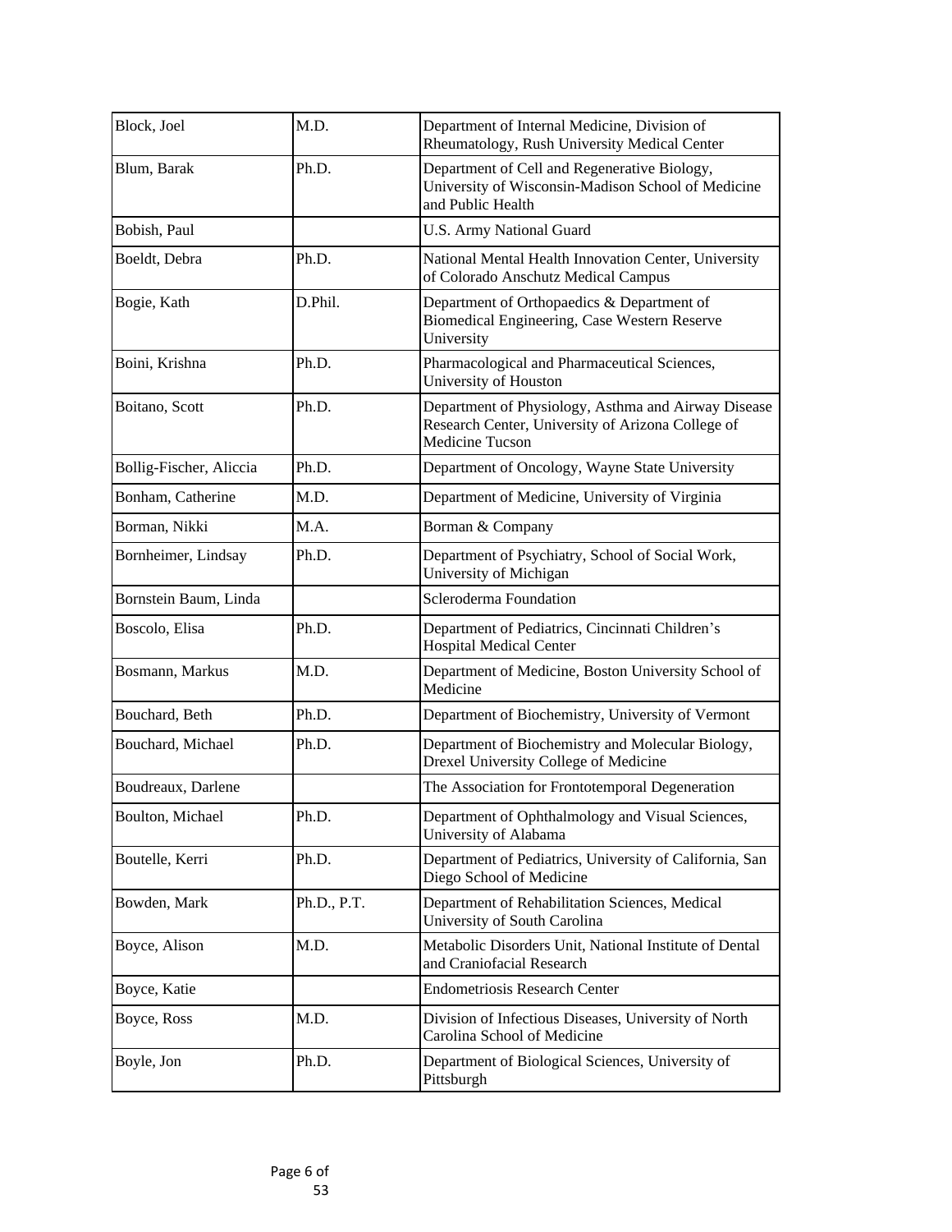| | | |
|---|---|---|
| Block, Joel | M.D. | Department of Internal Medicine, Division of Rheumatology, Rush University Medical Center |
| Blum, Barak | Ph.D. | Department of Cell and Regenerative Biology, University of Wisconsin-Madison School of Medicine and Public Health |
| Bobish, Paul | | U.S. Army National Guard |
| Boeldt, Debra | Ph.D. | National Mental Health Innovation Center, University of Colorado Anschutz Medical Campus |
| Bogie, Kath | D.Phil. | Department of Orthopaedics & Department of Biomedical Engineering, Case Western Reserve University |
| Boini, Krishna | Ph.D. | Pharmacological and Pharmaceutical Sciences, University of Houston |
| Boitano, Scott | Ph.D. | Department of Physiology, Asthma and Airway Disease Research Center, University of Arizona College of Medicine Tucson |
| Bollig-Fischer, Aliccia | Ph.D. | Department of Oncology, Wayne State University |
| Bonham, Catherine | M.D. | Department of Medicine, University of Virginia |
| Borman, Nikki | M.A. | Borman & Company |
| Bornheimer, Lindsay | Ph.D. | Department of Psychiatry, School of Social Work, University of Michigan |
| Bornstein Baum, Linda | | Scleroderma Foundation |
| Boscolo, Elisa | Ph.D. | Department of Pediatrics, Cincinnati Children's Hospital Medical Center |
| Bosmann, Markus | M.D. | Department of Medicine, Boston University School of Medicine |
| Bouchard, Beth | Ph.D. | Department of Biochemistry, University of Vermont |
| Bouchard, Michael | Ph.D. | Department of Biochemistry and Molecular Biology, Drexel University College of Medicine |
| Boudreaux, Darlene | | The Association for Frontotemporal Degeneration |
| Boulton, Michael | Ph.D. | Department of Ophthalmology and Visual Sciences, University of Alabama |
| Boutelle, Kerri | Ph.D. | Department of Pediatrics, University of California, San Diego School of Medicine |
| Bowden, Mark | Ph.D., P.T. | Department of Rehabilitation Sciences, Medical University of South Carolina |
| Boyce, Alison | M.D. | Metabolic Disorders Unit, National Institute of Dental and Craniofacial Research |
| Boyce, Katie | | Endometriosis Research Center |
| Boyce, Ross | M.D. | Division of Infectious Diseases, University of North Carolina School of Medicine |
| Boyle, Jon | Ph.D. | Department of Biological Sciences, University of Pittsburgh |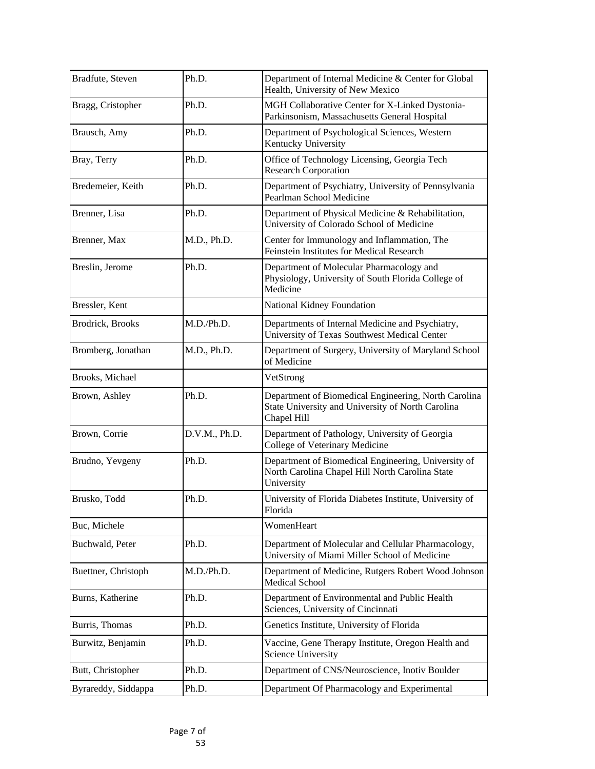| | | |
|---|---|---|
| Bradfute, Steven | Ph.D. | Department of Internal Medicine & Center for Global Health, University of New Mexico |
| Bragg, Cristopher | Ph.D. | MGH Collaborative Center for X-Linked Dystonia-Parkinsonism, Massachusetts General Hospital |
| Brausch, Amy | Ph.D. | Department of Psychological Sciences, Western Kentucky University |
| Bray, Terry | Ph.D. | Office of Technology Licensing, Georgia Tech Research Corporation |
| Bredemeier, Keith | Ph.D. | Department of Psychiatry, University of Pennsylvania Pearlman School Medicine |
| Brenner, Lisa | Ph.D. | Department of Physical Medicine & Rehabilitation, University of Colorado School of Medicine |
| Brenner, Max | M.D., Ph.D. | Center for Immunology and Inflammation, The Feinstein Institutes for Medical Research |
| Breslin, Jerome | Ph.D. | Department of Molecular Pharmacology and Physiology, University of South Florida College of Medicine |
| Bressler, Kent | | National Kidney Foundation |
| Brodrick, Brooks | M.D./Ph.D. | Departments of Internal Medicine and Psychiatry, University of Texas Southwest Medical Center |
| Bromberg, Jonathan | M.D., Ph.D. | Department of Surgery, University of Maryland School of Medicine |
| Brooks, Michael | | VetStrong |
| Brown, Ashley | Ph.D. | Department of Biomedical Engineering, North Carolina State University and University of North Carolina Chapel Hill |
| Brown, Corrie | D.V.M., Ph.D. | Department of Pathology, University of Georgia College of Veterinary Medicine |
| Brudno, Yevgeny | Ph.D. | Department of Biomedical Engineering, University of North Carolina Chapel Hill North Carolina State University |
| Brusko, Todd | Ph.D. | University of Florida Diabetes Institute, University of Florida |
| Buc, Michele | | WomenHeart |
| Buchwald, Peter | Ph.D. | Department of Molecular and Cellular Pharmacology, University of Miami Miller School of Medicine |
| Buettner, Christoph | M.D./Ph.D. | Department of Medicine, Rutgers Robert Wood Johnson Medical School |
| Burns, Katherine | Ph.D. | Department of Environmental and Public Health Sciences, University of Cincinnati |
| Burris, Thomas | Ph.D. | Genetics Institute, University of Florida |
| Burwitz, Benjamin | Ph.D. | Vaccine, Gene Therapy Institute, Oregon Health and Science University |
| Butt, Christopher | Ph.D. | Department of CNS/Neuroscience, Inotiv Boulder |
| Byrareddy, Siddappa | Ph.D. | Department Of Pharmacology and Experimental |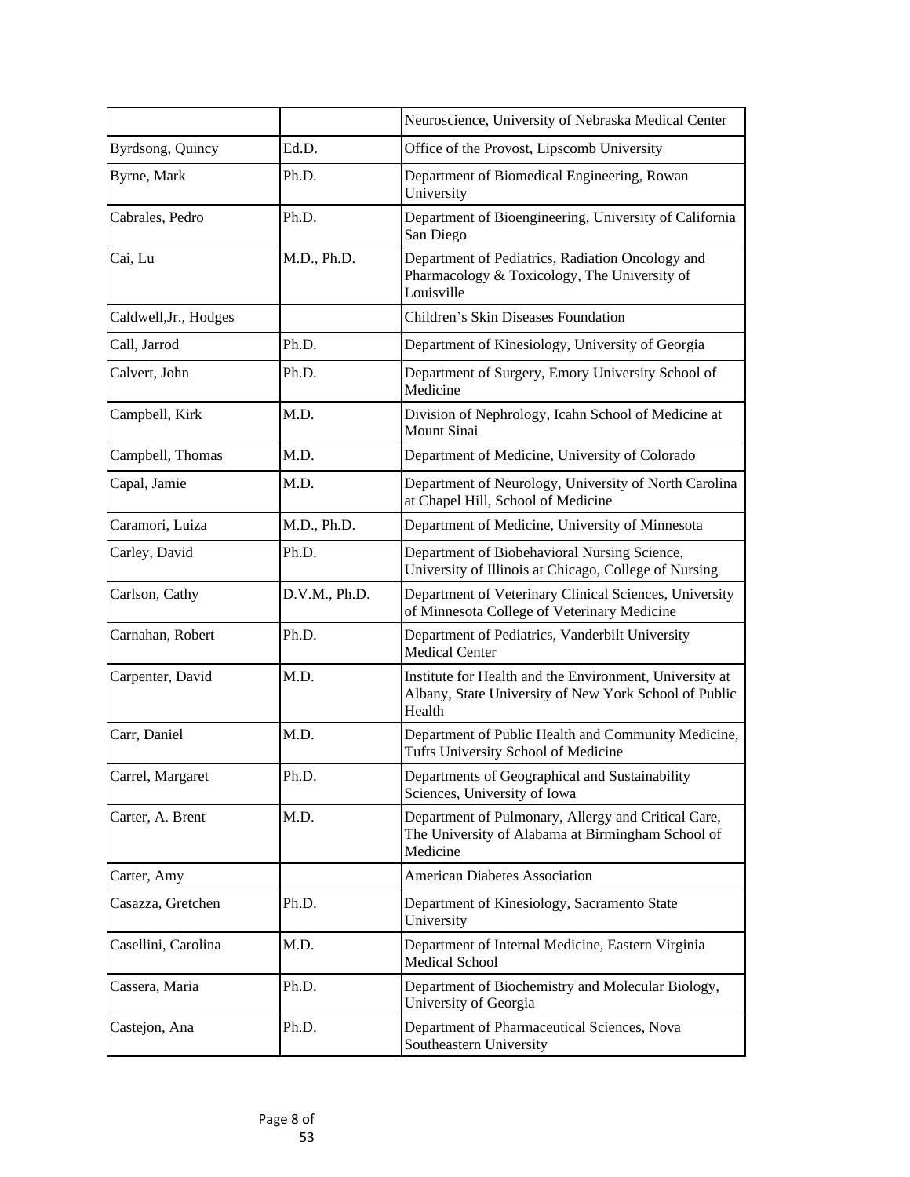| | | |
|---|---|---|
| | | Neuroscience, University of Nebraska Medical Center |
| Byrdsong, Quincy | Ed.D. | Office of the Provost, Lipscomb University |
| Byrne, Mark | Ph.D. | Department of Biomedical Engineering, Rowan University |
| Cabrales, Pedro | Ph.D. | Department of Bioengineering, University of California San Diego |
| Cai, Lu | M.D., Ph.D. | Department of Pediatrics, Radiation Oncology and Pharmacology & Toxicology, The University of Louisville |
| Caldwell,Jr., Hodges | | Children's Skin Diseases Foundation |
| Call, Jarrod | Ph.D. | Department of Kinesiology, University of Georgia |
| Calvert, John | Ph.D. | Department of Surgery, Emory University School of Medicine |
| Campbell, Kirk | M.D. | Division of Nephrology, Icahn School of Medicine at Mount Sinai |
| Campbell, Thomas | M.D. | Department of Medicine, University of Colorado |
| Capal, Jamie | M.D. | Department of Neurology, University of North Carolina at Chapel Hill, School of Medicine |
| Caramori, Luiza | M.D., Ph.D. | Department of Medicine, University of Minnesota |
| Carley, David | Ph.D. | Department of Biobehavioral Nursing Science, University of Illinois at Chicago, College of Nursing |
| Carlson, Cathy | D.V.M., Ph.D. | Department of Veterinary Clinical Sciences, University of Minnesota College of Veterinary Medicine |
| Carnahan, Robert | Ph.D. | Department of Pediatrics, Vanderbilt University Medical Center |
| Carpenter, David | M.D. | Institute for Health and the Environment, University at Albany, State University of New York School of Public Health |
| Carr, Daniel | M.D. | Department of Public Health and Community Medicine, Tufts University School of Medicine |
| Carrel, Margaret | Ph.D. | Departments of Geographical and Sustainability Sciences, University of Iowa |
| Carter, A. Brent | M.D. | Department of Pulmonary, Allergy and Critical Care, The University of Alabama at Birmingham School of Medicine |
| Carter, Amy | | American Diabetes Association |
| Casazza, Gretchen | Ph.D. | Department of Kinesiology, Sacramento State University |
| Casellini, Carolina | M.D. | Department of Internal Medicine, Eastern Virginia Medical School |
| Cassera, Maria | Ph.D. | Department of Biochemistry and Molecular Biology, University of Georgia |
| Castejon, Ana | Ph.D. | Department of Pharmaceutical Sciences, Nova Southeastern University |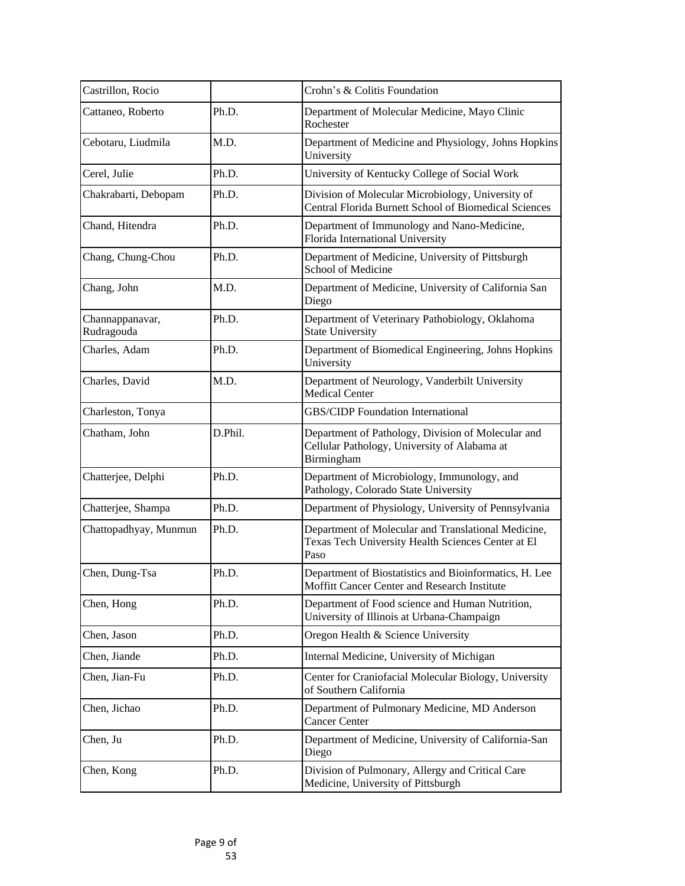| Castrillon, Rocio | | Crohn’s & Colitis Foundation |
|---|---|---|
| Cattaneo, Roberto | Ph.D. | Department of Molecular Medicine, Mayo Clinic Rochester |
| Cebotaru, Liudmila | M.D. | Department of Medicine and Physiology, Johns Hopkins University |
| Cerel, Julie | Ph.D. | University of Kentucky College of Social Work |
| Chakrabarti, Debopam | Ph.D. | Division of Molecular Microbiology, University of Central Florida Burnett School of Biomedical Sciences |
| Chand, Hitendra | Ph.D. | Department of Immunology and Nano-Medicine, Florida International University |
| Chang, Chung-Chou | Ph.D. | Department of Medicine, University of Pittsburgh School of Medicine |
| Chang, John | M.D. | Department of Medicine, University of California San Diego |
| Channappanavar, Rudragouda | Ph.D. | Department of Veterinary Pathobiology, Oklahoma State University |
| Charles, Adam | Ph.D. | Department of Biomedical Engineering, Johns Hopkins University |
| Charles, David | M.D. | Department of Neurology, Vanderbilt University Medical Center |
| Charleston, Tonya | | GBS/CIDP Foundation International |
| Chatham, John | D.Phil. | Department of Pathology, Division of Molecular and Cellular Pathology, University of Alabama at Birmingham |
| Chatterjee, Delphi | Ph.D. | Department of Microbiology, Immunology, and Pathology, Colorado State University |
| Chatterjee, Shampa | Ph.D. | Department of Physiology, University of Pennsylvania |
| Chattopadhyay, Munmun | Ph.D. | Department of Molecular and Translational Medicine, Texas Tech University Health Sciences Center at El Paso |
| Chen, Dung-Tsa | Ph.D. | Department of Biostatistics and Bioinformatics, H. Lee Moffitt Cancer Center and Research Institute |
| Chen, Hong | Ph.D. | Department of Food science and Human Nutrition, University of Illinois at Urbana-Champaign |
| Chen, Jason | Ph.D. | Oregon Health & Science University |
| Chen, Jiande | Ph.D. | Internal Medicine, University of Michigan |
| Chen, Jian-Fu | Ph.D. | Center for Craniofacial Molecular Biology, University of Southern California |
| Chen, Jichao | Ph.D. | Department of Pulmonary Medicine, MD Anderson Cancer Center |
| Chen, Ju | Ph.D. | Department of Medicine, University of California-San Diego |
| Chen, Kong | Ph.D. | Division of Pulmonary, Allergy and Critical Care Medicine, University of Pittsburgh |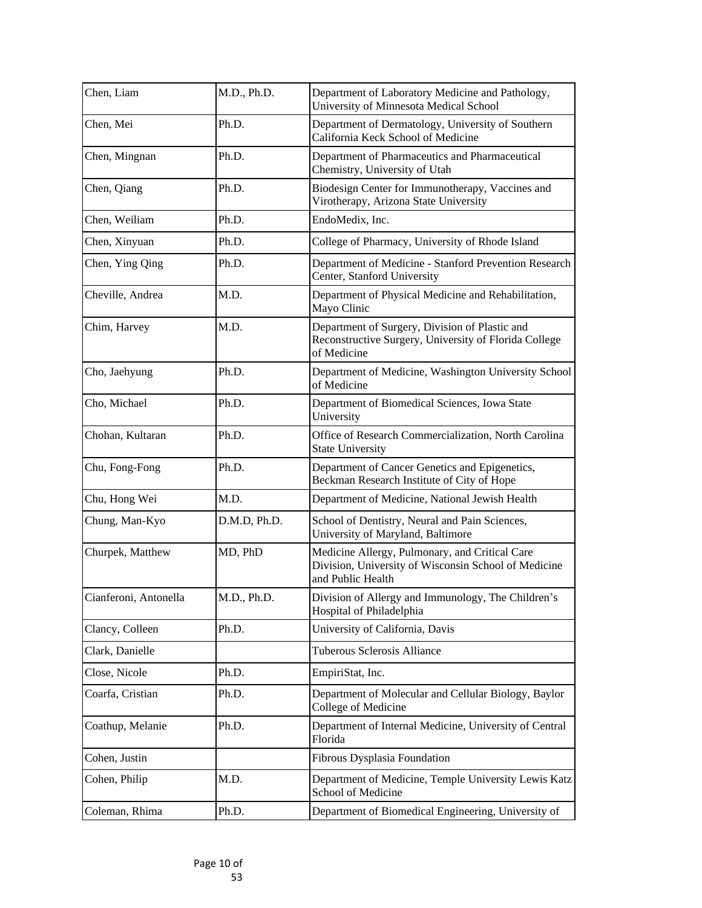| Chen, Liam | M.D., Ph.D. | Department of Laboratory Medicine and Pathology, University of Minnesota Medical School |
|---|---|---|
| Chen, Mei | Ph.D. | Department of Dermatology, University of Southern California Keck School of Medicine |
| Chen, Mingnan | Ph.D. | Department of Pharmaceutics and Pharmaceutical Chemistry, University of Utah |
| Chen, Qiang | Ph.D. | Biodesign Center for Immunotherapy, Vaccines and Virotherapy, Arizona State University |
| Chen, Weiliam | Ph.D. | EndoMedix, Inc. |
| Chen, Xinyuan | Ph.D. | College of Pharmacy, University of Rhode Island |
| Chen, Ying Qing | Ph.D. | Department of Medicine - Stanford Prevention Research Center, Stanford University |
| Cheville, Andrea | M.D. | Department of Physical Medicine and Rehabilitation, Mayo Clinic |
| Chim, Harvey | M.D. | Department of Surgery, Division of Plastic and Reconstructive Surgery, University of Florida College of Medicine |
| Cho, Jaehyung | Ph.D. | Department of Medicine, Washington University School of Medicine |
| Cho, Michael | Ph.D. | Department of Biomedical Sciences, Iowa State University |
| Chohan, Kultaran | Ph.D. | Office of Research Commercialization, North Carolina State University |
| Chu, Fong-Fong | Ph.D. | Department of Cancer Genetics and Epigenetics, Beckman Research Institute of City of Hope |
| Chu, Hong Wei | M.D. | Department of Medicine, National Jewish Health |
| Chung, Man-Kyo | D.M.D, Ph.D. | School of Dentistry, Neural and Pain Sciences, University of Maryland, Baltimore |
| Churpek, Matthew | MD, PhD | Medicine Allergy, Pulmonary, and Critical Care Division, University of Wisconsin School of Medicine and Public Health |
| Cianferoni, Antonella | M.D., Ph.D. | Division of Allergy and Immunology, The Children's Hospital of Philadelphia |
| Clancy, Colleen | Ph.D. | University of California, Davis |
| Clark, Danielle | | Tuberous Sclerosis Alliance |
| Close, Nicole | Ph.D. | EmpiriStat, Inc. |
| Coarfa, Cristian | Ph.D. | Department of Molecular and Cellular Biology, Baylor College of Medicine |
| Coathup, Melanie | Ph.D. | Department of Internal Medicine, University of Central Florida |
| Cohen, Justin | | Fibrous Dysplasia Foundation |
| Cohen, Philip | M.D. | Department of Medicine, Temple University Lewis Katz School of Medicine |
| Coleman, Rhima | Ph.D. | Department of Biomedical Engineering, University of |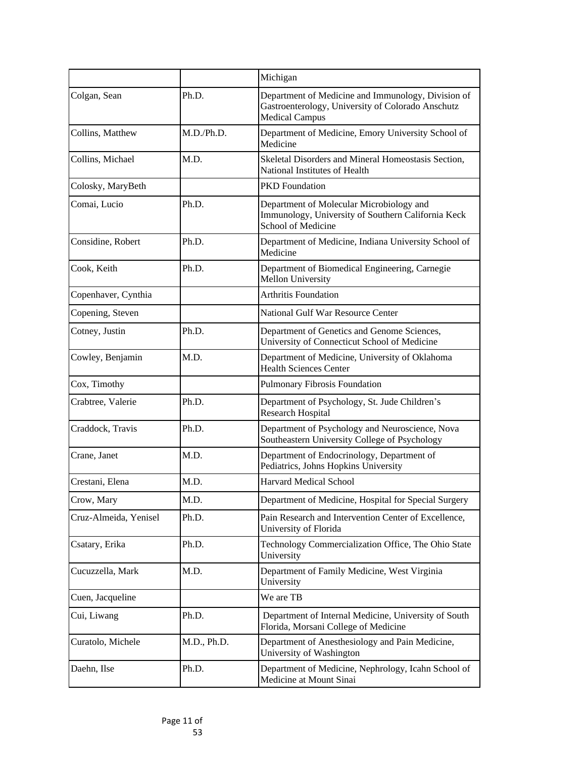| | | |
|---|---|---|
| | | Michigan |
| Colgan, Sean | Ph.D. | Department of Medicine and Immunology, Division of Gastroenterology, University of Colorado Anschutz Medical Campus |
| Collins, Matthew | M.D./Ph.D. | Department of Medicine, Emory University School of Medicine |
| Collins, Michael | M.D. | Skeletal Disorders and Mineral Homeostasis Section, National Institutes of Health |
| Colosky, MaryBeth | | PKD Foundation |
| Comai, Lucio | Ph.D. | Department of Molecular Microbiology and Immunology, University of Southern California Keck School of Medicine |
| Considine, Robert | Ph.D. | Department of Medicine, Indiana University School of Medicine |
| Cook, Keith | Ph.D. | Department of Biomedical Engineering, Carnegie Mellon University |
| Copenhaver, Cynthia | | Arthritis Foundation |
| Copening, Steven | | National Gulf War Resource Center |
| Cotney, Justin | Ph.D. | Department of Genetics and Genome Sciences, University of Connecticut School of Medicine |
| Cowley, Benjamin | M.D. | Department of Medicine, University of Oklahoma Health Sciences Center |
| Cox, Timothy | | Pulmonary Fibrosis Foundation |
| Crabtree, Valerie | Ph.D. | Department of Psychology, St. Jude Children's Research Hospital |
| Craddock, Travis | Ph.D. | Department of Psychology and Neuroscience, Nova Southeastern University College of Psychology |
| Crane, Janet | M.D. | Department of Endocrinology, Department of Pediatrics, Johns Hopkins University |
| Crestani, Elena | M.D. | Harvard Medical School |
| Crow, Mary | M.D. | Department of Medicine, Hospital for Special Surgery |
| Cruz-Almeida, Yenisel | Ph.D. | Pain Research and Intervention Center of Excellence, University of Florida |
| Csatary, Erika | Ph.D. | Technology Commercialization Office, The Ohio State University |
| Cucuzzella, Mark | M.D. | Department of Family Medicine, West Virginia University |
| Cuen, Jacqueline | | We are TB |
| Cui, Liwang | Ph.D. | Department of Internal Medicine, University of South Florida, Morsani College of Medicine |
| Curatolo, Michele | M.D., Ph.D. | Department of Anesthesiology and Pain Medicine, University of Washington |
| Daehn, Ilse | Ph.D. | Department of Medicine, Nephrology, Icahn School of Medicine at Mount Sinai |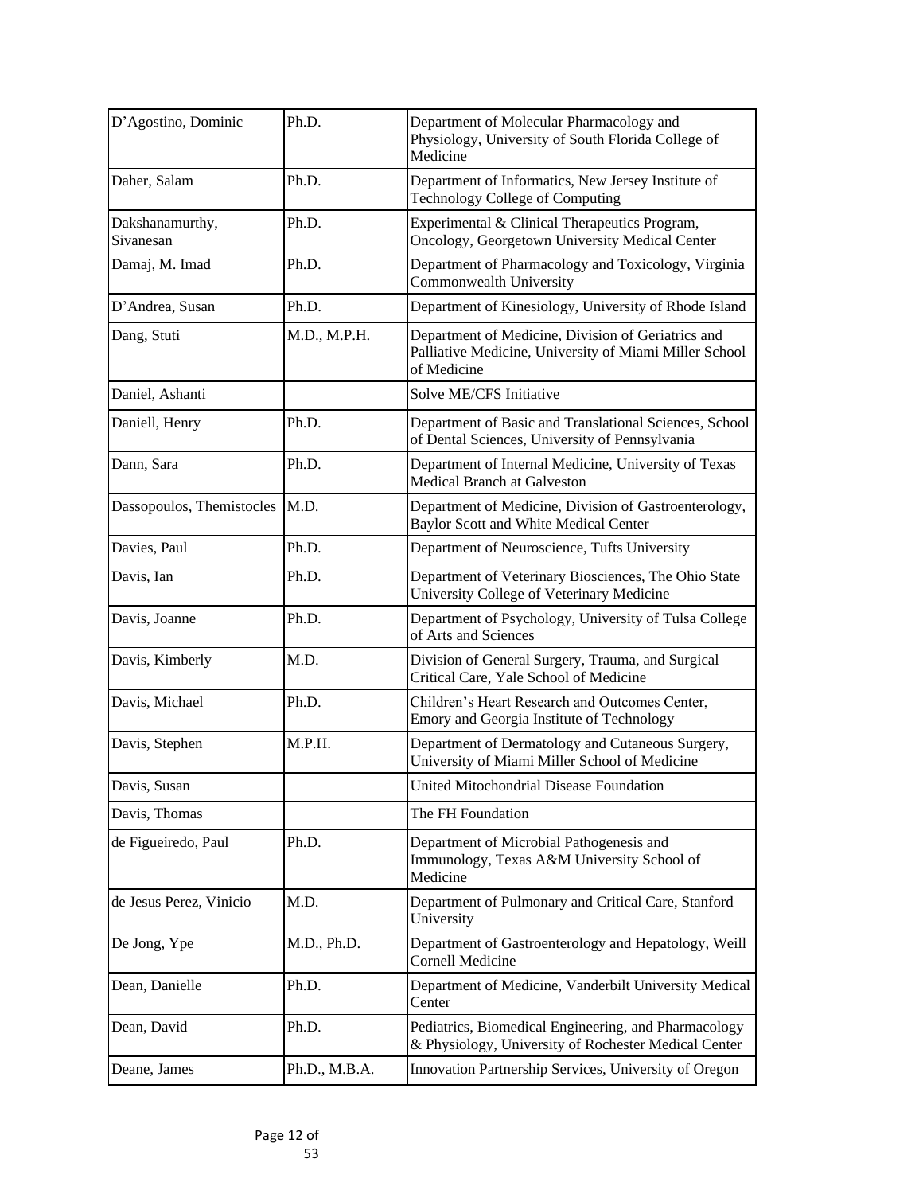| D’Agostino, Dominic | Ph.D. | Department of Molecular Pharmacology and Physiology, University of South Florida College of Medicine |
|---|---|---|
| Daher, Salam | Ph.D. | Department of Informatics, New Jersey Institute of Technology College of Computing |
| Dakshanamurthy, Sivanesan | Ph.D. | Experimental & Clinical Therapeutics Program, Oncology, Georgetown University Medical Center |
| Damaj, M. Imad | Ph.D. | Department of Pharmacology and Toxicology, Virginia Commonwealth University |
| D’Andrea, Susan | Ph.D. | Department of Kinesiology, University of Rhode Island |
| Dang, Stuti | M.D., M.P.H. | Department of Medicine, Division of Geriatrics and Palliative Medicine, University of Miami Miller School of Medicine |
| Daniel, Ashanti | | Solve ME/CFS Initiative |
| Daniell, Henry | Ph.D. | Department of Basic and Translational Sciences, School of Dental Sciences, University of Pennsylvania |
| Dann, Sara | Ph.D. | Department of Internal Medicine, University of Texas Medical Branch at Galveston |
| Dassopoulos, Themistocles | M.D. | Department of Medicine, Division of Gastroenterology, Baylor Scott and White Medical Center |
| Davies, Paul | Ph.D. | Department of Neuroscience, Tufts University |
| Davis, Ian | Ph.D. | Department of Veterinary Biosciences, The Ohio State University College of Veterinary Medicine |
| Davis, Joanne | Ph.D. | Department of Psychology, University of Tulsa College of Arts and Sciences |
| Davis, Kimberly | M.D. | Division of General Surgery, Trauma, and Surgical Critical Care, Yale School of Medicine |
| Davis, Michael | Ph.D. | Children’s Heart Research and Outcomes Center, Emory and Georgia Institute of Technology |
| Davis, Stephen | M.P.H. | Department of Dermatology and Cutaneous Surgery, University of Miami Miller School of Medicine |
| Davis, Susan | | United Mitochondrial Disease Foundation |
| Davis, Thomas | | The FH Foundation |
| de Figueiredo, Paul | Ph.D. | Department of Microbial Pathogenesis and Immunology, Texas A&M University School of Medicine |
| de Jesus Perez, Vinicio | M.D. | Department of Pulmonary and Critical Care, Stanford University |
| De Jong, Ype | M.D., Ph.D. | Department of Gastroenterology and Hepatology, Weill Cornell Medicine |
| Dean, Danielle | Ph.D. | Department of Medicine, Vanderbilt University Medical Center |
| Dean, David | Ph.D. | Pediatrics, Biomedical Engineering, and Pharmacology & Physiology, University of Rochester Medical Center |
| Deane, James | Ph.D., M.B.A. | Innovation Partnership Services, University of Oregon |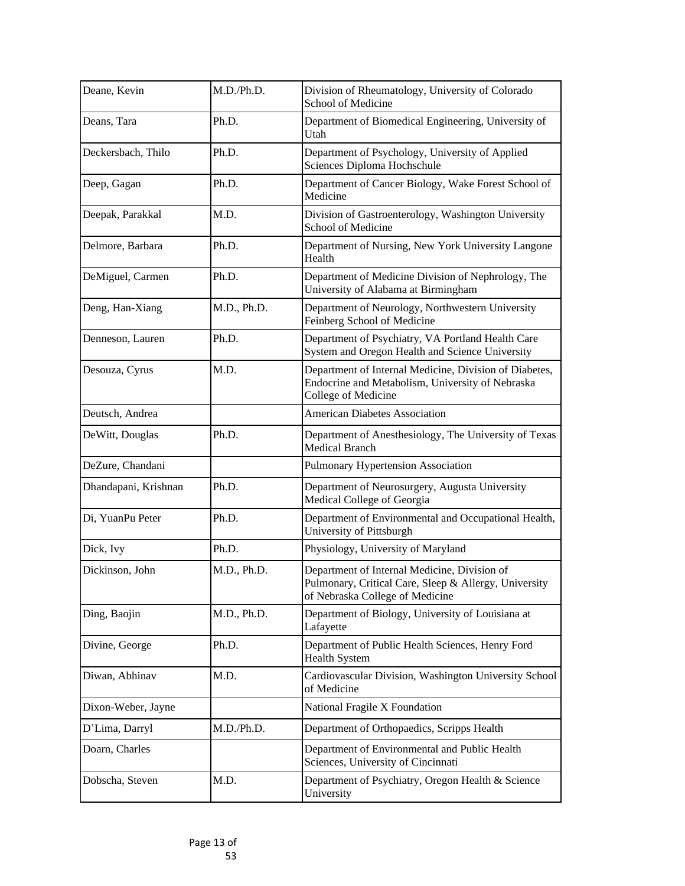| | | |
|---|---|---|
| Deane, Kevin | M.D./Ph.D. | Division of Rheumatology, University of Colorado School of Medicine |
| Deans, Tara | Ph.D. | Department of Biomedical Engineering, University of Utah |
| Deckersbach, Thilo | Ph.D. | Department of Psychology, University of Applied Sciences Diploma Hochschule |
| Deep, Gagan | Ph.D. | Department of Cancer Biology, Wake Forest School of Medicine |
| Deepak, Parakkal | M.D. | Division of Gastroenterology, Washington University School of Medicine |
| Delmore, Barbara | Ph.D. | Department of Nursing, New York University Langone Health |
| DeMiguel, Carmen | Ph.D. | Department of Medicine Division of Nephrology, The University of Alabama at Birmingham |
| Deng, Han-Xiang | M.D., Ph.D. | Department of Neurology, Northwestern University Feinberg School of Medicine |
| Denneson, Lauren | Ph.D. | Department of Psychiatry, VA Portland Health Care System and Oregon Health and Science University |
| Desouza, Cyrus | M.D. | Department of Internal Medicine, Division of Diabetes, Endocrine and Metabolism, University of Nebraska College of Medicine |
| Deutsch, Andrea | | American Diabetes Association |
| DeWitt, Douglas | Ph.D. | Department of Anesthesiology, The University of Texas Medical Branch |
| DeZure, Chandani | | Pulmonary Hypertension Association |
| Dhandapani, Krishnan | Ph.D. | Department of Neurosurgery, Augusta University Medical College of Georgia |
| Di, YuanPu Peter | Ph.D. | Department of Environmental and Occupational Health, University of Pittsburgh |
| Dick, Ivy | Ph.D. | Physiology, University of Maryland |
| Dickinson, John | M.D., Ph.D. | Department of Internal Medicine, Division of Pulmonary, Critical Care, Sleep & Allergy, University of Nebraska College of Medicine |
| Ding, Baojin | M.D., Ph.D. | Department of Biology, University of Louisiana at Lafayette |
| Divine, George | Ph.D. | Department of Public Health Sciences, Henry Ford Health System |
| Diwan, Abhinav | M.D. | Cardiovascular Division, Washington University School of Medicine |
| Dixon-Weber, Jayne | | National Fragile X Foundation |
| D'Lima, Darryl | M.D./Ph.D. | Department of Orthopaedics, Scripps Health |
| Doarn, Charles | | Department of Environmental and Public Health Sciences, University of Cincinnati |
| Dobscha, Steven | M.D. | Department of Psychiatry, Oregon Health & Science University |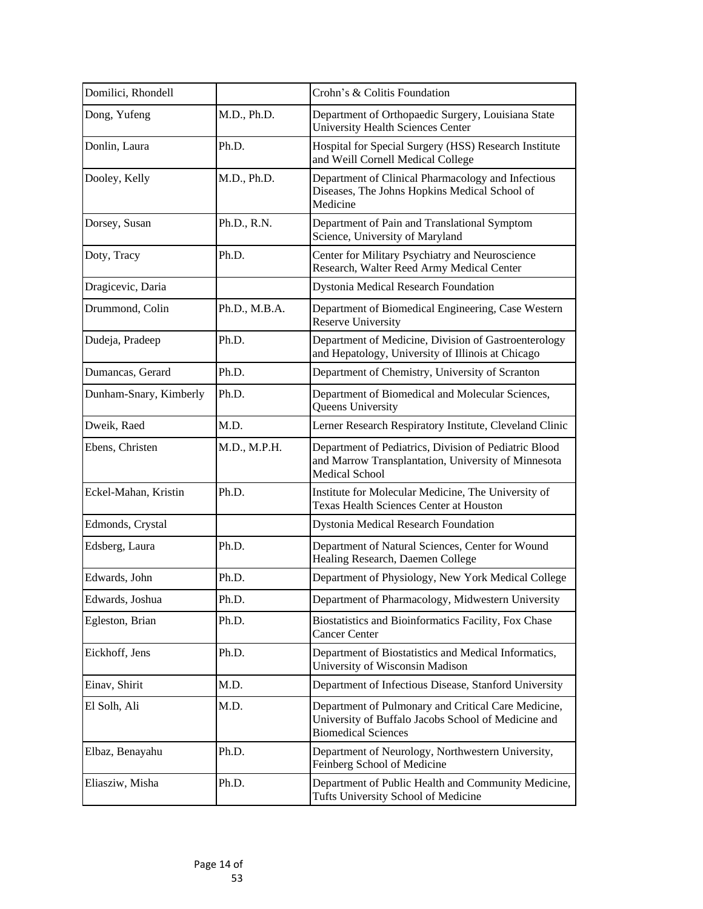| Domilici, Rhondell | | Crohn's & Colitis Foundation |
|---|---|---|
| Dong, Yufeng | M.D., Ph.D. | Department of Orthopaedic Surgery, Louisiana State University Health Sciences Center |
| Donlin, Laura | Ph.D. | Hospital for Special Surgery (HSS) Research Institute and Weill Cornell Medical College |
| Dooley, Kelly | M.D., Ph.D. | Department of Clinical Pharmacology and Infectious Diseases, The Johns Hopkins Medical School of Medicine |
| Dorsey, Susan | Ph.D., R.N. | Department of Pain and Translational Symptom Science, University of Maryland |
| Doty, Tracy | Ph.D. | Center for Military Psychiatry and Neuroscience Research, Walter Reed Army Medical Center |
| Dragicevic, Daria | | Dystonia Medical Research Foundation |
| Drummond, Colin | Ph.D., M.B.A. | Department of Biomedical Engineering, Case Western Reserve University |
| Dudeja, Pradeep | Ph.D. | Department of Medicine, Division of Gastroenterology and Hepatology, University of Illinois at Chicago |
| Dumancas, Gerard | Ph.D. | Department of Chemistry, University of Scranton |
| Dunham-Snary, Kimberly | Ph.D. | Department of Biomedical and Molecular Sciences, Queens University |
| Dweik, Raed | M.D. | Lerner Research Respiratory Institute, Cleveland Clinic |
| Ebens, Christen | M.D., M.P.H. | Department of Pediatrics, Division of Pediatric Blood and Marrow Transplantation, University of Minnesota Medical School |
| Eckel-Mahan, Kristin | Ph.D. | Institute for Molecular Medicine, The University of Texas Health Sciences Center at Houston |
| Edmonds, Crystal | | Dystonia Medical Research Foundation |
| Edsberg, Laura | Ph.D. | Department of Natural Sciences, Center for Wound Healing Research, Daemen College |
| Edwards, John | Ph.D. | Department of Physiology, New York Medical College |
| Edwards, Joshua | Ph.D. | Department of Pharmacology, Midwestern University |
| Egleston, Brian | Ph.D. | Biostatistics and Bioinformatics Facility, Fox Chase Cancer Center |
| Eickhoff, Jens | Ph.D. | Department of Biostatistics and Medical Informatics, University of Wisconsin Madison |
| Einav, Shirit | M.D. | Department of Infectious Disease, Stanford University |
| El Solh, Ali | M.D. | Department of Pulmonary and Critical Care Medicine, University of Buffalo Jacobs School of Medicine and Biomedical Sciences |
| Elbaz, Benayahu | Ph.D. | Department of Neurology, Northwestern University, Feinberg School of Medicine |
| Eliasziw, Misha | Ph.D. | Department of Public Health and Community Medicine, Tufts University School of Medicine |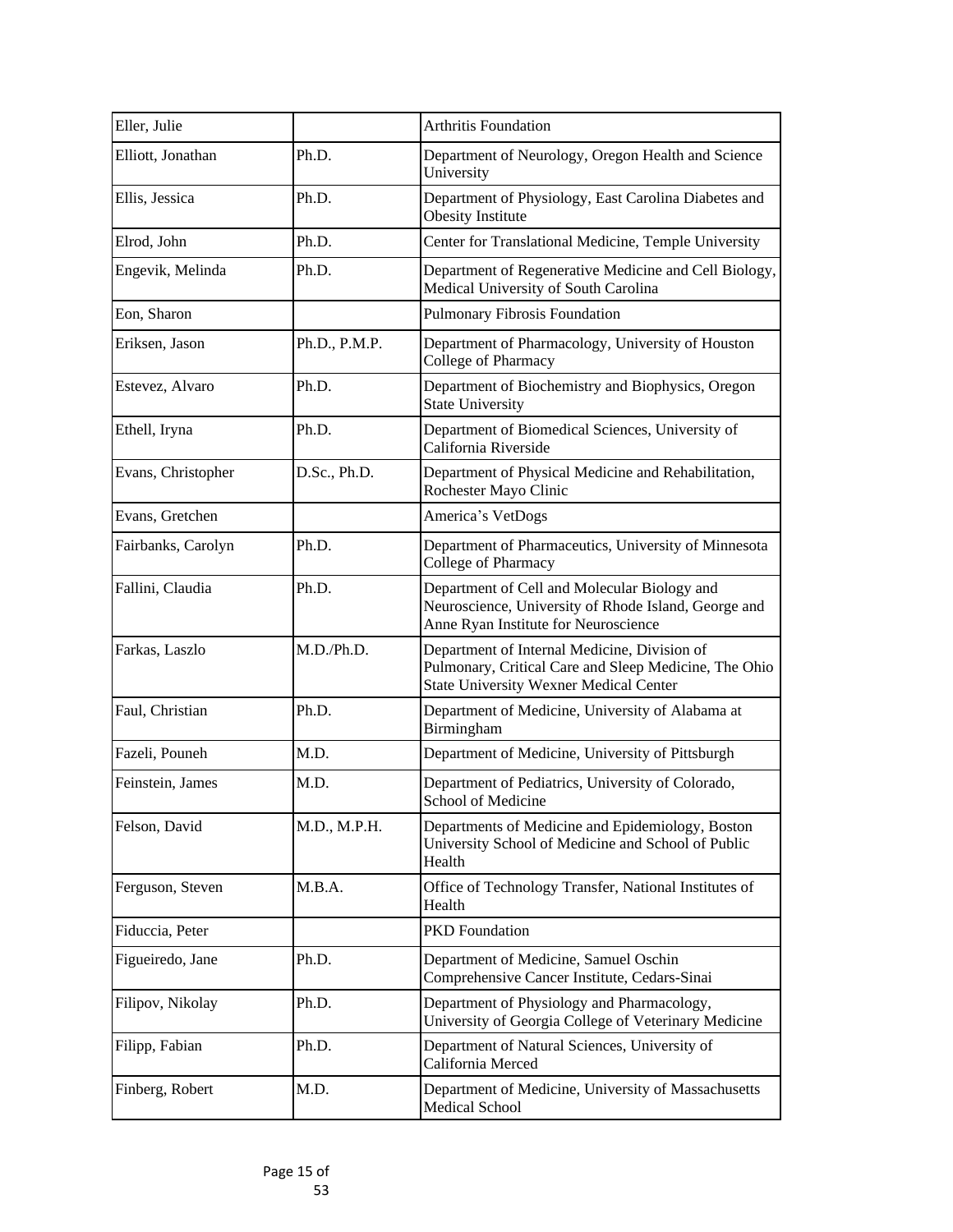| Eller, Julie | | Arthritis Foundation |
|---|---|---|
| Elliott, Jonathan | Ph.D. | Department of Neurology, Oregon Health and Science University |
| Ellis, Jessica | Ph.D. | Department of Physiology, East Carolina Diabetes and Obesity Institute |
| Elrod, John | Ph.D. | Center for Translational Medicine, Temple University |
| Engevik, Melinda | Ph.D. | Department of Regenerative Medicine and Cell Biology, Medical University of South Carolina |
| Eon, Sharon | | Pulmonary Fibrosis Foundation |
| Eriksen, Jason | Ph.D., P.M.P. | Department of Pharmacology, University of Houston College of Pharmacy |
| Estevez, Alvaro | Ph.D. | Department of Biochemistry and Biophysics, Oregon State University |
| Ethell, Iryna | Ph.D. | Department of Biomedical Sciences, University of California Riverside |
| Evans, Christopher | D.Sc., Ph.D. | Department of Physical Medicine and Rehabilitation, Rochester Mayo Clinic |
| Evans, Gretchen | | America's VetDogs |
| Fairbanks, Carolyn | Ph.D. | Department of Pharmaceutics, University of Minnesota College of Pharmacy |
| Fallini, Claudia | Ph.D. | Department of Cell and Molecular Biology and Neuroscience, University of Rhode Island, George and Anne Ryan Institute for Neuroscience |
| Farkas, Laszlo | M.D./Ph.D. | Department of Internal Medicine, Division of Pulmonary, Critical Care and Sleep Medicine, The Ohio State University Wexner Medical Center |
| Faul, Christian | Ph.D. | Department of Medicine, University of Alabama at Birmingham |
| Fazeli, Pouneh | M.D. | Department of Medicine, University of Pittsburgh |
| Feinstein, James | M.D. | Department of Pediatrics, University of Colorado, School of Medicine |
| Felson, David | M.D., M.P.H. | Departments of Medicine and Epidemiology, Boston University School of Medicine and School of Public Health |
| Ferguson, Steven | M.B.A. | Office of Technology Transfer, National Institutes of Health |
| Fiduccia, Peter | | PKD Foundation |
| Figueiredo, Jane | Ph.D. | Department of Medicine, Samuel Oschin Comprehensive Cancer Institute, Cedars-Sinai |
| Filipov, Nikolay | Ph.D. | Department of Physiology and Pharmacology, University of Georgia College of Veterinary Medicine |
| Filipp, Fabian | Ph.D. | Department of Natural Sciences, University of California Merced |
| Finberg, Robert | M.D. | Department of Medicine, University of Massachusetts Medical School |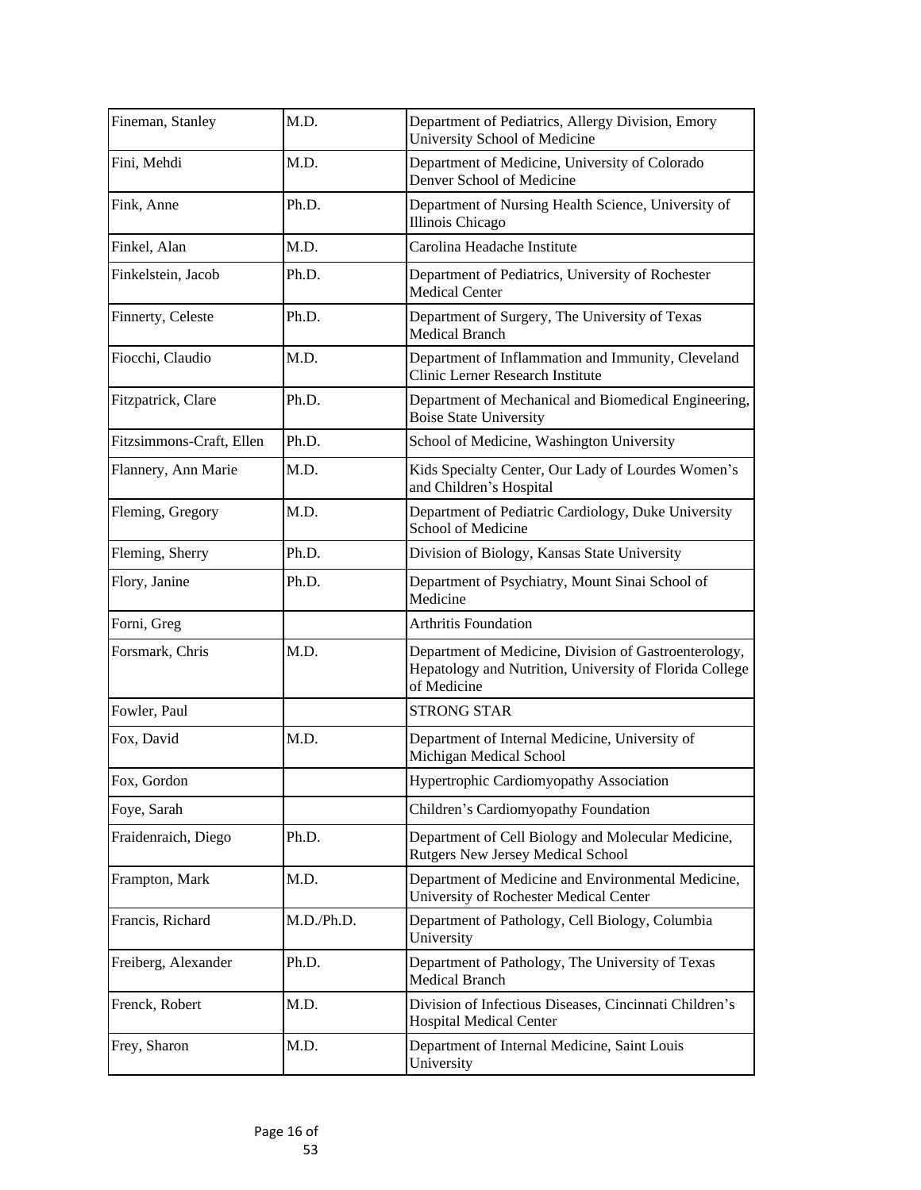| Fineman, Stanley | M.D. | Department of Pediatrics, Allergy Division, Emory University School of Medicine |
|---|---|---|
| Fini, Mehdi | M.D. | Department of Medicine, University of Colorado Denver School of Medicine |
| Fink, Anne | Ph.D. | Department of Nursing Health Science, University of Illinois Chicago |
| Finkel, Alan | M.D. | Carolina Headache Institute |
| Finkelstein, Jacob | Ph.D. | Department of Pediatrics, University of Rochester Medical Center |
| Finnerty, Celeste | Ph.D. | Department of Surgery, The University of Texas Medical Branch |
| Fiocchi, Claudio | M.D. | Department of Inflammation and Immunity, Cleveland Clinic Lerner Research Institute |
| Fitzpatrick, Clare | Ph.D. | Department of Mechanical and Biomedical Engineering, Boise State University |
| Fitzsimmons-Craft, Ellen | Ph.D. | School of Medicine, Washington University |
| Flannery, Ann Marie | M.D. | Kids Specialty Center, Our Lady of Lourdes Women's and Children's Hospital |
| Fleming, Gregory | M.D. | Department of Pediatric Cardiology, Duke University School of Medicine |
| Fleming, Sherry | Ph.D. | Division of Biology, Kansas State University |
| Flory, Janine | Ph.D. | Department of Psychiatry, Mount Sinai School of Medicine |
| Forni, Greg | | Arthritis Foundation |
| Forsmark, Chris | M.D. | Department of Medicine, Division of Gastroenterology, Hepatology and Nutrition, University of Florida College of Medicine |
| Fowler, Paul | | STRONG STAR |
| Fox, David | M.D. | Department of Internal Medicine, University of Michigan Medical School |
| Fox, Gordon | | Hypertrophic Cardiomyopathy Association |
| Foye, Sarah | | Children's Cardiomyopathy Foundation |
| Fraidenraich, Diego | Ph.D. | Department of Cell Biology and Molecular Medicine, Rutgers New Jersey Medical School |
| Frampton, Mark | M.D. | Department of Medicine and Environmental Medicine, University of Rochester Medical Center |
| Francis, Richard | M.D./Ph.D. | Department of Pathology, Cell Biology, Columbia University |
| Freiberg, Alexander | Ph.D. | Department of Pathology, The University of Texas Medical Branch |
| Frenck, Robert | M.D. | Division of Infectious Diseases, Cincinnati Children's Hospital Medical Center |
| Frey, Sharon | M.D. | Department of Internal Medicine, Saint Louis University |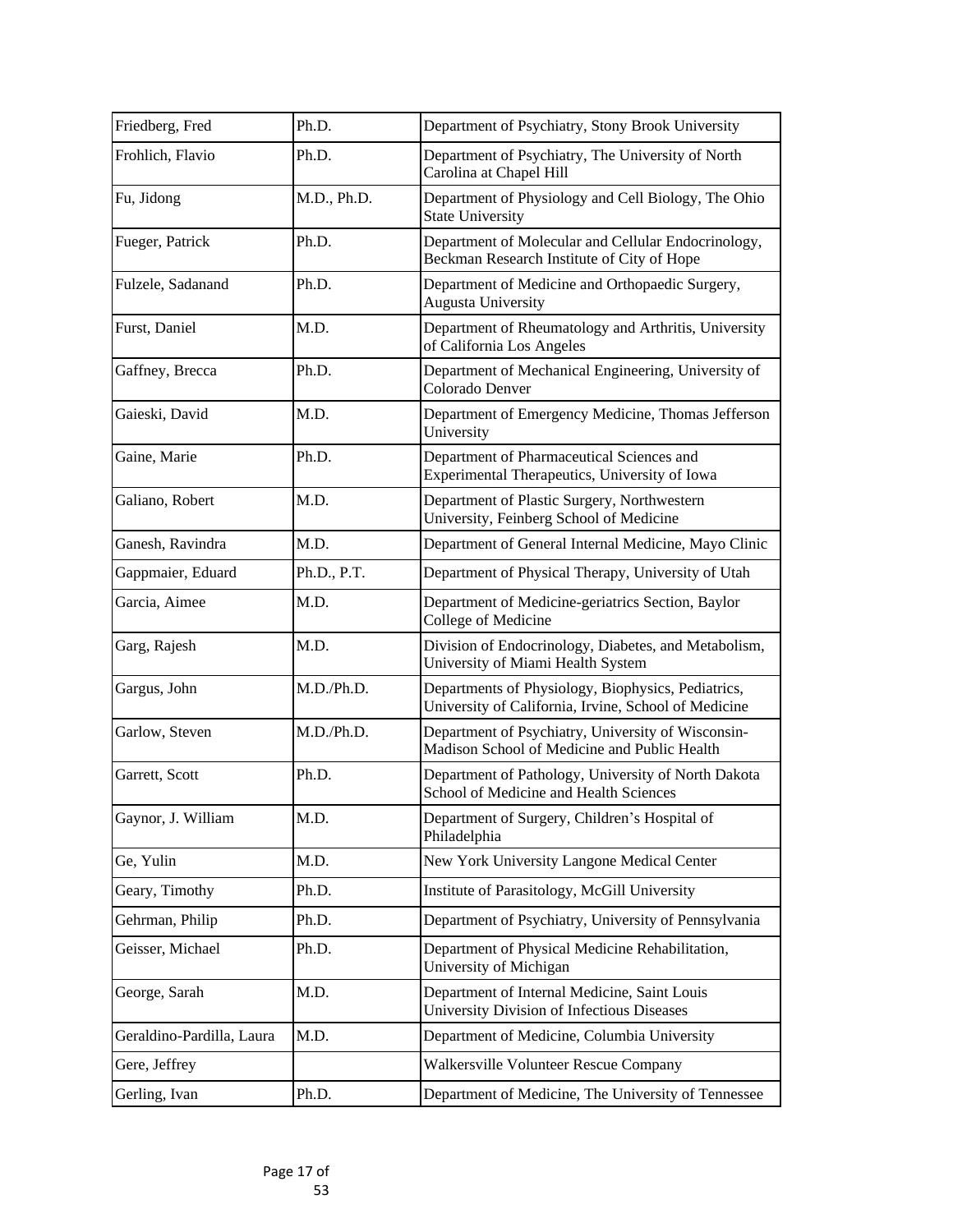| Friedberg, Fred | Ph.D. | Department of Psychiatry, Stony Brook University |
|---|---|---|
| Frohlich, Flavio | Ph.D. | Department of Psychiatry, The University of North Carolina at Chapel Hill |
| Fu, Jidong | M.D., Ph.D. | Department of Physiology and Cell Biology, The Ohio State University |
| Fueger, Patrick | Ph.D. | Department of Molecular and Cellular Endocrinology, Beckman Research Institute of City of Hope |
| Fulzele, Sadanand | Ph.D. | Department of Medicine and Orthopaedic Surgery, Augusta University |
| Furst, Daniel | M.D. | Department of Rheumatology and Arthritis, University of California Los Angeles |
| Gaffney, Brecca | Ph.D. | Department of Mechanical Engineering, University of Colorado Denver |
| Gaieski, David | M.D. | Department of Emergency Medicine, Thomas Jefferson University |
| Gaine, Marie | Ph.D. | Department of Pharmaceutical Sciences and Experimental Therapeutics, University of Iowa |
| Galiano, Robert | M.D. | Department of Plastic Surgery, Northwestern University, Feinberg School of Medicine |
| Ganesh, Ravindra | M.D. | Department of General Internal Medicine, Mayo Clinic |
| Gappmaier, Eduard | Ph.D., P.T. | Department of Physical Therapy, University of Utah |
| Garcia, Aimee | M.D. | Department of Medicine-geriatrics Section, Baylor College of Medicine |
| Garg, Rajesh | M.D. | Division of Endocrinology, Diabetes, and Metabolism, University of Miami Health System |
| Gargus, John | M.D./Ph.D. | Departments of Physiology, Biophysics, Pediatrics, University of California, Irvine, School of Medicine |
| Garlow, Steven | M.D./Ph.D. | Department of Psychiatry, University of Wisconsin-Madison School of Medicine and Public Health |
| Garrett, Scott | Ph.D. | Department of Pathology, University of North Dakota School of Medicine and Health Sciences |
| Gaynor, J. William | M.D. | Department of Surgery, Children's Hospital of Philadelphia |
| Ge, Yulin | M.D. | New York University Langone Medical Center |
| Geary, Timothy | Ph.D. | Institute of Parasitology, McGill University |
| Gehrman, Philip | Ph.D. | Department of Psychiatry, University of Pennsylvania |
| Geisser, Michael | Ph.D. | Department of Physical Medicine Rehabilitation, University of Michigan |
| George, Sarah | M.D. | Department of Internal Medicine, Saint Louis University Division of Infectious Diseases |
| Geraldino-Pardilla, Laura | M.D. | Department of Medicine, Columbia University |
| Gere, Jeffrey | | Walkersville Volunteer Rescue Company |
| Gerling, Ivan | Ph.D. | Department of Medicine, The University of Tennessee |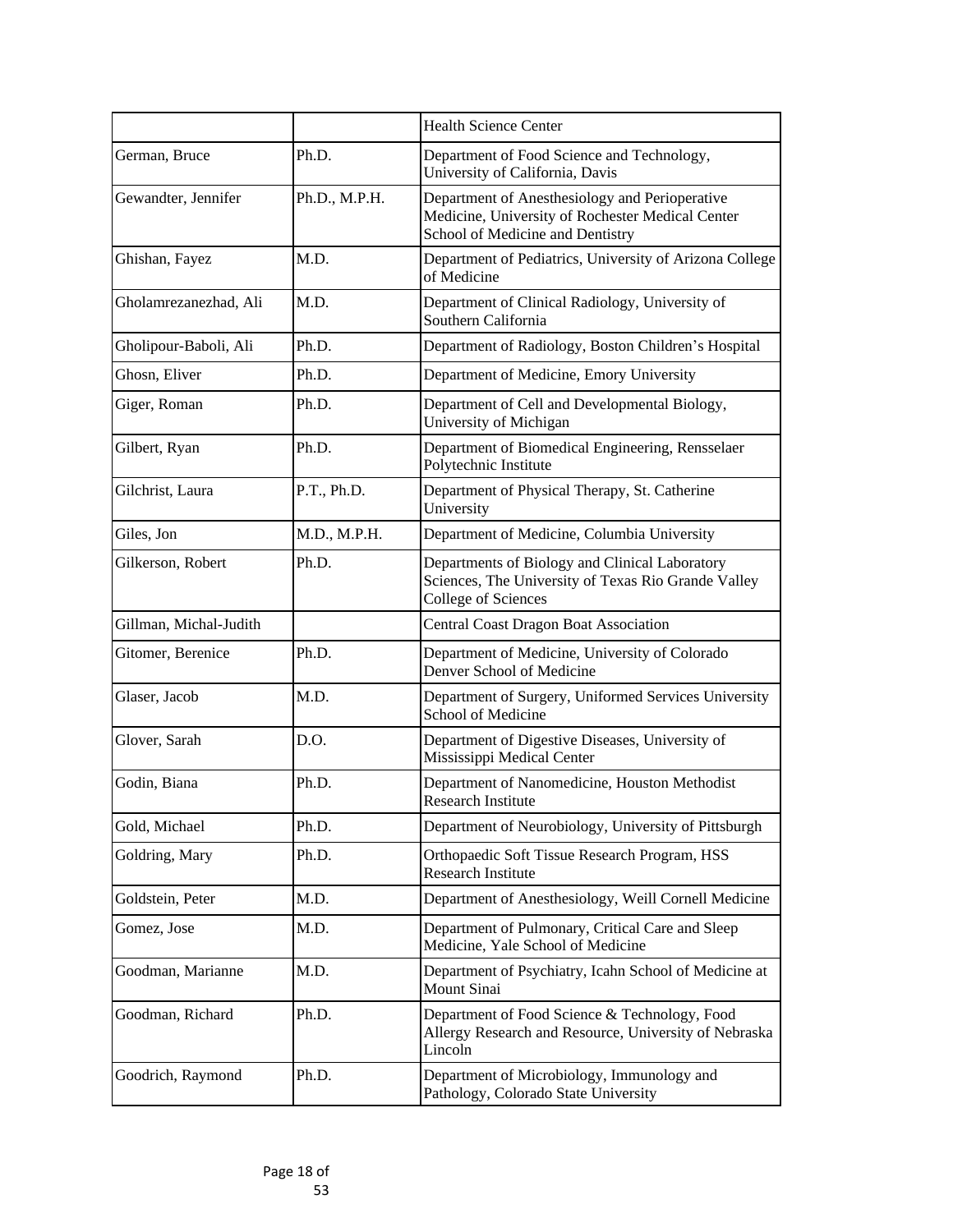| | | |
|---|---|---|
| | | Health Science Center |
| German, Bruce | Ph.D. | Department of Food Science and Technology, University of California, Davis |
| Gewandter, Jennifer | Ph.D., M.P.H. | Department of Anesthesiology and Perioperative Medicine, University of Rochester Medical Center School of Medicine and Dentistry |
| Ghishan, Fayez | M.D. | Department of Pediatrics, University of Arizona College of Medicine |
| Gholamrezanezhad, Ali | M.D. | Department of Clinical Radiology, University of Southern California |
| Gholipour-Baboli, Ali | Ph.D. | Department of Radiology, Boston Children's Hospital |
| Ghosn, Eliver | Ph.D. | Department of Medicine, Emory University |
| Giger, Roman | Ph.D. | Department of Cell and Developmental Biology, University of Michigan |
| Gilbert, Ryan | Ph.D. | Department of Biomedical Engineering, Rensselaer Polytechnic Institute |
| Gilchrist, Laura | P.T., Ph.D. | Department of Physical Therapy, St. Catherine University |
| Giles, Jon | M.D., M.P.H. | Department of Medicine, Columbia University |
| Gilkerson, Robert | Ph.D. | Departments of Biology and Clinical Laboratory Sciences, The University of Texas Rio Grande Valley College of Sciences |
| Gillman, Michal-Judith | | Central Coast Dragon Boat Association |
| Gitomer, Berenice | Ph.D. | Department of Medicine, University of Colorado Denver School of Medicine |
| Glaser, Jacob | M.D. | Department of Surgery, Uniformed Services University School of Medicine |
| Glover, Sarah | D.O. | Department of Digestive Diseases, University of Mississippi Medical Center |
| Godin, Biana | Ph.D. | Department of Nanomedicine, Houston Methodist Research Institute |
| Gold, Michael | Ph.D. | Department of Neurobiology, University of Pittsburgh |
| Goldring, Mary | Ph.D. | Orthopaedic Soft Tissue Research Program, HSS Research Institute |
| Goldstein, Peter | M.D. | Department of Anesthesiology, Weill Cornell Medicine |
| Gomez, Jose | M.D. | Department of Pulmonary, Critical Care and Sleep Medicine, Yale School of Medicine |
| Goodman, Marianne | M.D. | Department of Psychiatry, Icahn School of Medicine at Mount Sinai |
| Goodman, Richard | Ph.D. | Department of Food Science & Technology, Food Allergy Research and Resource, University of Nebraska Lincoln |
| Goodrich, Raymond | Ph.D. | Department of Microbiology, Immunology and Pathology, Colorado State University |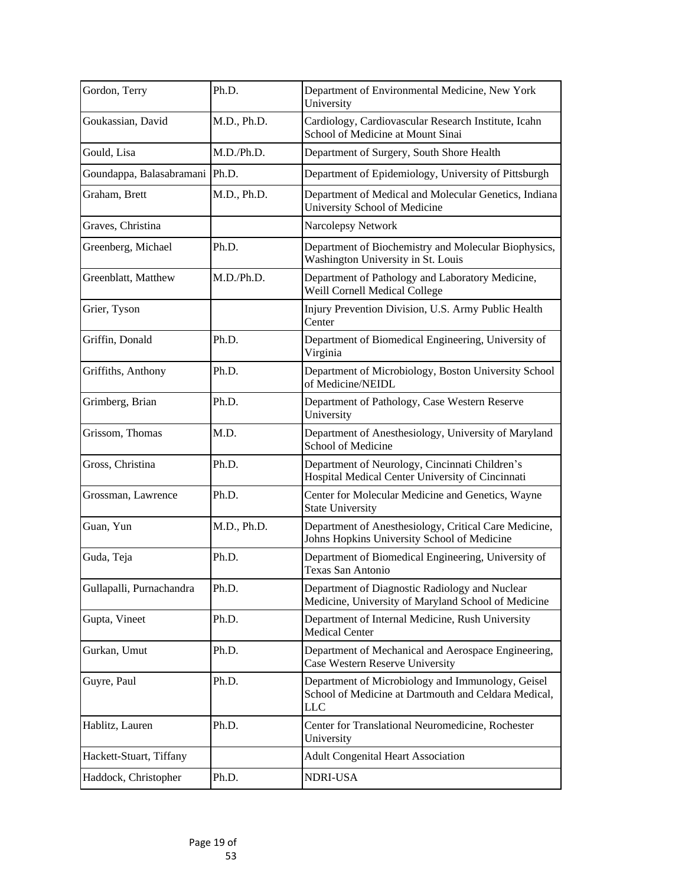| | | |
|---|---|---|
| Gordon, Terry | Ph.D. | Department of Environmental Medicine, New York University |
| Goukassian, David | M.D., Ph.D. | Cardiology, Cardiovascular Research Institute, Icahn School of Medicine at Mount Sinai |
| Gould, Lisa | M.D./Ph.D. | Department of Surgery, South Shore Health |
| Goundappa, Balasabramani | Ph.D. | Department of Epidemiology, University of Pittsburgh |
| Graham, Brett | M.D., Ph.D. | Department of Medical and Molecular Genetics, Indiana University School of Medicine |
| Graves, Christina | | Narcolepsy Network |
| Greenberg, Michael | Ph.D. | Department of Biochemistry and Molecular Biophysics, Washington University in St. Louis |
| Greenblatt, Matthew | M.D./Ph.D. | Department of Pathology and Laboratory Medicine, Weill Cornell Medical College |
| Grier, Tyson | | Injury Prevention Division, U.S. Army Public Health Center |
| Griffin, Donald | Ph.D. | Department of Biomedical Engineering, University of Virginia |
| Griffiths, Anthony | Ph.D. | Department of Microbiology, Boston University School of Medicine/NEIDL |
| Grimberg, Brian | Ph.D. | Department of Pathology, Case Western Reserve University |
| Grissom, Thomas | M.D. | Department of Anesthesiology, University of Maryland School of Medicine |
| Gross, Christina | Ph.D. | Department of Neurology, Cincinnati Children's Hospital Medical Center University of Cincinnati |
| Grossman, Lawrence | Ph.D. | Center for Molecular Medicine and Genetics, Wayne State University |
| Guan, Yun | M.D., Ph.D. | Department of Anesthesiology, Critical Care Medicine, Johns Hopkins University School of Medicine |
| Guda, Teja | Ph.D. | Department of Biomedical Engineering, University of Texas San Antonio |
| Gullapalli, Purnachandra | Ph.D. | Department of Diagnostic Radiology and Nuclear Medicine, University of Maryland School of Medicine |
| Gupta, Vineet | Ph.D. | Department of Internal Medicine, Rush University Medical Center |
| Gurkan, Umut | Ph.D. | Department of Mechanical and Aerospace Engineering, Case Western Reserve University |
| Guyre, Paul | Ph.D. | Department of Microbiology and Immunology, Geisel School of Medicine at Dartmouth and Celdara Medical, LLC |
| Hablitz, Lauren | Ph.D. | Center for Translational Neuromedicine, Rochester University |
| Hackett-Stuart, Tiffany | | Adult Congenital Heart Association |
| Haddock, Christopher | Ph.D. | NDRI-USA |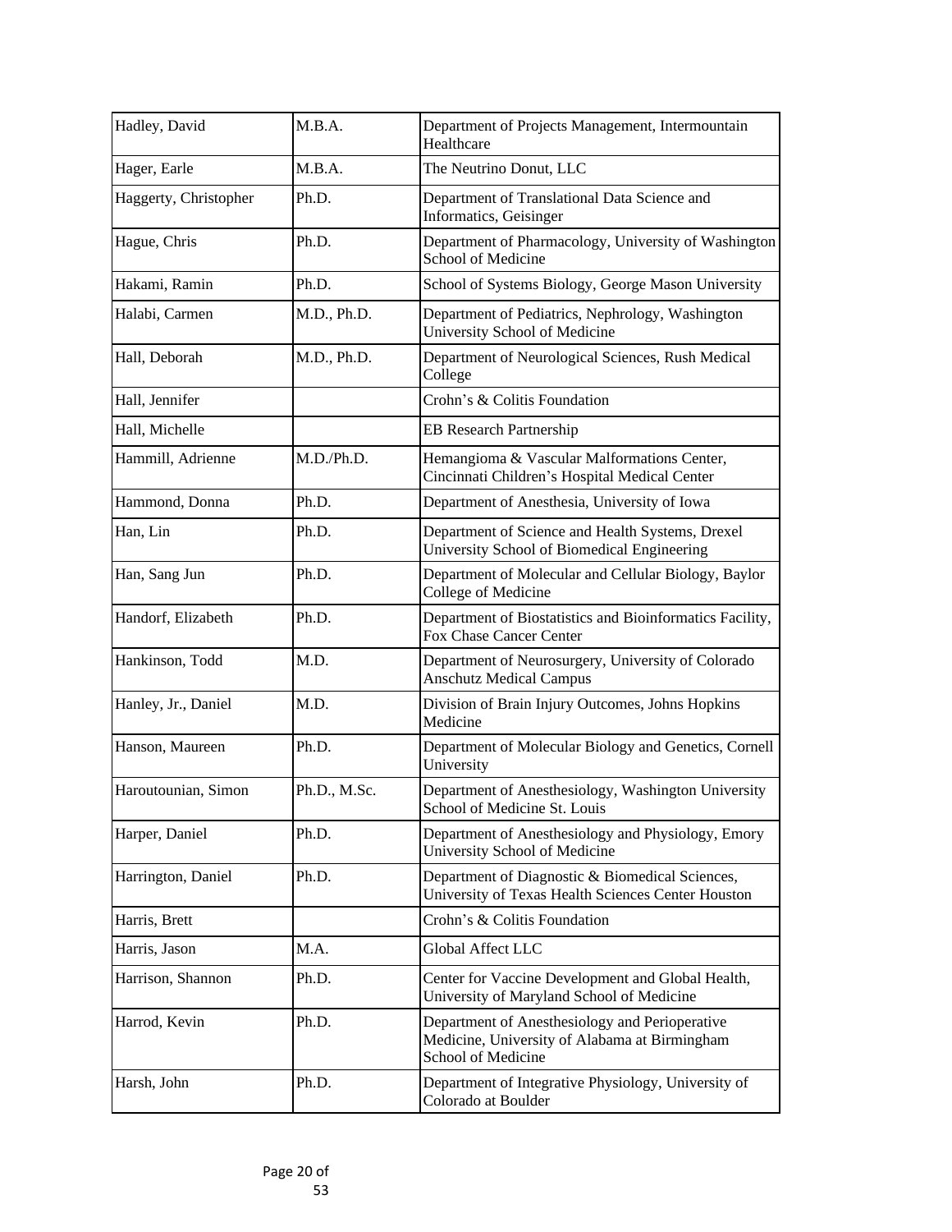| Hadley, David | M.B.A. | Department of Projects Management, Intermountain Healthcare |
|---|---|---|
| Hager, Earle | M.B.A. | The Neutrino Donut, LLC |
| Haggerty, Christopher | Ph.D. | Department of Translational Data Science and Informatics, Geisinger |
| Hague, Chris | Ph.D. | Department of Pharmacology, University of Washington School of Medicine |
| Hakami, Ramin | Ph.D. | School of Systems Biology, George Mason University |
| Halabi, Carmen | M.D., Ph.D. | Department of Pediatrics, Nephrology, Washington University School of Medicine |
| Hall, Deborah | M.D., Ph.D. | Department of Neurological Sciences, Rush Medical College |
| Hall, Jennifer | | Crohn's & Colitis Foundation |
| Hall, Michelle | | EB Research Partnership |
| Hammill, Adrienne | M.D./Ph.D. | Hemangioma & Vascular Malformations Center, Cincinnati Children's Hospital Medical Center |
| Hammond, Donna | Ph.D. | Department of Anesthesia, University of Iowa |
| Han, Lin | Ph.D. | Department of Science and Health Systems, Drexel University School of Biomedical Engineering |
| Han, Sang Jun | Ph.D. | Department of Molecular and Cellular Biology, Baylor College of Medicine |
| Handorf, Elizabeth | Ph.D. | Department of Biostatistics and Bioinformatics Facility, Fox Chase Cancer Center |
| Hankinson, Todd | M.D. | Department of Neurosurgery, University of Colorado Anschutz Medical Campus |
| Hanley, Jr., Daniel | M.D. | Division of Brain Injury Outcomes, Johns Hopkins Medicine |
| Hanson, Maureen | Ph.D. | Department of Molecular Biology and Genetics, Cornell University |
| Haroutounian, Simon | Ph.D., M.Sc. | Department of Anesthesiology, Washington University School of Medicine St. Louis |
| Harper, Daniel | Ph.D. | Department of Anesthesiology and Physiology, Emory University School of Medicine |
| Harrington, Daniel | Ph.D. | Department of Diagnostic & Biomedical Sciences, University of Texas Health Sciences Center Houston |
| Harris, Brett | | Crohn's & Colitis Foundation |
| Harris, Jason | M.A. | Global Affect LLC |
| Harrison, Shannon | Ph.D. | Center for Vaccine Development and Global Health, University of Maryland School of Medicine |
| Harrod, Kevin | Ph.D. | Department of Anesthesiology and Perioperative Medicine, University of Alabama at Birmingham School of Medicine |
| Harsh, John | Ph.D. | Department of Integrative Physiology, University of Colorado at Boulder |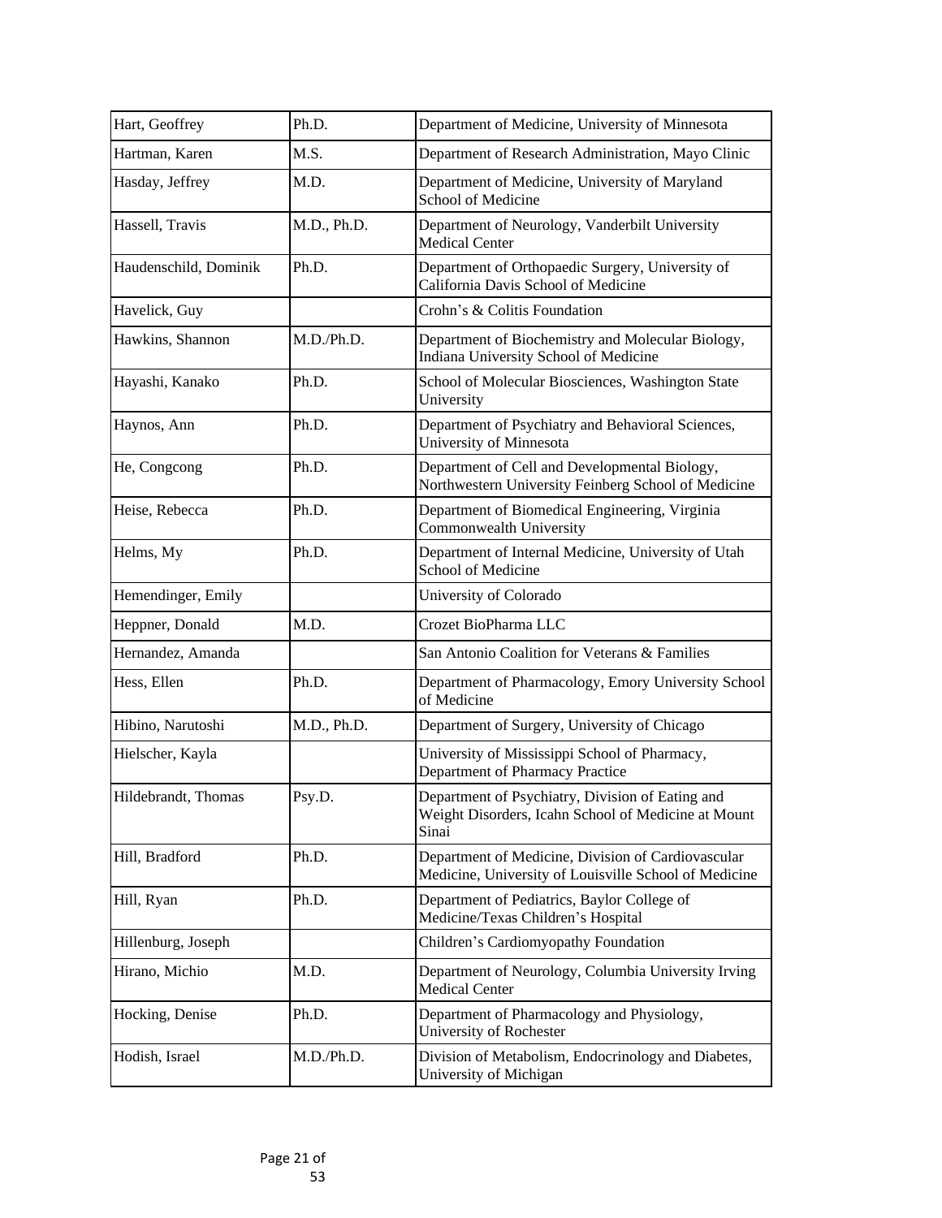| Hart, Geoffrey | Ph.D. | Department of Medicine, University of Minnesota |
|---|---|---|
| Hartman, Karen | M.S. | Department of Research Administration, Mayo Clinic |
| Hasday, Jeffrey | M.D. | Department of Medicine, University of Maryland School of Medicine |
| Hassell, Travis | M.D., Ph.D. | Department of Neurology, Vanderbilt University Medical Center |
| Haudenschild, Dominik | Ph.D. | Department of Orthopaedic Surgery, University of California Davis School of Medicine |
| Havelick, Guy | | Crohn’s & Colitis Foundation |
| Hawkins, Shannon | M.D./Ph.D. | Department of Biochemistry and Molecular Biology, Indiana University School of Medicine |
| Hayashi, Kanako | Ph.D. | School of Molecular Biosciences, Washington State University |
| Haynos, Ann | Ph.D. | Department of Psychiatry and Behavioral Sciences, University of Minnesota |
| He, Congcong | Ph.D. | Department of Cell and Developmental Biology, Northwestern University Feinberg School of Medicine |
| Heise, Rebecca | Ph.D. | Department of Biomedical Engineering, Virginia Commonwealth University |
| Helms, My | Ph.D. | Department of Internal Medicine, University of Utah School of Medicine |
| Hemendinger, Emily | | University of Colorado |
| Heppner, Donald | M.D. | Crozet BioPharma LLC |
| Hernandez, Amanda | | San Antonio Coalition for Veterans & Families |
| Hess, Ellen | Ph.D. | Department of Pharmacology, Emory University School of Medicine |
| Hibino, Narutoshi | M.D., Ph.D. | Department of Surgery, University of Chicago |
| Hielscher, Kayla | | University of Mississippi School of Pharmacy, Department of Pharmacy Practice |
| Hildebrandt, Thomas | Psy.D. | Department of Psychiatry, Division of Eating and Weight Disorders, Icahn School of Medicine at Mount Sinai |
| Hill, Bradford | Ph.D. | Department of Medicine, Division of Cardiovascular Medicine, University of Louisville School of Medicine |
| Hill, Ryan | Ph.D. | Department of Pediatrics, Baylor College of Medicine/Texas Children’s Hospital |
| Hillenburg, Joseph | | Children’s Cardiomyopathy Foundation |
| Hirano, Michio | M.D. | Department of Neurology, Columbia University Irving Medical Center |
| Hocking, Denise | Ph.D. | Department of Pharmacology and Physiology, University of Rochester |
| Hodish, Israel | M.D./Ph.D. | Division of Metabolism, Endocrinology and Diabetes, University of Michigan |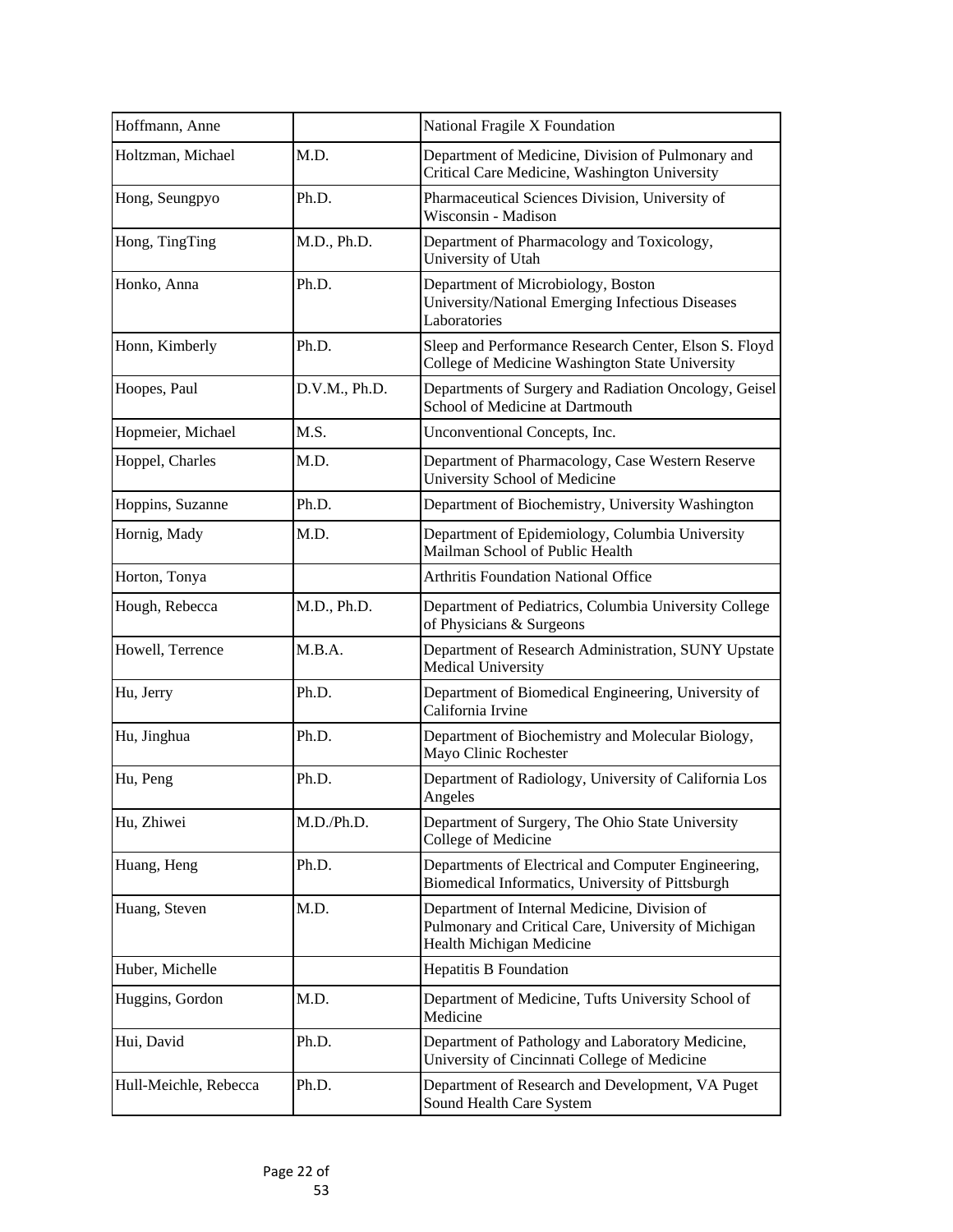| Hoffmann, Anne | | National Fragile X Foundation |
|---|---|---|
| Holtzman, Michael | M.D. | Department of Medicine, Division of Pulmonary and Critical Care Medicine, Washington University |
| Hong, Seungpyo | Ph.D. | Pharmaceutical Sciences Division, University of Wisconsin - Madison |
| Hong, TingTing | M.D., Ph.D. | Department of Pharmacology and Toxicology, University of Utah |
| Honko, Anna | Ph.D. | Department of Microbiology, Boston University/National Emerging Infectious Diseases Laboratories |
| Honn, Kimberly | Ph.D. | Sleep and Performance Research Center, Elson S. Floyd College of Medicine Washington State University |
| Hoopes, Paul | D.V.M., Ph.D. | Departments of Surgery and Radiation Oncology, Geisel School of Medicine at Dartmouth |
| Hopmeier, Michael | M.S. | Unconventional Concepts, Inc. |
| Hoppel, Charles | M.D. | Department of Pharmacology, Case Western Reserve University School of Medicine |
| Hoppins, Suzanne | Ph.D. | Department of Biochemistry, University Washington |
| Hornig, Mady | M.D. | Department of Epidemiology, Columbia University Mailman School of Public Health |
| Horton, Tonya | | Arthritis Foundation National Office |
| Hough, Rebecca | M.D., Ph.D. | Department of Pediatrics, Columbia University College of Physicians & Surgeons |
| Howell, Terrence | M.B.A. | Department of Research Administration, SUNY Upstate Medical University |
| Hu, Jerry | Ph.D. | Department of Biomedical Engineering, University of California Irvine |
| Hu, Jinghua | Ph.D. | Department of Biochemistry and Molecular Biology, Mayo Clinic Rochester |
| Hu, Peng | Ph.D. | Department of Radiology, University of California Los Angeles |
| Hu, Zhiwei | M.D./Ph.D. | Department of Surgery, The Ohio State University College of Medicine |
| Huang, Heng | Ph.D. | Departments of Electrical and Computer Engineering, Biomedical Informatics, University of Pittsburgh |
| Huang, Steven | M.D. | Department of Internal Medicine, Division of Pulmonary and Critical Care, University of Michigan Health Michigan Medicine |
| Huber, Michelle | | Hepatitis B Foundation |
| Huggins, Gordon | M.D. | Department of Medicine, Tufts University School of Medicine |
| Hui, David | Ph.D. | Department of Pathology and Laboratory Medicine, University of Cincinnati College of Medicine |
| Hull-Meichle, Rebecca | Ph.D. | Department of Research and Development, VA Puget Sound Health Care System |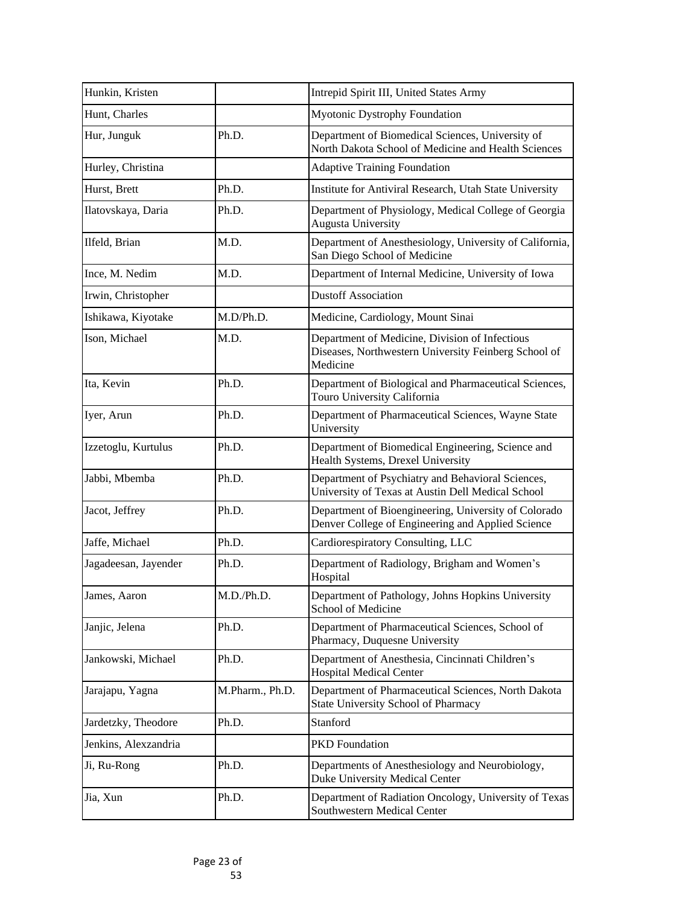| | | |
|---|---|---|
| Hunkin, Kristen | | Intrepid Spirit III, United States Army |
| Hunt, Charles | | Myotonic Dystrophy Foundation |
| Hur, Junguk | Ph.D. | Department of Biomedical Sciences, University of North Dakota School of Medicine and Health Sciences |
| Hurley, Christina | | Adaptive Training Foundation |
| Hurst, Brett | Ph.D. | Institute for Antiviral Research, Utah State University |
| Ilatovskaya, Daria | Ph.D. | Department of Physiology, Medical College of Georgia Augusta University |
| Ilfeld, Brian | M.D. | Department of Anesthesiology, University of California, San Diego School of Medicine |
| Ince, M. Nedim | M.D. | Department of Internal Medicine, University of Iowa |
| Irwin, Christopher | | Dustoff Association |
| Ishikawa, Kiyotake | M.D/Ph.D. | Medicine, Cardiology, Mount Sinai |
| Ison, Michael | M.D. | Department of Medicine, Division of Infectious Diseases, Northwestern University Feinberg School of Medicine |
| Ita, Kevin | Ph.D. | Department of Biological and Pharmaceutical Sciences, Touro University California |
| Iyer, Arun | Ph.D. | Department of Pharmaceutical Sciences, Wayne State University |
| Izzetoglu, Kurtulus | Ph.D. | Department of Biomedical Engineering, Science and Health Systems, Drexel University |
| Jabbi, Mbemba | Ph.D. | Department of Psychiatry and Behavioral Sciences, University of Texas at Austin Dell Medical School |
| Jacot, Jeffrey | Ph.D. | Department of Bioengineering, University of Colorado Denver College of Engineering and Applied Science |
| Jaffe, Michael | Ph.D. | Cardiorespiratory Consulting, LLC |
| Jagadeesan, Jayender | Ph.D. | Department of Radiology, Brigham and Women's Hospital |
| James, Aaron | M.D./Ph.D. | Department of Pathology, Johns Hopkins University School of Medicine |
| Janjic, Jelena | Ph.D. | Department of Pharmaceutical Sciences, School of Pharmacy, Duquesne University |
| Jankowski, Michael | Ph.D. | Department of Anesthesia, Cincinnati Children's Hospital Medical Center |
| Jarajapu, Yagna | M.Pharm., Ph.D. | Department of Pharmaceutical Sciences, North Dakota State University School of Pharmacy |
| Jardetzky, Theodore | Ph.D. | Stanford |
| Jenkins, Alexzandria | | PKD Foundation |
| Ji, Ru-Rong | Ph.D. | Departments of Anesthesiology and Neurobiology, Duke University Medical Center |
| Jia, Xun | Ph.D. | Department of Radiation Oncology, University of Texas Southwestern Medical Center |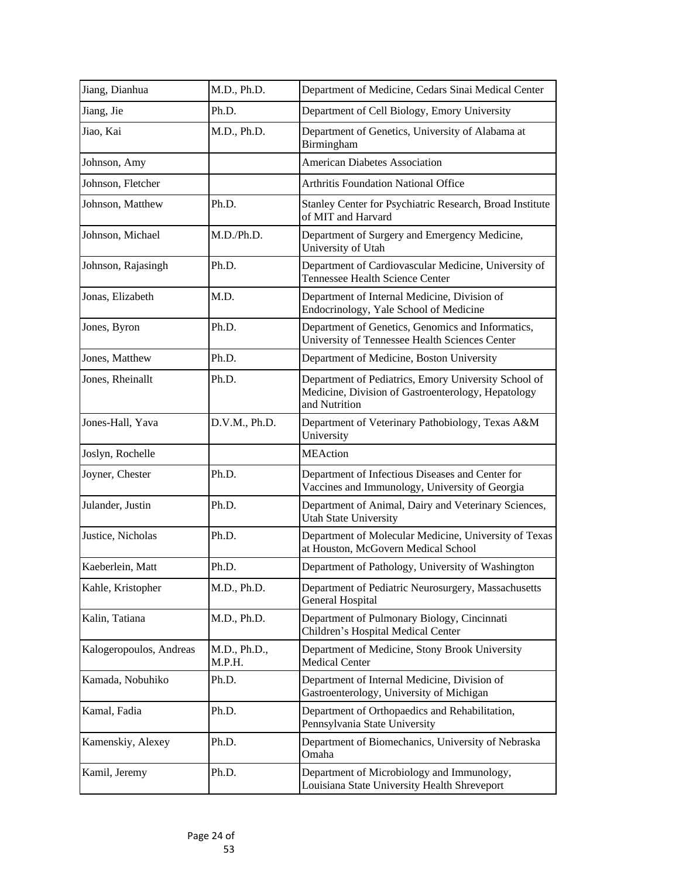| Jiang, Dianhua | M.D., Ph.D. | Department of Medicine, Cedars Sinai Medical Center |
|---|---|---|
| Jiang, Jie | Ph.D. | Department of Cell Biology, Emory University |
| Jiao, Kai | M.D., Ph.D. | Department of Genetics, University of Alabama at Birmingham |
| Johnson, Amy | | American Diabetes Association |
| Johnson, Fletcher | | Arthritis Foundation National Office |
| Johnson, Matthew | Ph.D. | Stanley Center for Psychiatric Research, Broad Institute of MIT and Harvard |
| Johnson, Michael | M.D./Ph.D. | Department of Surgery and Emergency Medicine, University of Utah |
| Johnson, Rajasingh | Ph.D. | Department of Cardiovascular Medicine, University of Tennessee Health Science Center |
| Jonas, Elizabeth | M.D. | Department of Internal Medicine, Division of Endocrinology, Yale School of Medicine |
| Jones, Byron | Ph.D. | Department of Genetics, Genomics and Informatics, University of Tennessee Health Sciences Center |
| Jones, Matthew | Ph.D. | Department of Medicine, Boston University |
| Jones, Rheinallt | Ph.D. | Department of Pediatrics, Emory University School of Medicine, Division of Gastroenterology, Hepatology and Nutrition |
| Jones-Hall, Yava | D.V.M., Ph.D. | Department of Veterinary Pathobiology, Texas A&M University |
| Joslyn, Rochelle | | MEAction |
| Joyner, Chester | Ph.D. | Department of Infectious Diseases and Center for Vaccines and Immunology, University of Georgia |
| Julander, Justin | Ph.D. | Department of Animal, Dairy and Veterinary Sciences, Utah State University |
| Justice, Nicholas | Ph.D. | Department of Molecular Medicine, University of Texas at Houston, McGovern Medical School |
| Kaeberlein, Matt | Ph.D. | Department of Pathology, University of Washington |
| Kahle, Kristopher | M.D., Ph.D. | Department of Pediatric Neurosurgery, Massachusetts General Hospital |
| Kalin, Tatiana | M.D., Ph.D. | Department of Pulmonary Biology, Cincinnati Children's Hospital Medical Center |
| Kalogeropoulos, Andreas | M.D., Ph.D., M.P.H. | Department of Medicine, Stony Brook University Medical Center |
| Kamada, Nobuhiko | Ph.D. | Department of Internal Medicine, Division of Gastroenterology, University of Michigan |
| Kamal, Fadia | Ph.D. | Department of Orthopaedics and Rehabilitation, Pennsylvania State University |
| Kamenskiy, Alexey | Ph.D. | Department of Biomechanics, University of Nebraska Omaha |
| Kamil, Jeremy | Ph.D. | Department of Microbiology and Immunology, Louisiana State University Health Shreveport |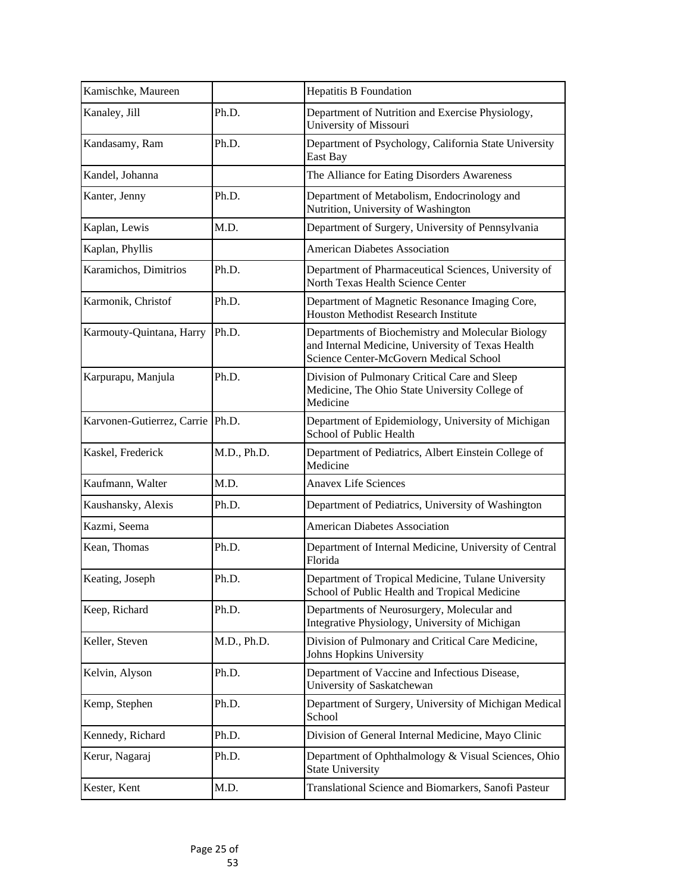| Kamischke, Maureen | | Hepatitis B Foundation |
|---|---|---|
| Kanaley, Jill | Ph.D. | Department of Nutrition and Exercise Physiology, University of Missouri |
| Kandasamy, Ram | Ph.D. | Department of Psychology, California State University East Bay |
| Kandel, Johanna | | The Alliance for Eating Disorders Awareness |
| Kanter, Jenny | Ph.D. | Department of Metabolism, Endocrinology and Nutrition, University of Washington |
| Kaplan, Lewis | M.D. | Department of Surgery, University of Pennsylvania |
| Kaplan, Phyllis | | American Diabetes Association |
| Karamichos, Dimitrios | Ph.D. | Department of Pharmaceutical Sciences, University of North Texas Health Science Center |
| Karmonik, Christof | Ph.D. | Department of Magnetic Resonance Imaging Core, Houston Methodist Research Institute |
| Karmouty-Quintana, Harry | Ph.D. | Departments of Biochemistry and Molecular Biology and Internal Medicine, University of Texas Health Science Center-McGovern Medical School |
| Karpurapu, Manjula | Ph.D. | Division of Pulmonary Critical Care and Sleep Medicine, The Ohio State University College of Medicine |
| Karvonen-Gutierrez, Carrie | Ph.D. | Department of Epidemiology, University of Michigan School of Public Health |
| Kaskel, Frederick | M.D., Ph.D. | Department of Pediatrics, Albert Einstein College of Medicine |
| Kaufmann, Walter | M.D. | Anavex Life Sciences |
| Kaushansky, Alexis | Ph.D. | Department of Pediatrics, University of Washington |
| Kazmi, Seema | | American Diabetes Association |
| Kean, Thomas | Ph.D. | Department of Internal Medicine, University of Central Florida |
| Keating, Joseph | Ph.D. | Department of Tropical Medicine, Tulane University School of Public Health and Tropical Medicine |
| Keep, Richard | Ph.D. | Departments of Neurosurgery, Molecular and Integrative Physiology, University of Michigan |
| Keller, Steven | M.D., Ph.D. | Division of Pulmonary and Critical Care Medicine, Johns Hopkins University |
| Kelvin, Alyson | Ph.D. | Department of Vaccine and Infectious Disease, University of Saskatchewan |
| Kemp, Stephen | Ph.D. | Department of Surgery, University of Michigan Medical School |
| Kennedy, Richard | Ph.D. | Division of General Internal Medicine, Mayo Clinic |
| Kerur, Nagaraj | Ph.D. | Department of Ophthalmology & Visual Sciences, Ohio State University |
| Kester, Kent | M.D. | Translational Science and Biomarkers, Sanofi Pasteur |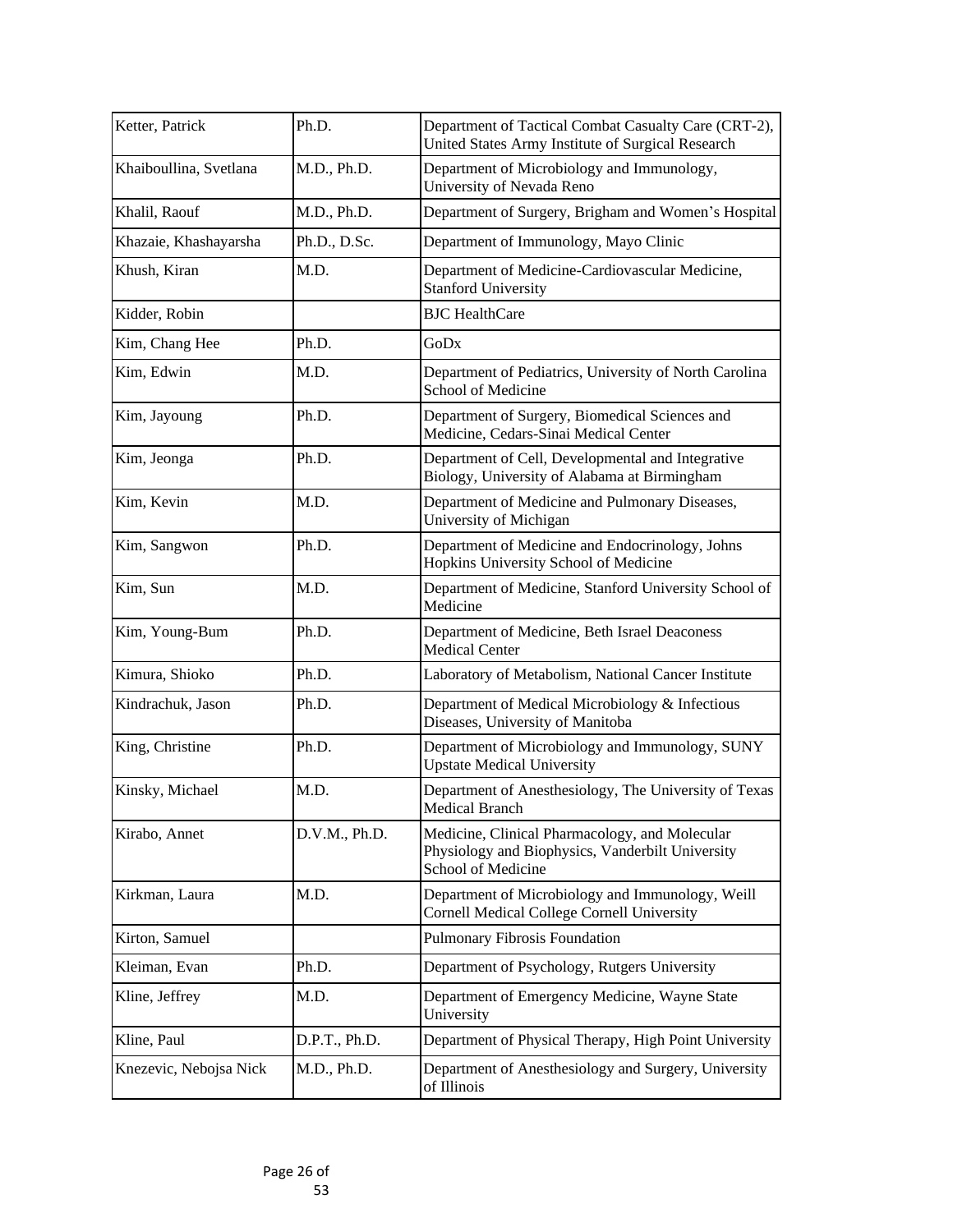| Ketter, Patrick | Ph.D. | Department of Tactical Combat Casualty Care (CRT-2), United States Army Institute of Surgical Research |
|---|---|---|
| Khaiboullina, Svetlana | M.D., Ph.D. | Department of Microbiology and Immunology, University of Nevada Reno |
| Khalil, Raouf | M.D., Ph.D. | Department of Surgery, Brigham and Women's Hospital |
| Khazaie, Khashayarsha | Ph.D., D.Sc. | Department of Immunology, Mayo Clinic |
| Khush, Kiran | M.D. | Department of Medicine-Cardiovascular Medicine, Stanford University |
| Kidder, Robin | | BJC HealthCare |
| Kim, Chang Hee | Ph.D. | GoDx |
| Kim, Edwin | M.D. | Department of Pediatrics, University of North Carolina School of Medicine |
| Kim, Jayoung | Ph.D. | Department of Surgery, Biomedical Sciences and Medicine, Cedars-Sinai Medical Center |
| Kim, Jeonga | Ph.D. | Department of Cell, Developmental and Integrative Biology, University of Alabama at Birmingham |
| Kim, Kevin | M.D. | Department of Medicine and Pulmonary Diseases, University of Michigan |
| Kim, Sangwon | Ph.D. | Department of Medicine and Endocrinology, Johns Hopkins University School of Medicine |
| Kim, Sun | M.D. | Department of Medicine, Stanford University School of Medicine |
| Kim, Young-Bum | Ph.D. | Department of Medicine, Beth Israel Deaconess Medical Center |
| Kimura, Shioko | Ph.D. | Laboratory of Metabolism, National Cancer Institute |
| Kindrachuk, Jason | Ph.D. | Department of Medical Microbiology & Infectious Diseases, University of Manitoba |
| King, Christine | Ph.D. | Department of Microbiology and Immunology, SUNY Upstate Medical University |
| Kinsky, Michael | M.D. | Department of Anesthesiology, The University of Texas Medical Branch |
| Kirabo, Annet | D.V.M., Ph.D. | Medicine, Clinical Pharmacology, and Molecular Physiology and Biophysics, Vanderbilt University School of Medicine |
| Kirkman, Laura | M.D. | Department of Microbiology and Immunology, Weill Cornell Medical College Cornell University |
| Kirton, Samuel | | Pulmonary Fibrosis Foundation |
| Kleiman, Evan | Ph.D. | Department of Psychology, Rutgers University |
| Kline, Jeffrey | M.D. | Department of Emergency Medicine, Wayne State University |
| Kline, Paul | D.P.T., Ph.D. | Department of Physical Therapy, High Point University |
| Knezevic, Nebojsa Nick | M.D., Ph.D. | Department of Anesthesiology and Surgery, University of Illinois |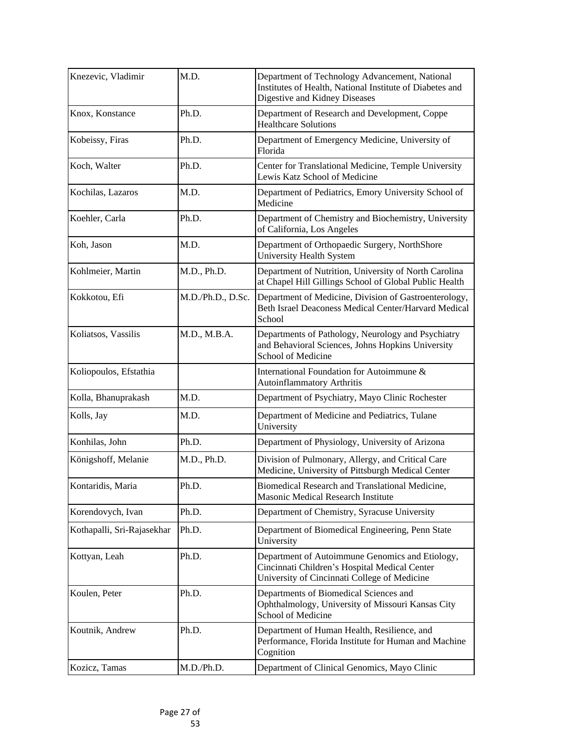| | | |
|---|---|---|
| Knezevic, Vladimir | M.D. | Department of Technology Advancement, National Institutes of Health, National Institute of Diabetes and Digestive and Kidney Diseases |
| Knox, Konstance | Ph.D. | Department of Research and Development, Coppe Healthcare Solutions |
| Kobeissy, Firas | Ph.D. | Department of Emergency Medicine, University of Florida |
| Koch, Walter | Ph.D. | Center for Translational Medicine, Temple University Lewis Katz School of Medicine |
| Kochilas, Lazaros | M.D. | Department of Pediatrics, Emory University School of Medicine |
| Koehler, Carla | Ph.D. | Department of Chemistry and Biochemistry, University of California, Los Angeles |
| Koh, Jason | M.D. | Department of Orthopaedic Surgery, NorthShore University Health System |
| Kohlmeier, Martin | M.D., Ph.D. | Department of Nutrition, University of North Carolina at Chapel Hill Gillings School of Global Public Health |
| Kokkotou, Efi | M.D./Ph.D., D.Sc. | Department of Medicine, Division of Gastroenterology, Beth Israel Deaconess Medical Center/Harvard Medical School |
| Koliatsos, Vassilis | M.D., M.B.A. | Departments of Pathology, Neurology and Psychiatry and Behavioral Sciences, Johns Hopkins University School of Medicine |
| Koliopoulos, Efstathia | | International Foundation for Autoimmune & Autoinflammatory Arthritis |
| Kolla, Bhanuprakash | M.D. | Department of Psychiatry, Mayo Clinic Rochester |
| Kolls, Jay | M.D. | Department of Medicine and Pediatrics, Tulane University |
| Konhilas, John | Ph.D. | Department of Physiology, University of Arizona |
| Königshoff, Melanie | M.D., Ph.D. | Division of Pulmonary, Allergy, and Critical Care Medicine, University of Pittsburgh Medical Center |
| Kontaridis, Maria | Ph.D. | Biomedical Research and Translational Medicine, Masonic Medical Research Institute |
| Korendovych, Ivan | Ph.D. | Department of Chemistry, Syracuse University |
| Kothapalli, Sri-Rajasekhar | Ph.D. | Department of Biomedical Engineering, Penn State University |
| Kottyan, Leah | Ph.D. | Department of Autoimmune Genomics and Etiology, Cincinnati Children's Hospital Medical Center University of Cincinnati College of Medicine |
| Koulen, Peter | Ph.D. | Departments of Biomedical Sciences and Ophthalmology, University of Missouri Kansas City School of Medicine |
| Koutnik, Andrew | Ph.D. | Department of Human Health, Resilience, and Performance, Florida Institute for Human and Machine Cognition |
| Kozicz, Tamas | M.D./Ph.D. | Department of Clinical Genomics, Mayo Clinic |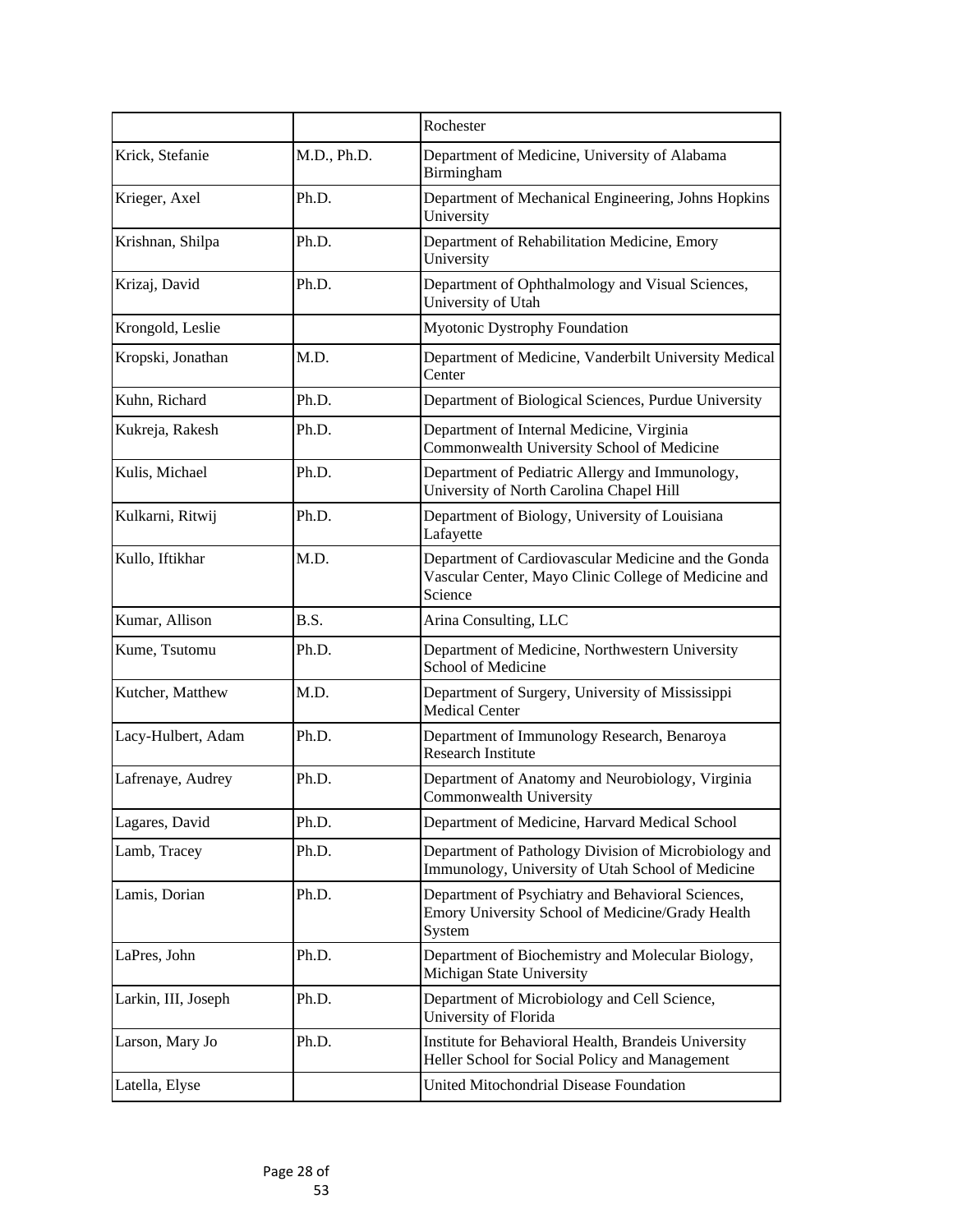| | | |
|---|---|---|
| | | Rochester |
| Krick, Stefanie | M.D., Ph.D. | Department of Medicine, University of Alabama Birmingham |
| Krieger, Axel | Ph.D. | Department of Mechanical Engineering, Johns Hopkins University |
| Krishnan, Shilpa | Ph.D. | Department of Rehabilitation Medicine, Emory University |
| Krizaj, David | Ph.D. | Department of Ophthalmology and Visual Sciences, University of Utah |
| Krongold, Leslie | | Myotonic Dystrophy Foundation |
| Kropski, Jonathan | M.D. | Department of Medicine, Vanderbilt University Medical Center |
| Kuhn, Richard | Ph.D. | Department of Biological Sciences, Purdue University |
| Kukreja, Rakesh | Ph.D. | Department of Internal Medicine, Virginia Commonwealth University School of Medicine |
| Kulis, Michael | Ph.D. | Department of Pediatric Allergy and Immunology, University of North Carolina Chapel Hill |
| Kulkarni, Ritwij | Ph.D. | Department of Biology, University of Louisiana Lafayette |
| Kullo, Iftikhar | M.D. | Department of Cardiovascular Medicine and the Gonda Vascular Center, Mayo Clinic College of Medicine and Science |
| Kumar, Allison | B.S. | Arina Consulting, LLC |
| Kume, Tsutomu | Ph.D. | Department of Medicine, Northwestern University School of Medicine |
| Kutcher, Matthew | M.D. | Department of Surgery, University of Mississippi Medical Center |
| Lacy-Hulbert, Adam | Ph.D. | Department of Immunology Research, Benaroya Research Institute |
| Lafrenaye, Audrey | Ph.D. | Department of Anatomy and Neurobiology, Virginia Commonwealth University |
| Lagares, David | Ph.D. | Department of Medicine, Harvard Medical School |
| Lamb, Tracey | Ph.D. | Department of Pathology Division of Microbiology and Immunology, University of Utah School of Medicine |
| Lamis, Dorian | Ph.D. | Department of Psychiatry and Behavioral Sciences, Emory University School of Medicine/Grady Health System |
| LaPres, John | Ph.D. | Department of Biochemistry and Molecular Biology, Michigan State University |
| Larkin, III, Joseph | Ph.D. | Department of Microbiology and Cell Science, University of Florida |
| Larson, Mary Jo | Ph.D. | Institute for Behavioral Health, Brandeis University Heller School for Social Policy and Management |
| Latella, Elyse | | United Mitochondrial Disease Foundation |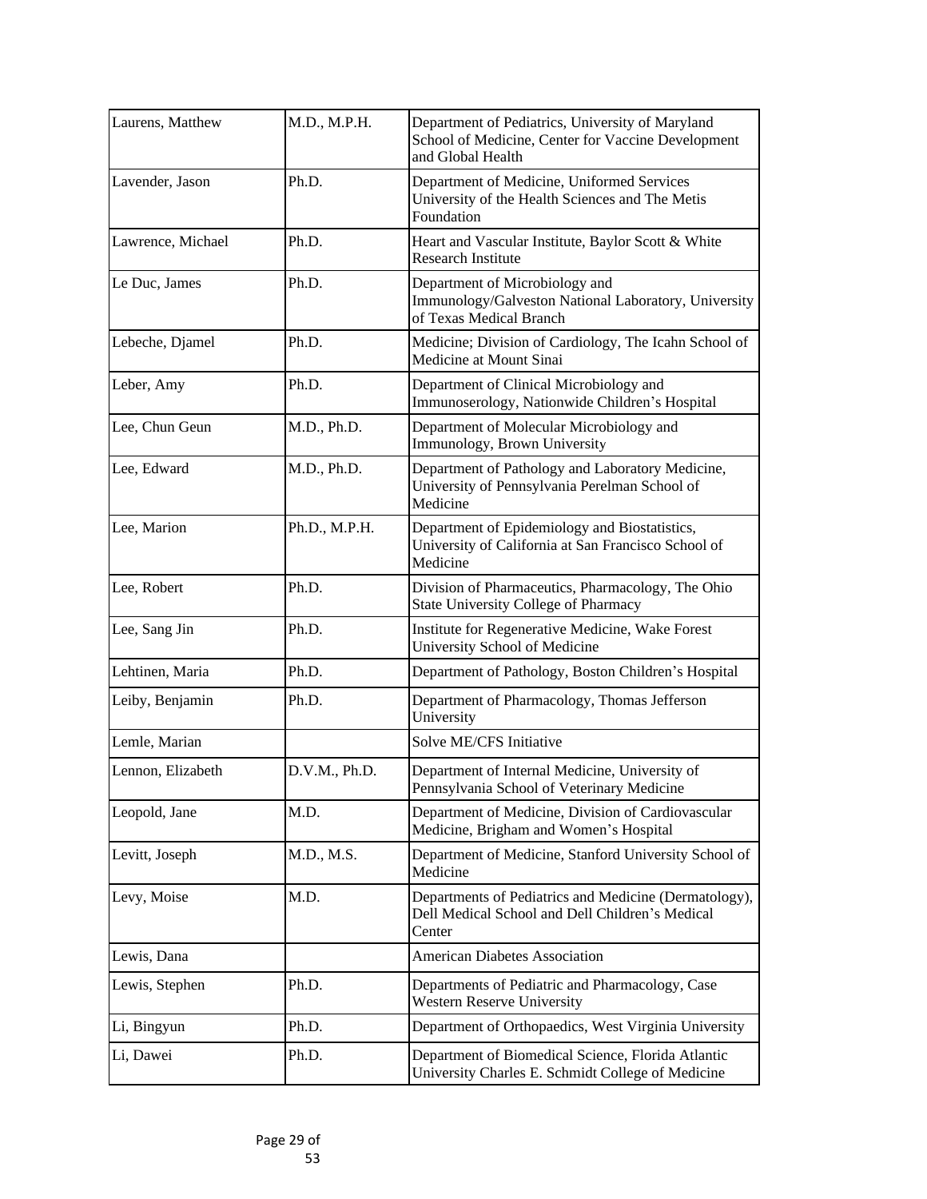| Laurens, Matthew | M.D., M.P.H. | Department of Pediatrics, University of Maryland School of Medicine, Center for Vaccine Development and Global Health |
|---|---|---|
| Lavender, Jason | Ph.D. | Department of Medicine, Uniformed Services University of the Health Sciences and The Metis Foundation |
| Lawrence, Michael | Ph.D. | Heart and Vascular Institute, Baylor Scott & White Research Institute |
| Le Duc, James | Ph.D. | Department of Microbiology and Immunology/Galveston National Laboratory, University of Texas Medical Branch |
| Lebeche, Djamel | Ph.D. | Medicine; Division of Cardiology, The Icahn School of Medicine at Mount Sinai |
| Leber, Amy | Ph.D. | Department of Clinical Microbiology and Immunoserology, Nationwide Children's Hospital |
| Lee, Chun Geun | M.D., Ph.D. | Department of Molecular Microbiology and Immunology, Brown University |
| Lee, Edward | M.D., Ph.D. | Department of Pathology and Laboratory Medicine, University of Pennsylvania Perelman School of Medicine |
| Lee, Marion | Ph.D., M.P.H. | Department of Epidemiology and Biostatistics, University of California at San Francisco School of Medicine |
| Lee, Robert | Ph.D. | Division of Pharmaceutics, Pharmacology, The Ohio State University College of Pharmacy |
| Lee, Sang Jin | Ph.D. | Institute for Regenerative Medicine, Wake Forest University School of Medicine |
| Lehtinen, Maria | Ph.D. | Department of Pathology, Boston Children's Hospital |
| Leiby, Benjamin | Ph.D. | Department of Pharmacology, Thomas Jefferson University |
| Lemle, Marian | | Solve ME/CFS Initiative |
| Lennon, Elizabeth | D.V.M., Ph.D. | Department of Internal Medicine, University of Pennsylvania School of Veterinary Medicine |
| Leopold, Jane | M.D. | Department of Medicine, Division of Cardiovascular Medicine, Brigham and Women's Hospital |
| Levitt, Joseph | M.D., M.S. | Department of Medicine, Stanford University School of Medicine |
| Levy, Moise | M.D. | Departments of Pediatrics and Medicine (Dermatology), Dell Medical School and Dell Children's Medical Center |
| Lewis, Dana | | American Diabetes Association |
| Lewis, Stephen | Ph.D. | Departments of Pediatric and Pharmacology, Case Western Reserve University |
| Li, Bingyun | Ph.D. | Department of Orthopaedics, West Virginia University |
| Li, Dawei | Ph.D. | Department of Biomedical Science, Florida Atlantic University Charles E. Schmidt College of Medicine |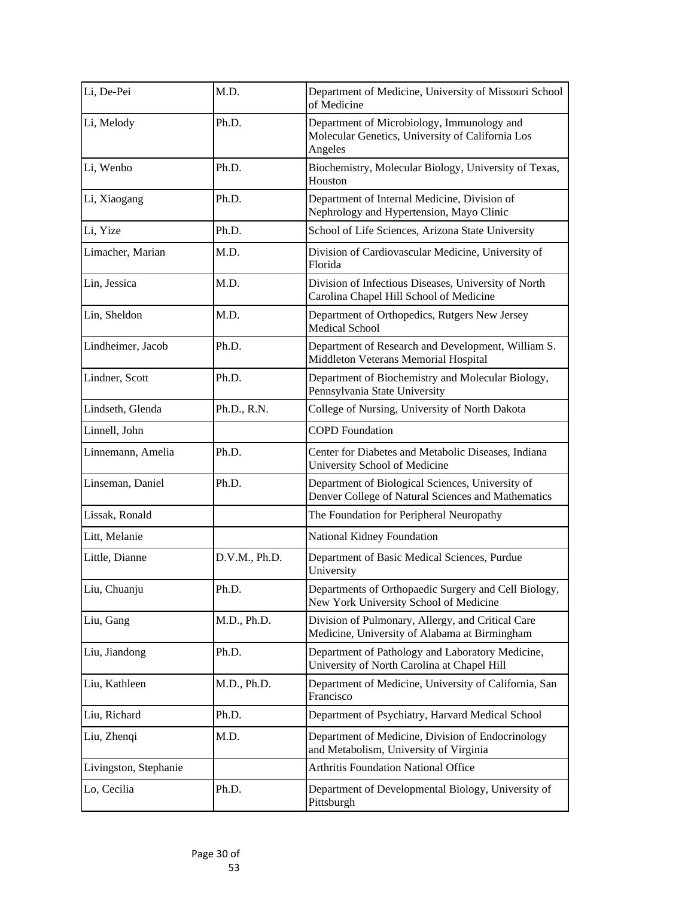| | | |
|---|---|---|
| Li, De-Pei | M.D. | Department of Medicine, University of Missouri School of Medicine |
| Li, Melody | Ph.D. | Department of Microbiology, Immunology and Molecular Genetics, University of California Los Angeles |
| Li, Wenbo | Ph.D. | Biochemistry, Molecular Biology, University of Texas, Houston |
| Li, Xiaogang | Ph.D. | Department of Internal Medicine, Division of Nephrology and Hypertension, Mayo Clinic |
| Li, Yize | Ph.D. | School of Life Sciences, Arizona State University |
| Limacher, Marian | M.D. | Division of Cardiovascular Medicine, University of Florida |
| Lin, Jessica | M.D. | Division of Infectious Diseases, University of North Carolina Chapel Hill School of Medicine |
| Lin, Sheldon | M.D. | Department of Orthopedics, Rutgers New Jersey Medical School |
| Lindheimer, Jacob | Ph.D. | Department of Research and Development, William S. Middleton Veterans Memorial Hospital |
| Lindner, Scott | Ph.D. | Department of Biochemistry and Molecular Biology, Pennsylvania State University |
| Lindseth, Glenda | Ph.D., R.N. | College of Nursing, University of North Dakota |
| Linnell, John | | COPD Foundation |
| Linnemann, Amelia | Ph.D. | Center for Diabetes and Metabolic Diseases, Indiana University School of Medicine |
| Linseman, Daniel | Ph.D. | Department of Biological Sciences, University of Denver College of Natural Sciences and Mathematics |
| Lissak, Ronald | | The Foundation for Peripheral Neuropathy |
| Litt, Melanie | | National Kidney Foundation |
| Little, Dianne | D.V.M., Ph.D. | Department of Basic Medical Sciences, Purdue University |
| Liu, Chuanju | Ph.D. | Departments of Orthopaedic Surgery and Cell Biology, New York University School of Medicine |
| Liu, Gang | M.D., Ph.D. | Division of Pulmonary, Allergy, and Critical Care Medicine, University of Alabama at Birmingham |
| Liu, Jiandong | Ph.D. | Department of Pathology and Laboratory Medicine, University of North Carolina at Chapel Hill |
| Liu, Kathleen | M.D., Ph.D. | Department of Medicine, University of California, San Francisco |
| Liu, Richard | Ph.D. | Department of Psychiatry, Harvard Medical School |
| Liu, Zhenqi | M.D. | Department of Medicine, Division of Endocrinology and Metabolism, University of Virginia |
| Livingston, Stephanie | | Arthritis Foundation National Office |
| Lo, Cecilia | Ph.D. | Department of Developmental Biology, University of Pittsburgh |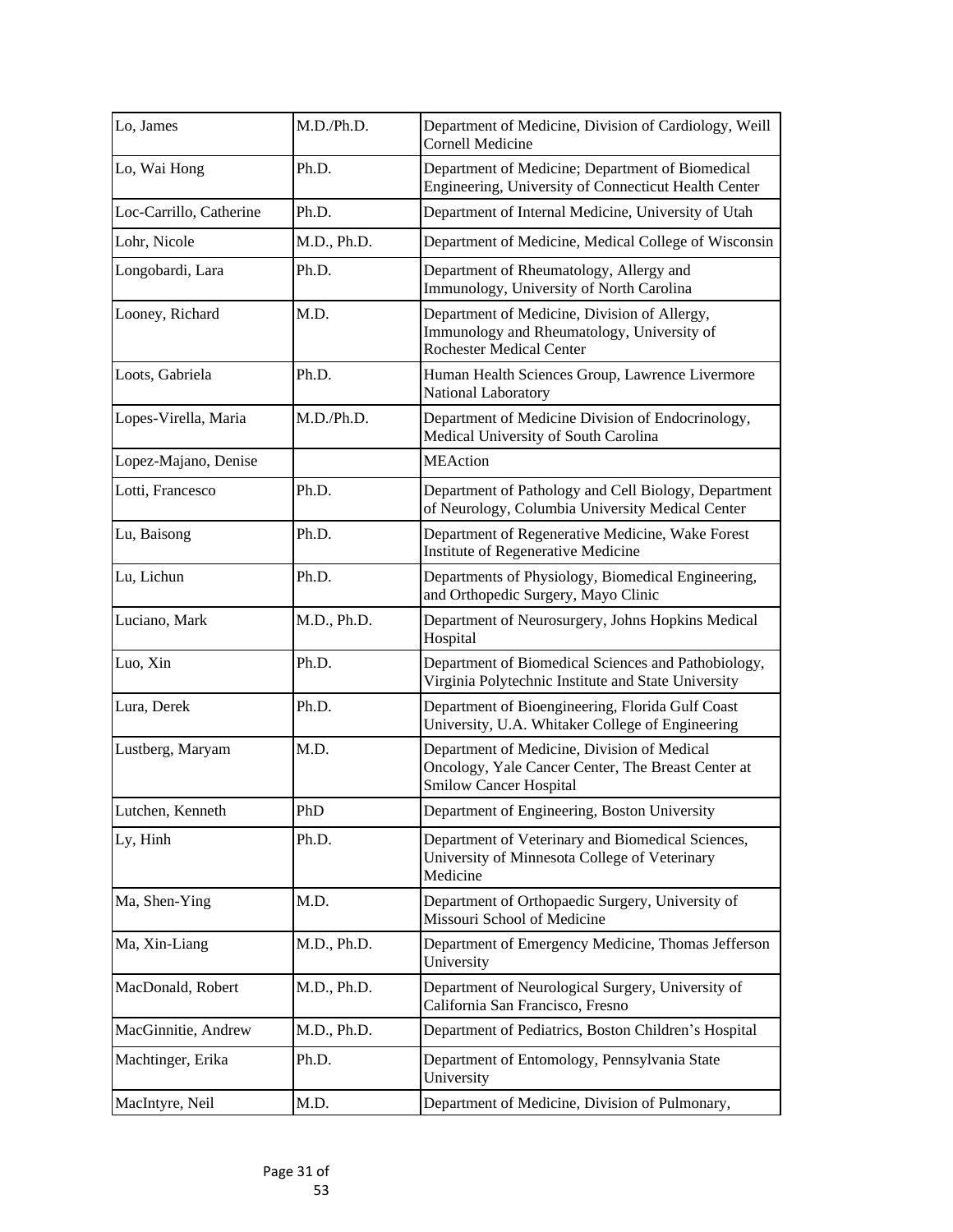| Lo, James | M.D./Ph.D. | Department of Medicine, Division of Cardiology, Weill Cornell Medicine |
|---|---|---|
| Lo, Wai Hong | Ph.D. | Department of Medicine; Department of Biomedical Engineering, University of Connecticut Health Center |
| Loc-Carrillo, Catherine | Ph.D. | Department of Internal Medicine, University of Utah |
| Lohr, Nicole | M.D., Ph.D. | Department of Medicine, Medical College of Wisconsin |
| Longobardi, Lara | Ph.D. | Department of Rheumatology, Allergy and Immunology, University of North Carolina |
| Looney, Richard | M.D. | Department of Medicine, Division of Allergy, Immunology and Rheumatology, University of Rochester Medical Center |
| Loots, Gabriela | Ph.D. | Human Health Sciences Group, Lawrence Livermore National Laboratory |
| Lopes-Virella, Maria | M.D./Ph.D. | Department of Medicine Division of Endocrinology, Medical University of South Carolina |
| Lopez-Majano, Denise | | MEAction |
| Lotti, Francesco | Ph.D. | Department of Pathology and Cell Biology, Department of Neurology, Columbia University Medical Center |
| Lu, Baisong | Ph.D. | Department of Regenerative Medicine, Wake Forest Institute of Regenerative Medicine |
| Lu, Lichun | Ph.D. | Departments of Physiology, Biomedical Engineering, and Orthopedic Surgery, Mayo Clinic |
| Luciano, Mark | M.D., Ph.D. | Department of Neurosurgery, Johns Hopkins Medical Hospital |
| Luo, Xin | Ph.D. | Department of Biomedical Sciences and Pathobiology, Virginia Polytechnic Institute and State University |
| Lura, Derek | Ph.D. | Department of Bioengineering, Florida Gulf Coast University, U.A. Whitaker College of Engineering |
| Lustberg, Maryam | M.D. | Department of Medicine, Division of Medical Oncology, Yale Cancer Center, The Breast Center at Smilow Cancer Hospital |
| Lutchen, Kenneth | PhD | Department of Engineering, Boston University |
| Ly, Hinh | Ph.D. | Department of Veterinary and Biomedical Sciences, University of Minnesota College of Veterinary Medicine |
| Ma, Shen-Ying | M.D. | Department of Orthopaedic Surgery, University of Missouri School of Medicine |
| Ma, Xin-Liang | M.D., Ph.D. | Department of Emergency Medicine, Thomas Jefferson University |
| MacDonald, Robert | M.D., Ph.D. | Department of Neurological Surgery, University of California San Francisco, Fresno |
| MacGinnitie, Andrew | M.D., Ph.D. | Department of Pediatrics, Boston Children's Hospital |
| Machtinger, Erika | Ph.D. | Department of Entomology, Pennsylvania State University |
| MacIntyre, Neil | M.D. | Department of Medicine, Division of Pulmonary, |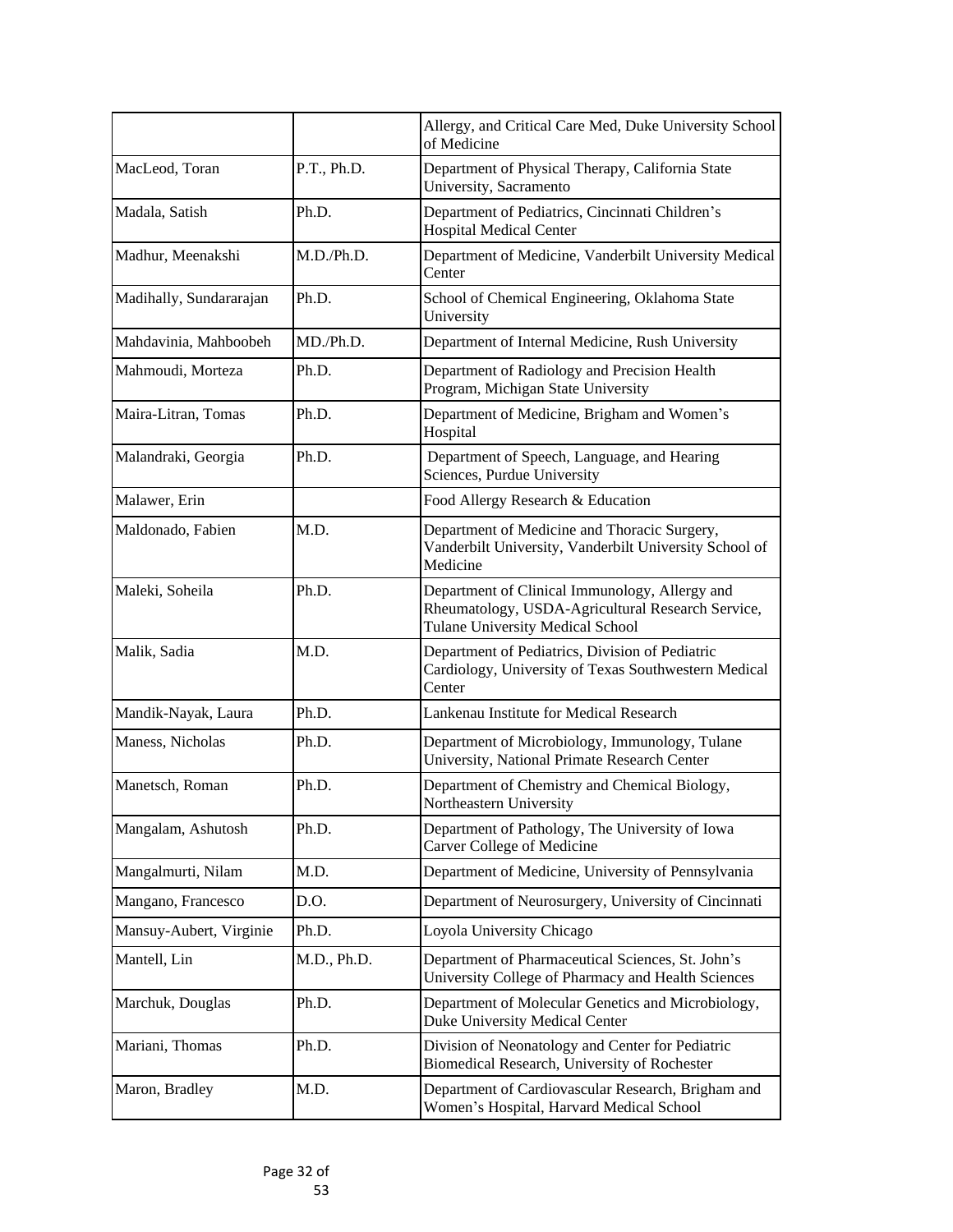| | | |
|---|---|---|
| | | Allergy, and Critical Care Med, Duke University School of Medicine |
| MacLeod, Toran | P.T., Ph.D. | Department of Physical Therapy, California State University, Sacramento |
| Madala, Satish | Ph.D. | Department of Pediatrics, Cincinnati Children's Hospital Medical Center |
| Madhur, Meenakshi | M.D./Ph.D. | Department of Medicine, Vanderbilt University Medical Center |
| Madihally, Sundararajan | Ph.D. | School of Chemical Engineering, Oklahoma State University |
| Mahdavinia, Mahboobeh | MD./Ph.D. | Department of Internal Medicine, Rush University |
| Mahmoudi, Morteza | Ph.D. | Department of Radiology and Precision Health Program, Michigan State University |
| Maira-Litran, Tomas | Ph.D. | Department of Medicine, Brigham and Women's Hospital |
| Malandraki, Georgia | Ph.D. | Department of Speech, Language, and Hearing Sciences, Purdue University |
| Malawer, Erin | | Food Allergy Research & Education |
| Maldonado, Fabien | M.D. | Department of Medicine and Thoracic Surgery, Vanderbilt University, Vanderbilt University School of Medicine |
| Maleki, Soheila | Ph.D. | Department of Clinical Immunology, Allergy and Rheumatology, USDA-Agricultural Research Service, Tulane University Medical School |
| Malik, Sadia | M.D. | Department of Pediatrics, Division of Pediatric Cardiology, University of Texas Southwestern Medical Center |
| Mandik-Nayak, Laura | Ph.D. | Lankenau Institute for Medical Research |
| Maness, Nicholas | Ph.D. | Department of Microbiology, Immunology, Tulane University, National Primate Research Center |
| Manetsch, Roman | Ph.D. | Department of Chemistry and Chemical Biology, Northeastern University |
| Mangalam, Ashutosh | Ph.D. | Department of Pathology, The University of Iowa Carver College of Medicine |
| Mangalmurti, Nilam | M.D. | Department of Medicine, University of Pennsylvania |
| Mangano, Francesco | D.O. | Department of Neurosurgery, University of Cincinnati |
| Mansuy-Aubert, Virginie | Ph.D. | Loyola University Chicago |
| Mantell, Lin | M.D., Ph.D. | Department of Pharmaceutical Sciences, St. John's University College of Pharmacy and Health Sciences |
| Marchuk, Douglas | Ph.D. | Department of Molecular Genetics and Microbiology, Duke University Medical Center |
| Mariani, Thomas | Ph.D. | Division of Neonatology and Center for Pediatric Biomedical Research, University of Rochester |
| Maron, Bradley | M.D. | Department of Cardiovascular Research, Brigham and Women's Hospital, Harvard Medical School |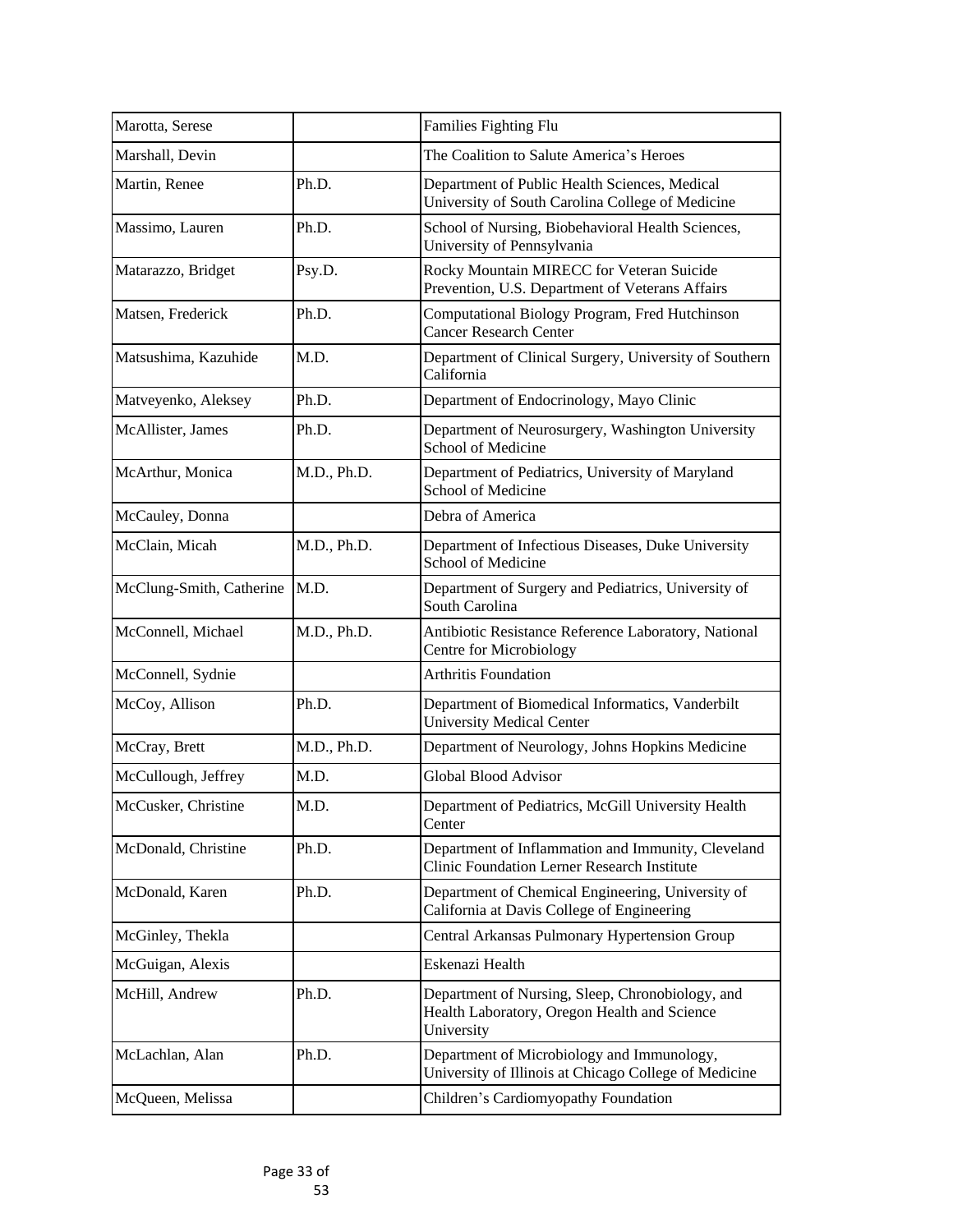| | | |
|---|---|---|
| Marotta, Serese | | Families Fighting Flu |
| Marshall, Devin | | The Coalition to Salute America's Heroes |
| Martin, Renee | Ph.D. | Department of Public Health Sciences, Medical University of South Carolina College of Medicine |
| Massimo, Lauren | Ph.D. | School of Nursing, Biobehavioral Health Sciences, University of Pennsylvania |
| Matarazzo, Bridget | Psy.D. | Rocky Mountain MIRECC for Veteran Suicide Prevention, U.S. Department of Veterans Affairs |
| Matsen, Frederick | Ph.D. | Computational Biology Program, Fred Hutchinson Cancer Research Center |
| Matsushima, Kazuhide | M.D. | Department of Clinical Surgery, University of Southern California |
| Matveyenko, Aleksey | Ph.D. | Department of Endocrinology, Mayo Clinic |
| McAllister, James | Ph.D. | Department of Neurosurgery, Washington University School of Medicine |
| McArthur, Monica | M.D., Ph.D. | Department of Pediatrics, University of Maryland School of Medicine |
| McCauley, Donna | | Debra of America |
| McClain, Micah | M.D., Ph.D. | Department of Infectious Diseases, Duke University School of Medicine |
| McClung-Smith, Catherine | M.D. | Department of Surgery and Pediatrics, University of South Carolina |
| McConnell, Michael | M.D., Ph.D. | Antibiotic Resistance Reference Laboratory, National Centre for Microbiology |
| McConnell, Sydnie | | Arthritis Foundation |
| McCoy, Allison | Ph.D. | Department of Biomedical Informatics, Vanderbilt University Medical Center |
| McCray, Brett | M.D., Ph.D. | Department of Neurology, Johns Hopkins Medicine |
| McCullough, Jeffrey | M.D. | Global Blood Advisor |
| McCusker, Christine | M.D. | Department of Pediatrics, McGill University Health Center |
| McDonald, Christine | Ph.D. | Department of Inflammation and Immunity, Cleveland Clinic Foundation Lerner Research Institute |
| McDonald, Karen | Ph.D. | Department of Chemical Engineering, University of California at Davis College of Engineering |
| McGinley, Thekla | | Central Arkansas Pulmonary Hypertension Group |
| McGuigan, Alexis | | Eskenazi Health |
| McHill, Andrew | Ph.D. | Department of Nursing, Sleep, Chronobiology, and Health Laboratory, Oregon Health and Science University |
| McLachlan, Alan | Ph.D. | Department of Microbiology and Immunology, University of Illinois at Chicago College of Medicine |
| McQueen, Melissa | | Children's Cardiomyopathy Foundation |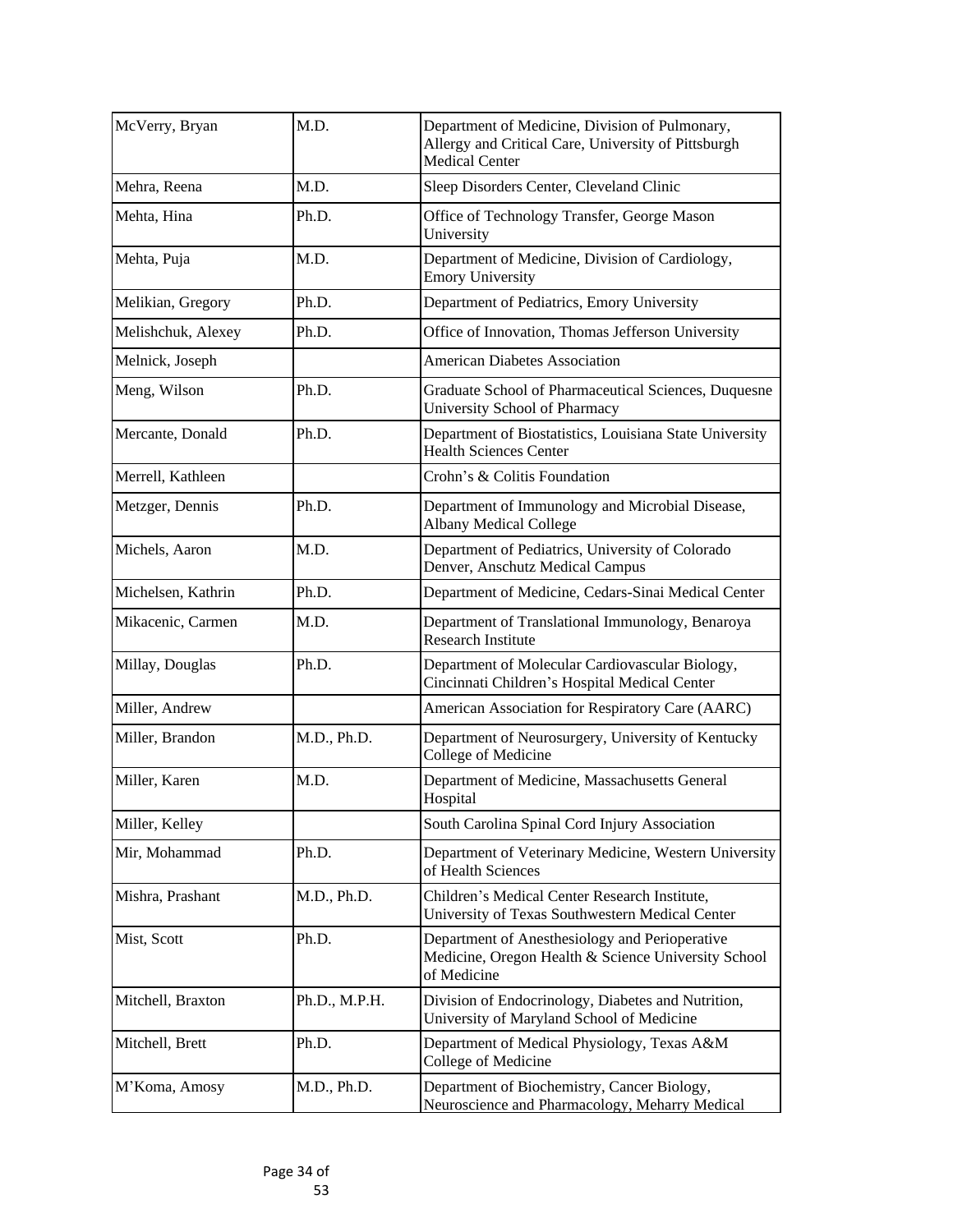| | | |
|---|---|---|
| McVerry, Bryan | M.D. | Department of Medicine, Division of Pulmonary, Allergy and Critical Care, University of Pittsburgh Medical Center |
| Mehra, Reena | M.D. | Sleep Disorders Center, Cleveland Clinic |
| Mehta, Hina | Ph.D. | Office of Technology Transfer, George Mason University |
| Mehta, Puja | M.D. | Department of Medicine, Division of Cardiology, Emory University |
| Melikian, Gregory | Ph.D. | Department of Pediatrics, Emory University |
| Melishchuk, Alexey | Ph.D. | Office of Innovation, Thomas Jefferson University |
| Melnick, Joseph | | American Diabetes Association |
| Meng, Wilson | Ph.D. | Graduate School of Pharmaceutical Sciences, Duquesne University School of Pharmacy |
| Mercante, Donald | Ph.D. | Department of Biostatistics, Louisiana State University Health Sciences Center |
| Merrell, Kathleen | | Crohn's & Colitis Foundation |
| Metzger, Dennis | Ph.D. | Department of Immunology and Microbial Disease, Albany Medical College |
| Michels, Aaron | M.D. | Department of Pediatrics, University of Colorado Denver, Anschutz Medical Campus |
| Michelsen, Kathrin | Ph.D. | Department of Medicine, Cedars-Sinai Medical Center |
| Mikacenic, Carmen | M.D. | Department of Translational Immunology, Benaroya Research Institute |
| Millay, Douglas | Ph.D. | Department of Molecular Cardiovascular Biology, Cincinnati Children's Hospital Medical Center |
| Miller, Andrew | | American Association for Respiratory Care (AARC) |
| Miller, Brandon | M.D., Ph.D. | Department of Neurosurgery, University of Kentucky College of Medicine |
| Miller, Karen | M.D. | Department of Medicine, Massachusetts General Hospital |
| Miller, Kelley | | South Carolina Spinal Cord Injury Association |
| Mir, Mohammad | Ph.D. | Department of Veterinary Medicine, Western University of Health Sciences |
| Mishra, Prashant | M.D., Ph.D. | Children's Medical Center Research Institute, University of Texas Southwestern Medical Center |
| Mist, Scott | Ph.D. | Department of Anesthesiology and Perioperative Medicine, Oregon Health & Science University School of Medicine |
| Mitchell, Braxton | Ph.D., M.P.H. | Division of Endocrinology, Diabetes and Nutrition, University of Maryland School of Medicine |
| Mitchell, Brett | Ph.D. | Department of Medical Physiology, Texas A&M College of Medicine |
| M'Koma, Amosy | M.D., Ph.D. | Department of Biochemistry, Cancer Biology, Neuroscience and Pharmacology, Meharry Medical |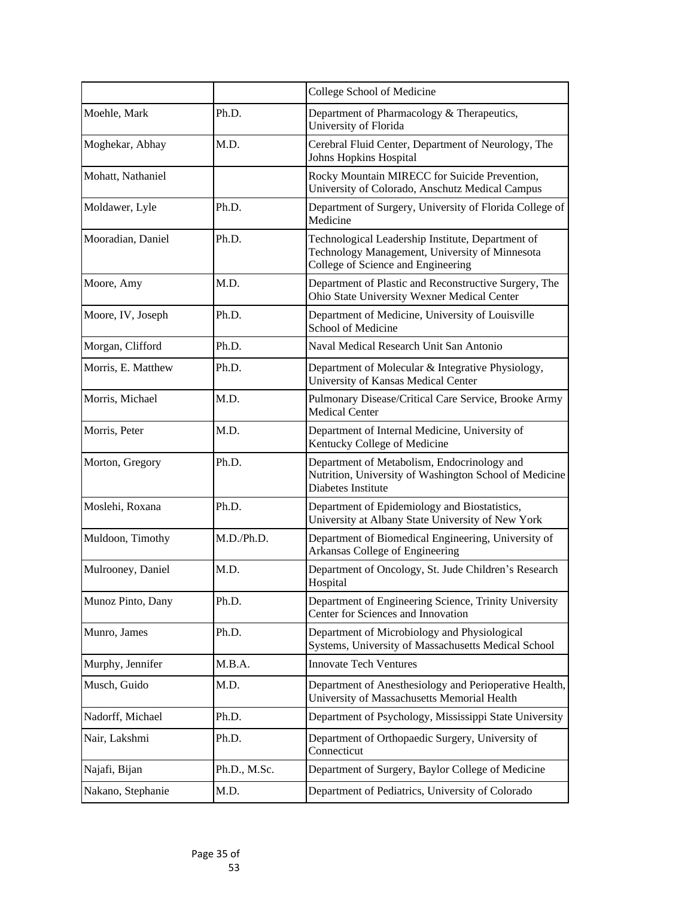| | | |
|---|---|---|
| | | College School of Medicine |
| Moehle, Mark | Ph.D. | Department of Pharmacology & Therapeutics, University of Florida |
| Moghekar, Abhay | M.D. | Cerebral Fluid Center, Department of Neurology, The Johns Hopkins Hospital |
| Mohatt, Nathaniel | | Rocky Mountain MIRECC for Suicide Prevention, University of Colorado, Anschutz Medical Campus |
| Moldawer, Lyle | Ph.D. | Department of Surgery, University of Florida College of Medicine |
| Mooradian, Daniel | Ph.D. | Technological Leadership Institute, Department of Technology Management, University of Minnesota College of Science and Engineering |
| Moore, Amy | M.D. | Department of Plastic and Reconstructive Surgery, The Ohio State University Wexner Medical Center |
| Moore, IV, Joseph | Ph.D. | Department of Medicine, University of Louisville School of Medicine |
| Morgan, Clifford | Ph.D. | Naval Medical Research Unit San Antonio |
| Morris, E. Matthew | Ph.D. | Department of Molecular & Integrative Physiology, University of Kansas Medical Center |
| Morris, Michael | M.D. | Pulmonary Disease/Critical Care Service, Brooke Army Medical Center |
| Morris, Peter | M.D. | Department of Internal Medicine, University of Kentucky College of Medicine |
| Morton, Gregory | Ph.D. | Department of Metabolism, Endocrinology and Nutrition, University of Washington School of Medicine Diabetes Institute |
| Moslehi, Roxana | Ph.D. | Department of Epidemiology and Biostatistics, University at Albany State University of New York |
| Muldoon, Timothy | M.D./Ph.D. | Department of Biomedical Engineering, University of Arkansas College of Engineering |
| Mulrooney, Daniel | M.D. | Department of Oncology, St. Jude Children's Research Hospital |
| Munoz Pinto, Dany | Ph.D. | Department of Engineering Science, Trinity University Center for Sciences and Innovation |
| Munro, James | Ph.D. | Department of Microbiology and Physiological Systems, University of Massachusetts Medical School |
| Murphy, Jennifer | M.B.A. | Innovate Tech Ventures |
| Musch, Guido | M.D. | Department of Anesthesiology and Perioperative Health, University of Massachusetts Memorial Health |
| Nadorff, Michael | Ph.D. | Department of Psychology, Mississippi State University |
| Nair, Lakshmi | Ph.D. | Department of Orthopaedic Surgery, University of Connecticut |
| Najafi, Bijan | Ph.D., M.Sc. | Department of Surgery, Baylor College of Medicine |
| Nakano, Stephanie | M.D. | Department of Pediatrics, University of Colorado |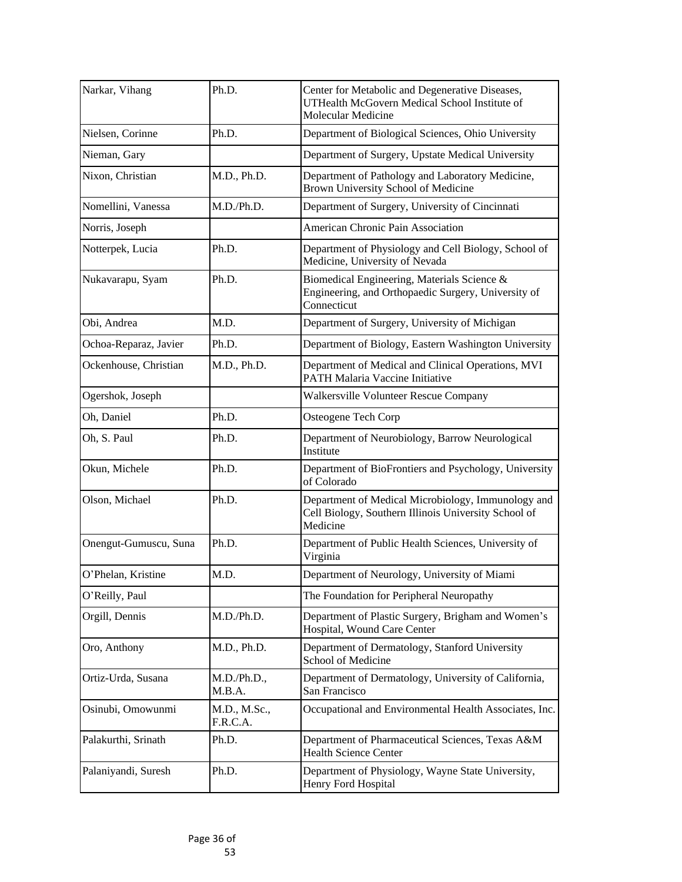| | | |
|---|---|---|
| Narkar, Vihang | Ph.D. | Center for Metabolic and Degenerative Diseases, UTHealth McGovern Medical School Institute of Molecular Medicine |
| Nielsen, Corinne | Ph.D. | Department of Biological Sciences, Ohio University |
| Nieman, Gary | | Department of Surgery, Upstate Medical University |
| Nixon, Christian | M.D., Ph.D. | Department of Pathology and Laboratory Medicine, Brown University School of Medicine |
| Nomellini, Vanessa | M.D./Ph.D. | Department of Surgery, University of Cincinnati |
| Norris, Joseph | | American Chronic Pain Association |
| Notterpek, Lucia | Ph.D. | Department of Physiology and Cell Biology, School of Medicine, University of Nevada |
| Nukavarapu, Syam | Ph.D. | Biomedical Engineering, Materials Science & Engineering, and Orthopaedic Surgery, University of Connecticut |
| Obi, Andrea | M.D. | Department of Surgery, University of Michigan |
| Ochoa-Reparaz, Javier | Ph.D. | Department of Biology, Eastern Washington University |
| Ockenhouse, Christian | M.D., Ph.D. | Department of Medical and Clinical Operations, MVI PATH Malaria Vaccine Initiative |
| Ogershok, Joseph | | Walkersville Volunteer Rescue Company |
| Oh, Daniel | Ph.D. | Osteogene Tech Corp |
| Oh, S. Paul | Ph.D. | Department of Neurobiology, Barrow Neurological Institute |
| Okun, Michele | Ph.D. | Department of BioFrontiers and Psychology, University of Colorado |
| Olson, Michael | Ph.D. | Department of Medical Microbiology, Immunology and Cell Biology, Southern Illinois University School of Medicine |
| Onengut-Gumuscu, Suna | Ph.D. | Department of Public Health Sciences, University of Virginia |
| O'Phelan, Kristine | M.D. | Department of Neurology, University of Miami |
| O'Reilly, Paul | | The Foundation for Peripheral Neuropathy |
| Orgill, Dennis | M.D./Ph.D. | Department of Plastic Surgery, Brigham and Women's Hospital, Wound Care Center |
| Oro, Anthony | M.D., Ph.D. | Department of Dermatology, Stanford University School of Medicine |
| Ortiz-Urda, Susana | M.D./Ph.D., M.B.A. | Department of Dermatology, University of California, San Francisco |
| Osinubi, Omowunmi | M.D., M.Sc., F.R.C.A. | Occupational and Environmental Health Associates, Inc. |
| Palakurthi, Srinath | Ph.D. | Department of Pharmaceutical Sciences, Texas A&M Health Science Center |
| Palaniyandi, Suresh | Ph.D. | Department of Physiology, Wayne State University, Henry Ford Hospital |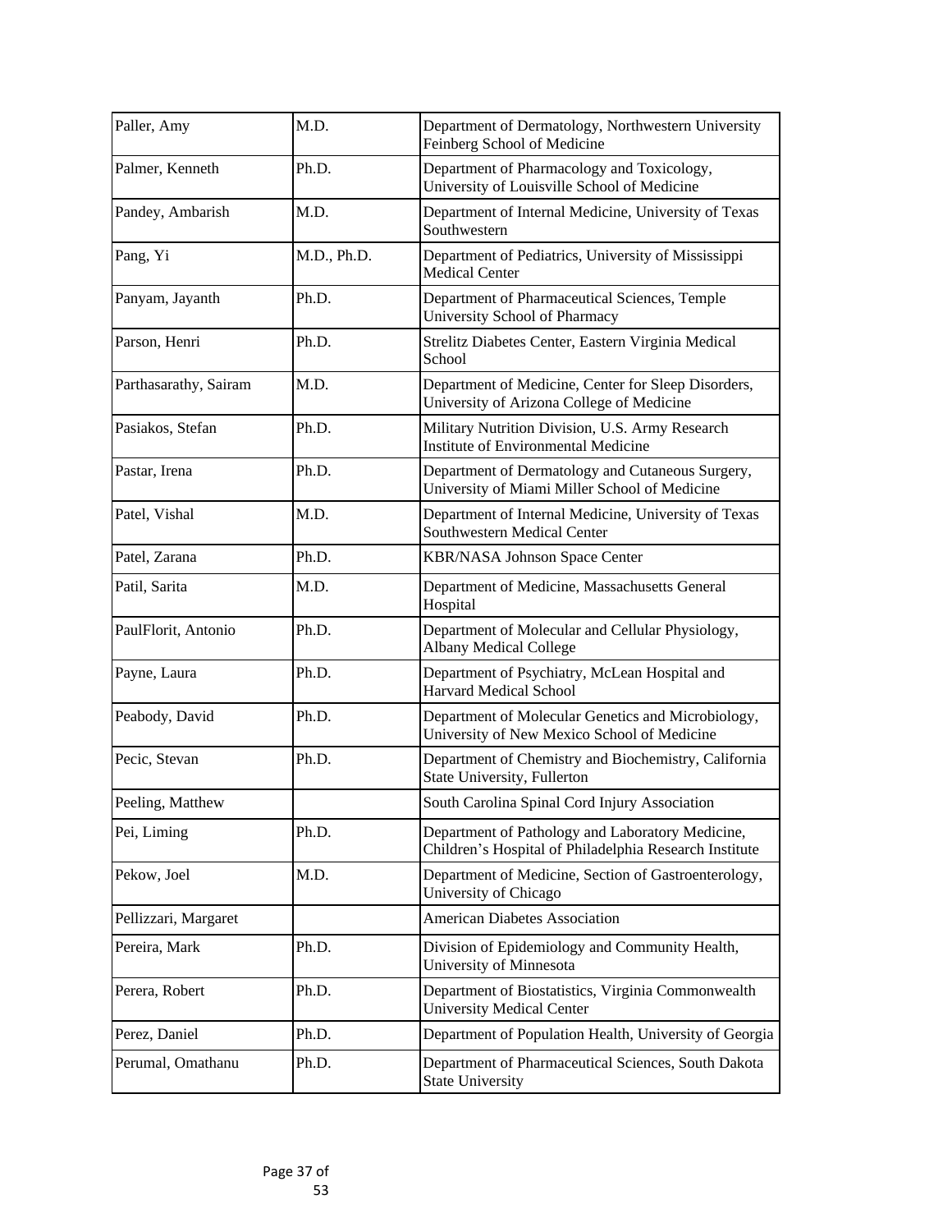| | | |
|---|---|---|
| Paller, Amy | M.D. | Department of Dermatology, Northwestern University Feinberg School of Medicine |
| Palmer, Kenneth | Ph.D. | Department of Pharmacology and Toxicology, University of Louisville School of Medicine |
| Pandey, Ambarish | M.D. | Department of Internal Medicine, University of Texas Southwestern |
| Pang, Yi | M.D., Ph.D. | Department of Pediatrics, University of Mississippi Medical Center |
| Panyam, Jayanth | Ph.D. | Department of Pharmaceutical Sciences, Temple University School of Pharmacy |
| Parson, Henri | Ph.D. | Strelitz Diabetes Center, Eastern Virginia Medical School |
| Parthasarathy, Sairam | M.D. | Department of Medicine, Center for Sleep Disorders, University of Arizona College of Medicine |
| Pasiakos, Stefan | Ph.D. | Military Nutrition Division, U.S. Army Research Institute of Environmental Medicine |
| Pastar, Irena | Ph.D. | Department of Dermatology and Cutaneous Surgery, University of Miami Miller School of Medicine |
| Patel, Vishal | M.D. | Department of Internal Medicine, University of Texas Southwestern Medical Center |
| Patel, Zarana | Ph.D. | KBR/NASA Johnson Space Center |
| Patil, Sarita | M.D. | Department of Medicine, Massachusetts General Hospital |
| PaulFlorit, Antonio | Ph.D. | Department of Molecular and Cellular Physiology, Albany Medical College |
| Payne, Laura | Ph.D. | Department of Psychiatry, McLean Hospital and Harvard Medical School |
| Peabody, David | Ph.D. | Department of Molecular Genetics and Microbiology, University of New Mexico School of Medicine |
| Pecic, Stevan | Ph.D. | Department of Chemistry and Biochemistry, California State University, Fullerton |
| Peeling, Matthew | | South Carolina Spinal Cord Injury Association |
| Pei, Liming | Ph.D. | Department of Pathology and Laboratory Medicine, Children's Hospital of Philadelphia Research Institute |
| Pekow, Joel | M.D. | Department of Medicine, Section of Gastroenterology, University of Chicago |
| Pellizzari, Margaret | | American Diabetes Association |
| Pereira, Mark | Ph.D. | Division of Epidemiology and Community Health, University of Minnesota |
| Perera, Robert | Ph.D. | Department of Biostatistics, Virginia Commonwealth University Medical Center |
| Perez, Daniel | Ph.D. | Department of Population Health, University of Georgia |
| Perumal, Omathanu | Ph.D. | Department of Pharmaceutical Sciences, South Dakota State University |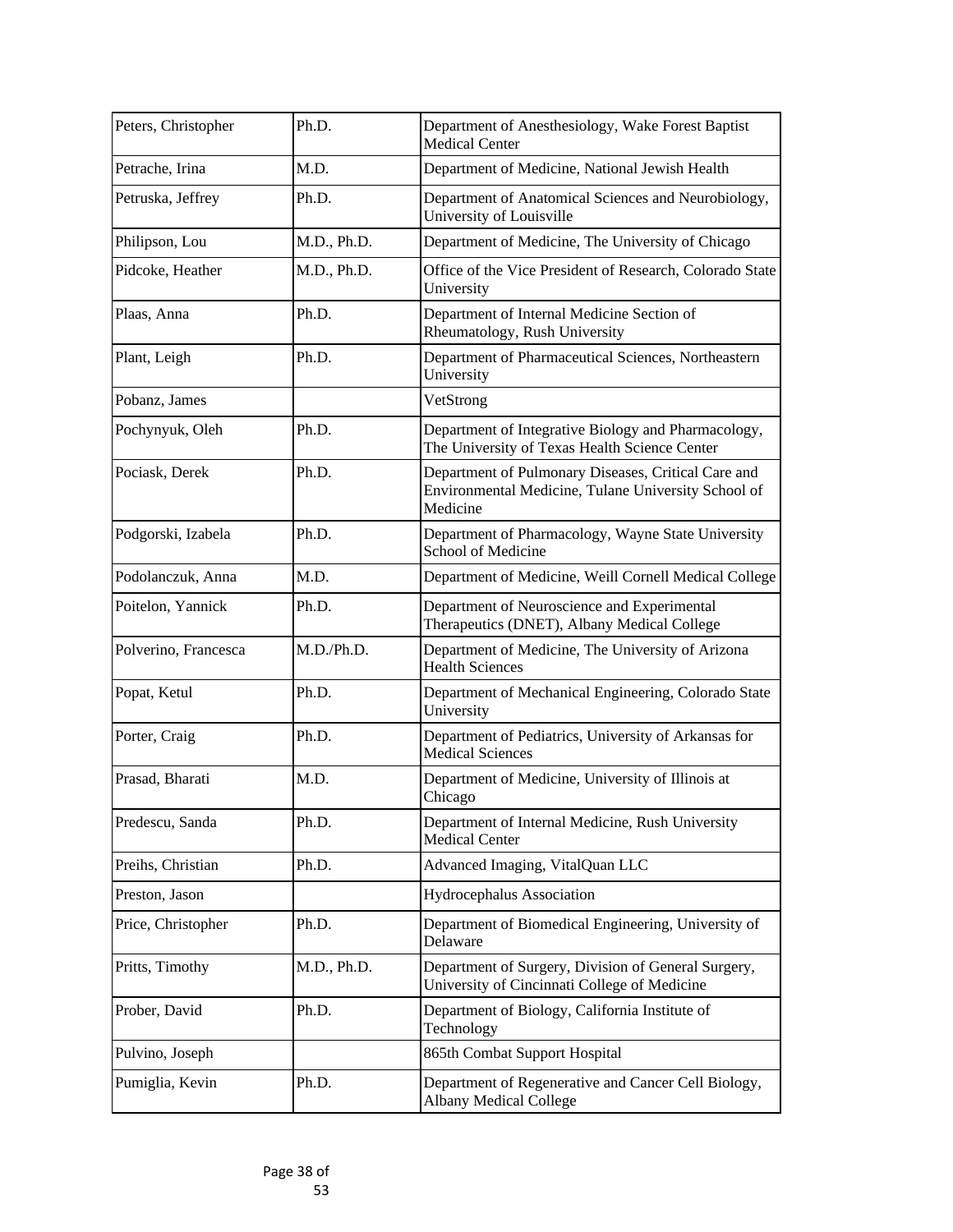| Peters, Christopher | Ph.D. | Department of Anesthesiology, Wake Forest Baptist Medical Center |
|---|---|---|
| Petrache, Irina | M.D. | Department of Medicine, National Jewish Health |
| Petruska, Jeffrey | Ph.D. | Department of Anatomical Sciences and Neurobiology, University of Louisville |
| Philipson, Lou | M.D., Ph.D. | Department of Medicine, The University of Chicago |
| Pidcoke, Heather | M.D., Ph.D. | Office of the Vice President of Research, Colorado State University |
| Plaas, Anna | Ph.D. | Department of Internal Medicine Section of Rheumatology, Rush University |
| Plant, Leigh | Ph.D. | Department of Pharmaceutical Sciences, Northeastern University |
| Pobanz, James | | VetStrong |
| Pochynyuk, Oleh | Ph.D. | Department of Integrative Biology and Pharmacology, The University of Texas Health Science Center |
| Pociask, Derek | Ph.D. | Department of Pulmonary Diseases, Critical Care and Environmental Medicine, Tulane University School of Medicine |
| Podgorski, Izabela | Ph.D. | Department of Pharmacology, Wayne State University School of Medicine |
| Podolanczuk, Anna | M.D. | Department of Medicine, Weill Cornell Medical College |
| Poitelon, Yannick | Ph.D. | Department of Neuroscience and Experimental Therapeutics (DNET), Albany Medical College |
| Polverino, Francesca | M.D./Ph.D. | Department of Medicine, The University of Arizona Health Sciences |
| Popat, Ketul | Ph.D. | Department of Mechanical Engineering, Colorado State University |
| Porter, Craig | Ph.D. | Department of Pediatrics, University of Arkansas for Medical Sciences |
| Prasad, Bharati | M.D. | Department of Medicine, University of Illinois at Chicago |
| Predescu, Sanda | Ph.D. | Department of Internal Medicine, Rush University Medical Center |
| Preihs, Christian | Ph.D. | Advanced Imaging, VitalQuan LLC |
| Preston, Jason | | Hydrocephalus Association |
| Price, Christopher | Ph.D. | Department of Biomedical Engineering, University of Delaware |
| Pritts, Timothy | M.D., Ph.D. | Department of Surgery, Division of General Surgery, University of Cincinnati College of Medicine |
| Prober, David | Ph.D. | Department of Biology, California Institute of Technology |
| Pulvino, Joseph | | 865th Combat Support Hospital |
| Pumiglia, Kevin | Ph.D. | Department of Regenerative and Cancer Cell Biology, Albany Medical College |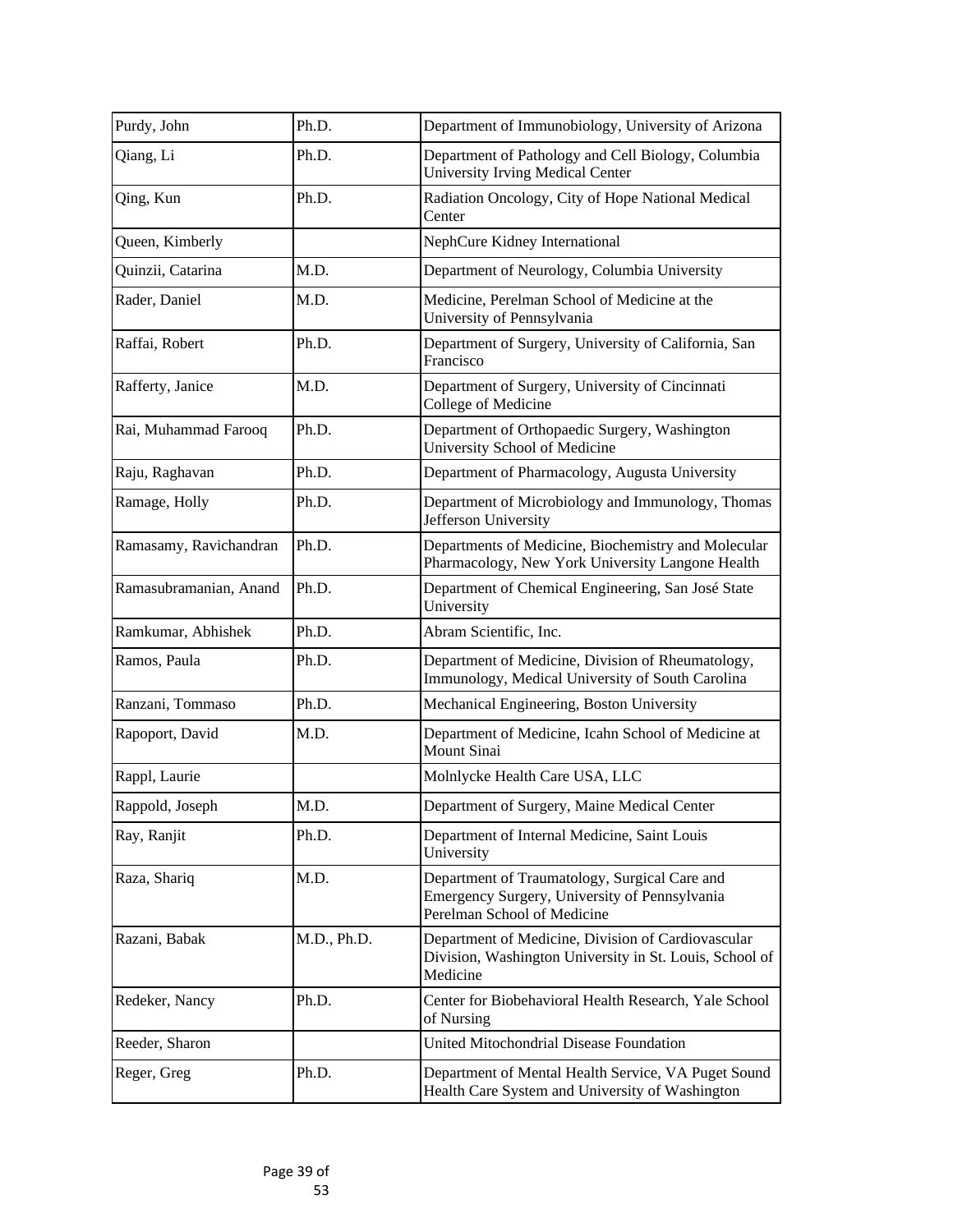| | | |
|---|---|---|
| Purdy, John | Ph.D. | Department of Immunobiology, University of Arizona |
| Qiang, Li | Ph.D. | Department of Pathology and Cell Biology, Columbia University Irving Medical Center |
| Qing, Kun | Ph.D. | Radiation Oncology, City of Hope National Medical Center |
| Queen, Kimberly | | NephCure Kidney International |
| Quinzii, Catarina | M.D. | Department of Neurology, Columbia University |
| Rader, Daniel | M.D. | Medicine, Perelman School of Medicine at the University of Pennsylvania |
| Raffai, Robert | Ph.D. | Department of Surgery, University of California, San Francisco |
| Rafferty, Janice | M.D. | Department of Surgery, University of Cincinnati College of Medicine |
| Rai, Muhammad Farooq | Ph.D. | Department of Orthopaedic Surgery, Washington University School of Medicine |
| Raju, Raghavan | Ph.D. | Department of Pharmacology, Augusta University |
| Ramage, Holly | Ph.D. | Department of Microbiology and Immunology, Thomas Jefferson University |
| Ramasamy, Ravichandran | Ph.D. | Departments of Medicine, Biochemistry and Molecular Pharmacology, New York University Langone Health |
| Ramasubramanian, Anand | Ph.D. | Department of Chemical Engineering, San José State University |
| Ramkumar, Abhishek | Ph.D. | Abram Scientific, Inc. |
| Ramos, Paula | Ph.D. | Department of Medicine, Division of Rheumatology, Immunology, Medical University of South Carolina |
| Ranzani, Tommaso | Ph.D. | Mechanical Engineering, Boston University |
| Rapoport, David | M.D. | Department of Medicine, Icahn School of Medicine at Mount Sinai |
| Rappl, Laurie | | Molnlycke Health Care USA, LLC |
| Rappold, Joseph | M.D. | Department of Surgery, Maine Medical Center |
| Ray, Ranjit | Ph.D. | Department of Internal Medicine, Saint Louis University |
| Raza, Shariq | M.D. | Department of Traumatology, Surgical Care and Emergency Surgery, University of Pennsylvania Perelman School of Medicine |
| Razani, Babak | M.D., Ph.D. | Department of Medicine, Division of Cardiovascular Division, Washington University in St. Louis, School of Medicine |
| Redeker, Nancy | Ph.D. | Center for Biobehavioral Health Research, Yale School of Nursing |
| Reeder, Sharon | | United Mitochondrial Disease Foundation |
| Reger, Greg | Ph.D. | Department of Mental Health Service, VA Puget Sound Health Care System and University of Washington |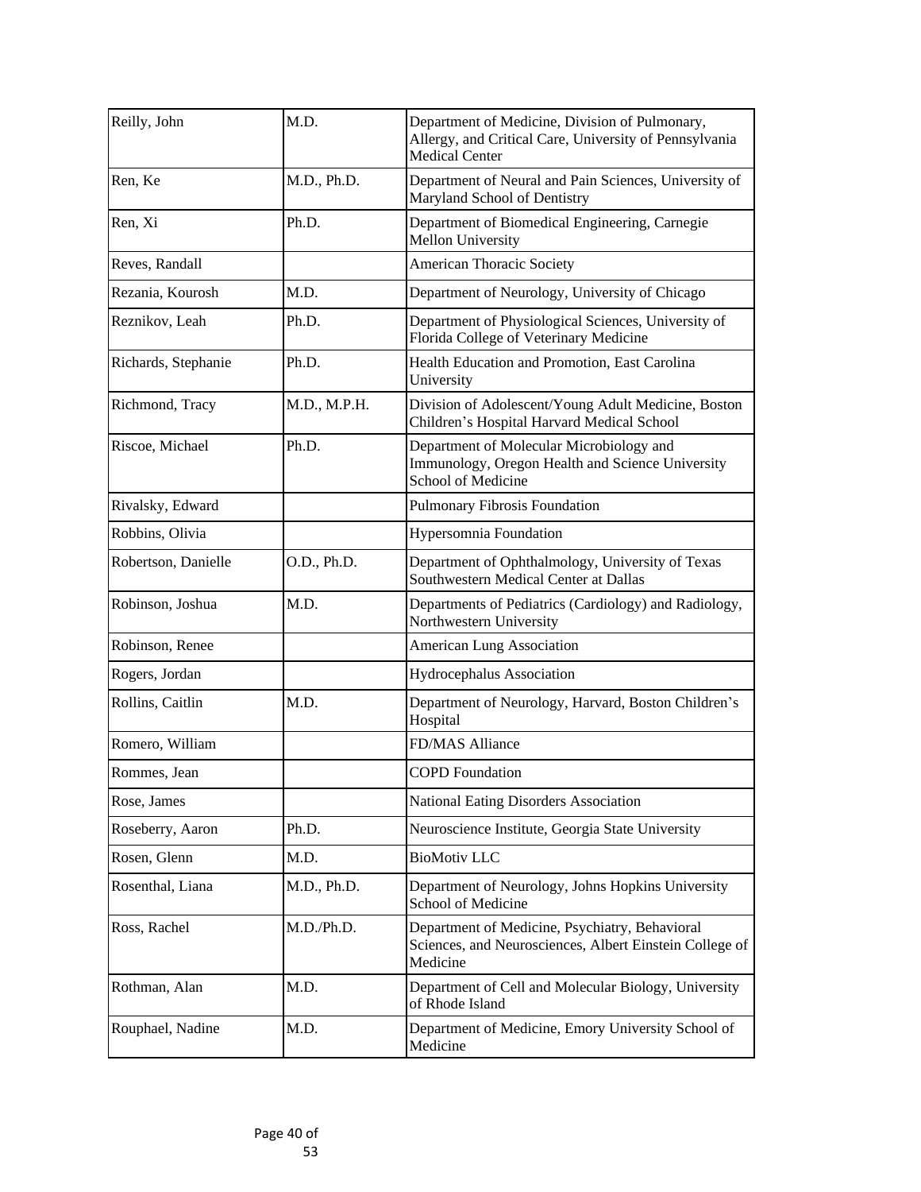| Reilly, John | M.D. | Department of Medicine, Division of Pulmonary, Allergy, and Critical Care, University of Pennsylvania Medical Center |
|---|---|---|
| Ren, Ke | M.D., Ph.D. | Department of Neural and Pain Sciences, University of Maryland School of Dentistry |
| Ren, Xi | Ph.D. | Department of Biomedical Engineering, Carnegie Mellon University |
| Reves, Randall | | American Thoracic Society |
| Rezania, Kourosh | M.D. | Department of Neurology, University of Chicago |
| Reznikov, Leah | Ph.D. | Department of Physiological Sciences, University of Florida College of Veterinary Medicine |
| Richards, Stephanie | Ph.D. | Health Education and Promotion, East Carolina University |
| Richmond, Tracy | M.D., M.P.H. | Division of Adolescent/Young Adult Medicine, Boston Children's Hospital Harvard Medical School |
| Riscoe, Michael | Ph.D. | Department of Molecular Microbiology and Immunology, Oregon Health and Science University School of Medicine |
| Rivalsky, Edward | | Pulmonary Fibrosis Foundation |
| Robbins, Olivia | | Hypersomnia Foundation |
| Robertson, Danielle | O.D., Ph.D. | Department of Ophthalmology, University of Texas Southwestern Medical Center at Dallas |
| Robinson, Joshua | M.D. | Departments of Pediatrics (Cardiology) and Radiology, Northwestern University |
| Robinson, Renee | | American Lung Association |
| Rogers, Jordan | | Hydrocephalus Association |
| Rollins, Caitlin | M.D. | Department of Neurology, Harvard, Boston Children's Hospital |
| Romero, William | | FD/MAS Alliance |
| Rommes, Jean | | COPD Foundation |
| Rose, James | | National Eating Disorders Association |
| Roseberry, Aaron | Ph.D. | Neuroscience Institute, Georgia State University |
| Rosen, Glenn | M.D. | BioMotiv LLC |
| Rosenthal, Liana | M.D., Ph.D. | Department of Neurology, Johns Hopkins University School of Medicine |
| Ross, Rachel | M.D./Ph.D. | Department of Medicine, Psychiatry, Behavioral Sciences, and Neurosciences, Albert Einstein College of Medicine |
| Rothman, Alan | M.D. | Department of Cell and Molecular Biology, University of Rhode Island |
| Rouphael, Nadine | M.D. | Department of Medicine, Emory University School of Medicine |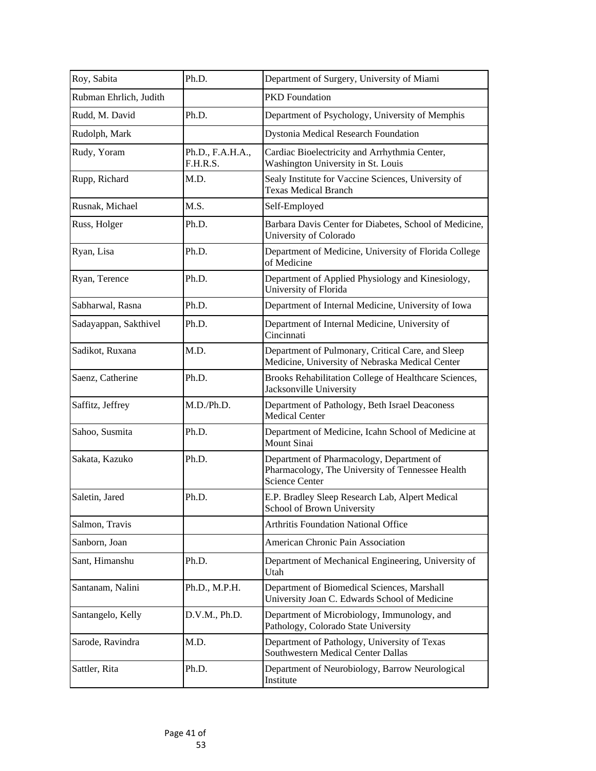| Roy, Sabita | Ph.D. | Department of Surgery, University of Miami |
|---|---|---|
| Rubman Ehrlich, Judith | | PKD Foundation |
| Rudd, M. David | Ph.D. | Department of Psychology, University of Memphis |
| Rudolph, Mark | | Dystonia Medical Research Foundation |
| Rudy, Yoram | Ph.D., F.A.H.A., F.H.R.S. | Cardiac Bioelectricity and Arrhythmia Center, Washington University in St. Louis |
| Rupp, Richard | M.D. | Sealy Institute for Vaccine Sciences, University of Texas Medical Branch |
| Rusnak, Michael | M.S. | Self-Employed |
| Russ, Holger | Ph.D. | Barbara Davis Center for Diabetes, School of Medicine, University of Colorado |
| Ryan, Lisa | Ph.D. | Department of Medicine, University of Florida College of Medicine |
| Ryan, Terence | Ph.D. | Department of Applied Physiology and Kinesiology, University of Florida |
| Sabharwal, Rasna | Ph.D. | Department of Internal Medicine, University of Iowa |
| Sadayappan, Sakthivel | Ph.D. | Department of Internal Medicine, University of Cincinnati |
| Sadikot, Ruxana | M.D. | Department of Pulmonary, Critical Care, and Sleep Medicine, University of Nebraska Medical Center |
| Saenz, Catherine | Ph.D. | Brooks Rehabilitation College of Healthcare Sciences, Jacksonville University |
| Saffitz, Jeffrey | M.D./Ph.D. | Department of Pathology, Beth Israel Deaconess Medical Center |
| Sahoo, Susmita | Ph.D. | Department of Medicine, Icahn School of Medicine at Mount Sinai |
| Sakata, Kazuko | Ph.D. | Department of Pharmacology, Department of Pharmacology, The University of Tennessee Health Science Center |
| Saletin, Jared | Ph.D. | E.P. Bradley Sleep Research Lab, Alpert Medical School of Brown University |
| Salmon, Travis | | Arthritis Foundation National Office |
| Sanborn, Joan | | American Chronic Pain Association |
| Sant, Himanshu | Ph.D. | Department of Mechanical Engineering, University of Utah |
| Santanam, Nalini | Ph.D., M.P.H. | Department of Biomedical Sciences, Marshall University Joan C. Edwards School of Medicine |
| Santangelo, Kelly | D.V.M., Ph.D. | Department of Microbiology, Immunology, and Pathology, Colorado State University |
| Sarode, Ravindra | M.D. | Department of Pathology, University of Texas Southwestern Medical Center Dallas |
| Sattler, Rita | Ph.D. | Department of Neurobiology, Barrow Neurological Institute |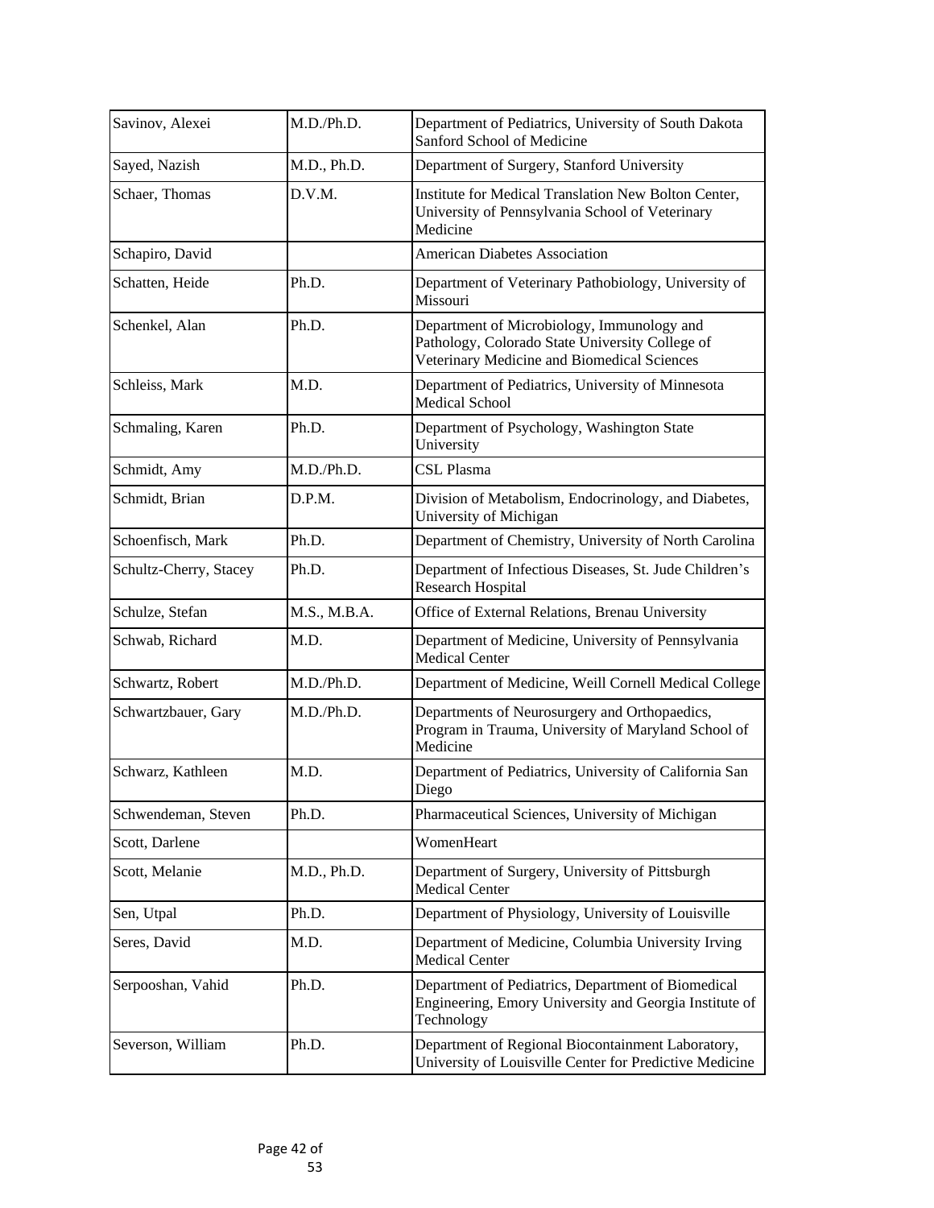| | | |
|---|---|---|
| Savinov, Alexei | M.D./Ph.D. | Department of Pediatrics, University of South Dakota Sanford School of Medicine |
| Sayed, Nazish | M.D., Ph.D. | Department of Surgery, Stanford University |
| Schaer, Thomas | D.V.M. | Institute for Medical Translation New Bolton Center, University of Pennsylvania School of Veterinary Medicine |
| Schapiro, David | | American Diabetes Association |
| Schatten, Heide | Ph.D. | Department of Veterinary Pathobiology, University of Missouri |
| Schenkel, Alan | Ph.D. | Department of Microbiology, Immunology and Pathology, Colorado State University College of Veterinary Medicine and Biomedical Sciences |
| Schleiss, Mark | M.D. | Department of Pediatrics, University of Minnesota Medical School |
| Schmaling, Karen | Ph.D. | Department of Psychology, Washington State University |
| Schmidt, Amy | M.D./Ph.D. | CSL Plasma |
| Schmidt, Brian | D.P.M. | Division of Metabolism, Endocrinology, and Diabetes, University of Michigan |
| Schoenfisch, Mark | Ph.D. | Department of Chemistry, University of North Carolina |
| Schultz-Cherry, Stacey | Ph.D. | Department of Infectious Diseases, St. Jude Children's Research Hospital |
| Schulze, Stefan | M.S., M.B.A. | Office of External Relations, Brenau University |
| Schwab, Richard | M.D. | Department of Medicine, University of Pennsylvania Medical Center |
| Schwartz, Robert | M.D./Ph.D. | Department of Medicine, Weill Cornell Medical College |
| Schwartzbauer, Gary | M.D./Ph.D. | Departments of Neurosurgery and Orthopaedics, Program in Trauma, University of Maryland School of Medicine |
| Schwarz, Kathleen | M.D. | Department of Pediatrics, University of California San Diego |
| Schwendeman, Steven | Ph.D. | Pharmaceutical Sciences, University of Michigan |
| Scott, Darlene | | WomenHeart |
| Scott, Melanie | M.D., Ph.D. | Department of Surgery, University of Pittsburgh Medical Center |
| Sen, Utpal | Ph.D. | Department of Physiology, University of Louisville |
| Seres, David | M.D. | Department of Medicine, Columbia University Irving Medical Center |
| Serpooshan, Vahid | Ph.D. | Department of Pediatrics, Department of Biomedical Engineering, Emory University and Georgia Institute of Technology |
| Severson, William | Ph.D. | Department of Regional Biocontainment Laboratory, University of Louisville Center for Predictive Medicine |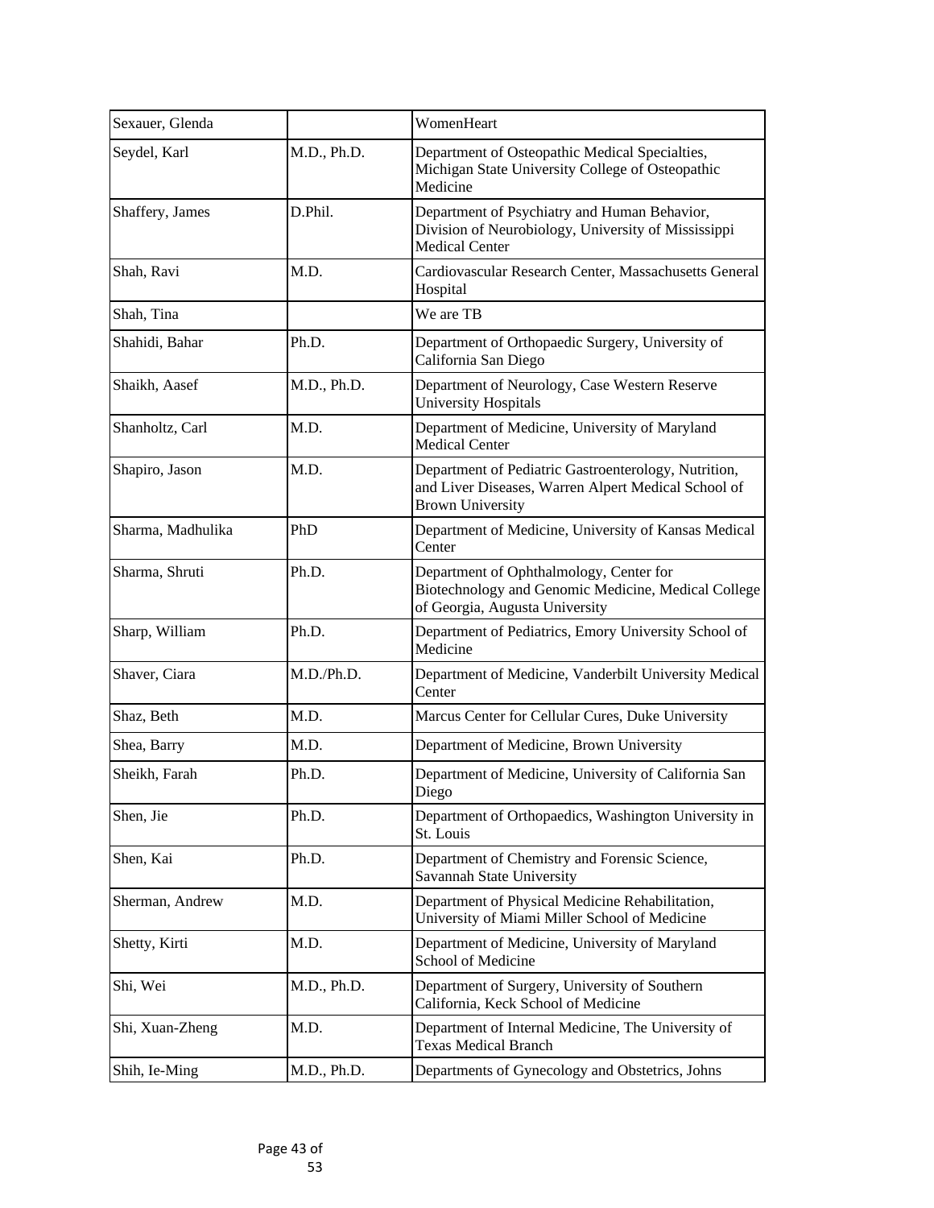| | | |
|---|---|---|
| Sexauer, Glenda | | WomenHeart |
| Seydel, Karl | M.D., Ph.D. | Department of Osteopathic Medical Specialties, Michigan State University College of Osteopathic Medicine |
| Shaffery, James | D.Phil. | Department of Psychiatry and Human Behavior, Division of Neurobiology, University of Mississippi Medical Center |
| Shah, Ravi | M.D. | Cardiovascular Research Center, Massachusetts General Hospital |
| Shah, Tina | | We are TB |
| Shahidi, Bahar | Ph.D. | Department of Orthopaedic Surgery, University of California San Diego |
| Shaikh, Aasef | M.D., Ph.D. | Department of Neurology, Case Western Reserve University Hospitals |
| Shanholtz, Carl | M.D. | Department of Medicine, University of Maryland Medical Center |
| Shapiro, Jason | M.D. | Department of Pediatric Gastroenterology, Nutrition, and Liver Diseases, Warren Alpert Medical School of Brown University |
| Sharma, Madhulika | PhD | Department of Medicine, University of Kansas Medical Center |
| Sharma, Shruti | Ph.D. | Department of Ophthalmology, Center for Biotechnology and Genomic Medicine, Medical College of Georgia, Augusta University |
| Sharp, William | Ph.D. | Department of Pediatrics, Emory University School of Medicine |
| Shaver, Ciara | M.D./Ph.D. | Department of Medicine, Vanderbilt University Medical Center |
| Shaz, Beth | M.D. | Marcus Center for Cellular Cures, Duke University |
| Shea, Barry | M.D. | Department of Medicine, Brown University |
| Sheikh, Farah | Ph.D. | Department of Medicine, University of California San Diego |
| Shen, Jie | Ph.D. | Department of Orthopaedics, Washington University in St. Louis |
| Shen, Kai | Ph.D. | Department of Chemistry and Forensic Science, Savannah State University |
| Sherman, Andrew | M.D. | Department of Physical Medicine Rehabilitation, University of Miami Miller School of Medicine |
| Shetty, Kirti | M.D. | Department of Medicine, University of Maryland School of Medicine |
| Shi, Wei | M.D., Ph.D. | Department of Surgery, University of Southern California, Keck School of Medicine |
| Shi, Xuan-Zheng | M.D. | Department of Internal Medicine, The University of Texas Medical Branch |
| Shih, Ie-Ming | M.D., Ph.D. | Departments of Gynecology and Obstetrics, Johns |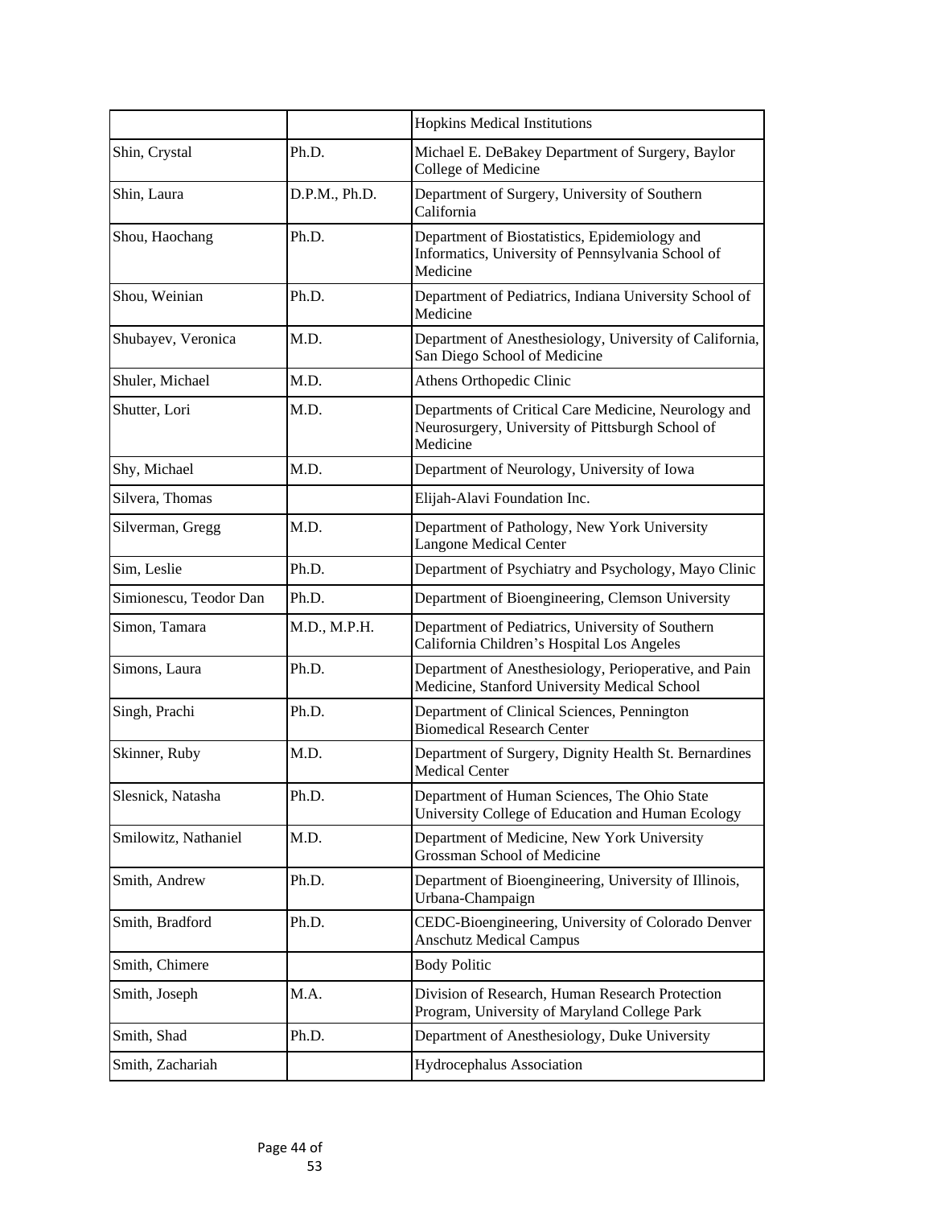| | | |
|---|---|---|
| | | Hopkins Medical Institutions |
| Shin, Crystal | Ph.D. | Michael E. DeBakey Department of Surgery, Baylor College of Medicine |
| Shin, Laura | D.P.M., Ph.D. | Department of Surgery, University of Southern California |
| Shou, Haochang | Ph.D. | Department of Biostatistics, Epidemiology and Informatics, University of Pennsylvania School of Medicine |
| Shou, Weinian | Ph.D. | Department of Pediatrics, Indiana University School of Medicine |
| Shubayev, Veronica | M.D. | Department of Anesthesiology, University of California, San Diego School of Medicine |
| Shuler, Michael | M.D. | Athens Orthopedic Clinic |
| Shutter, Lori | M.D. | Departments of Critical Care Medicine, Neurology and Neurosurgery, University of Pittsburgh School of Medicine |
| Shy, Michael | M.D. | Department of Neurology, University of Iowa |
| Silvera, Thomas | | Elijah-Alavi Foundation Inc. |
| Silverman, Gregg | M.D. | Department of Pathology, New York University Langone Medical Center |
| Sim, Leslie | Ph.D. | Department of Psychiatry and Psychology, Mayo Clinic |
| Simionescu, Teodor Dan | Ph.D. | Department of Bioengineering, Clemson University |
| Simon, Tamara | M.D., M.P.H. | Department of Pediatrics, University of Southern California Children's Hospital Los Angeles |
| Simons, Laura | Ph.D. | Department of Anesthesiology, Perioperative, and Pain Medicine, Stanford University Medical School |
| Singh, Prachi | Ph.D. | Department of Clinical Sciences, Pennington Biomedical Research Center |
| Skinner, Ruby | M.D. | Department of Surgery, Dignity Health St. Bernardines Medical Center |
| Slesnick, Natasha | Ph.D. | Department of Human Sciences, The Ohio State University College of Education and Human Ecology |
| Smilowitz, Nathaniel | M.D. | Department of Medicine, New York University Grossman School of Medicine |
| Smith, Andrew | Ph.D. | Department of Bioengineering, University of Illinois, Urbana-Champaign |
| Smith, Bradford | Ph.D. | CEDC-Bioengineering, University of Colorado Denver Anschutz Medical Campus |
| Smith, Chimere | | Body Politic |
| Smith, Joseph | M.A. | Division of Research, Human Research Protection Program, University of Maryland College Park |
| Smith, Shad | Ph.D. | Department of Anesthesiology, Duke University |
| Smith, Zachariah | | Hydrocephalus Association |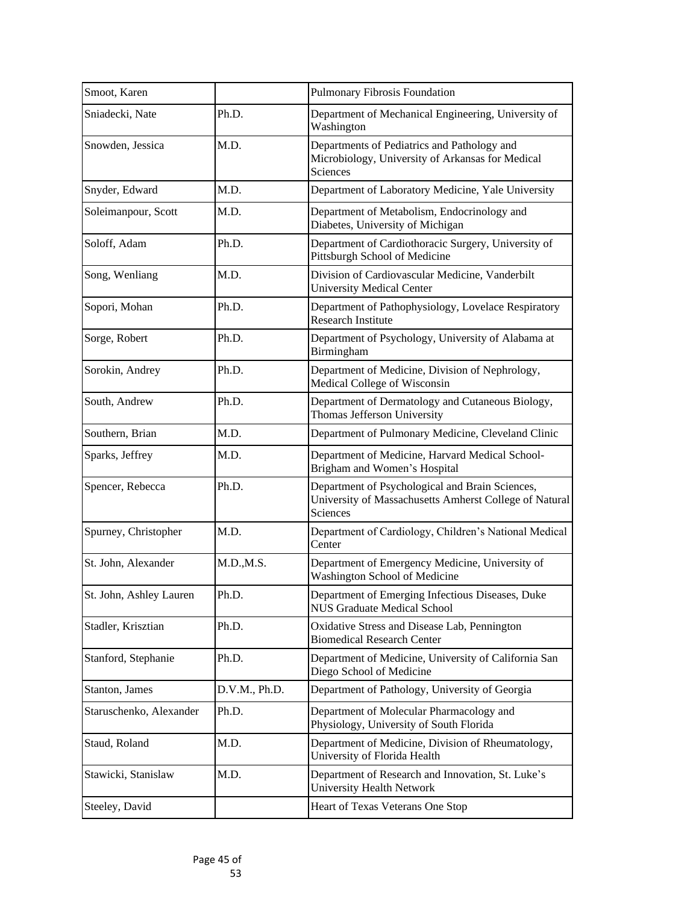| | | |
|---|---|---|
| Smoot, Karen | | Pulmonary Fibrosis Foundation |
| Sniadecki, Nate | Ph.D. | Department of Mechanical Engineering, University of Washington |
| Snowden, Jessica | M.D. | Departments of Pediatrics and Pathology and Microbiology, University of Arkansas for Medical Sciences |
| Snyder, Edward | M.D. | Department of Laboratory Medicine, Yale University |
| Soleimanpour, Scott | M.D. | Department of Metabolism, Endocrinology and Diabetes, University of Michigan |
| Soloff, Adam | Ph.D. | Department of Cardiothoracic Surgery, University of Pittsburgh School of Medicine |
| Song, Wenliang | M.D. | Division of Cardiovascular Medicine, Vanderbilt University Medical Center |
| Sopori, Mohan | Ph.D. | Department of Pathophysiology, Lovelace Respiratory Research Institute |
| Sorge, Robert | Ph.D. | Department of Psychology, University of Alabama at Birmingham |
| Sorokin, Andrey | Ph.D. | Department of Medicine, Division of Nephrology, Medical College of Wisconsin |
| South, Andrew | Ph.D. | Department of Dermatology and Cutaneous Biology, Thomas Jefferson University |
| Southern, Brian | M.D. | Department of Pulmonary Medicine, Cleveland Clinic |
| Sparks, Jeffrey | M.D. | Department of Medicine, Harvard Medical School-Brigham and Women's Hospital |
| Spencer, Rebecca | Ph.D. | Department of Psychological and Brain Sciences, University of Massachusetts Amherst College of Natural Sciences |
| Spurney, Christopher | M.D. | Department of Cardiology, Children's National Medical Center |
| St. John, Alexander | M.D.,M.S. | Department of Emergency Medicine, University of Washington School of Medicine |
| St. John, Ashley Lauren | Ph.D. | Department of Emerging Infectious Diseases, Duke NUS Graduate Medical School |
| Stadler, Krisztian | Ph.D. | Oxidative Stress and Disease Lab, Pennington Biomedical Research Center |
| Stanford, Stephanie | Ph.D. | Department of Medicine, University of California San Diego School of Medicine |
| Stanton, James | D.V.M., Ph.D. | Department of Pathology, University of Georgia |
| Staruschenko, Alexander | Ph.D. | Department of Molecular Pharmacology and Physiology, University of South Florida |
| Staud, Roland | M.D. | Department of Medicine, Division of Rheumatology, University of Florida Health |
| Stawicki, Stanislaw | M.D. | Department of Research and Innovation, St. Luke's University Health Network |
| Steeley, David | | Heart of Texas Veterans One Stop |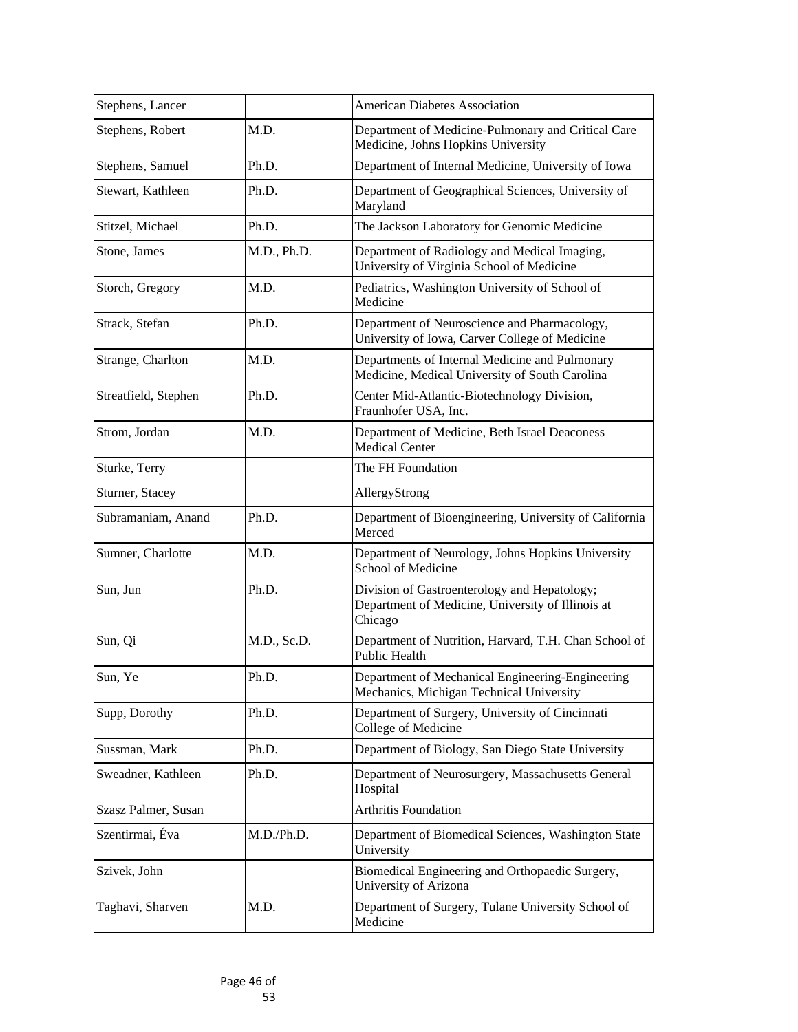| | | |
|---|---|---|
| Stephens, Lancer | | American Diabetes Association |
| Stephens, Robert | M.D. | Department of Medicine-Pulmonary and Critical Care Medicine, Johns Hopkins University |
| Stephens, Samuel | Ph.D. | Department of Internal Medicine, University of Iowa |
| Stewart, Kathleen | Ph.D. | Department of Geographical Sciences, University of Maryland |
| Stitzel, Michael | Ph.D. | The Jackson Laboratory for Genomic Medicine |
| Stone, James | M.D., Ph.D. | Department of Radiology and Medical Imaging, University of Virginia School of Medicine |
| Storch, Gregory | M.D. | Pediatrics, Washington University of School of Medicine |
| Strack, Stefan | Ph.D. | Department of Neuroscience and Pharmacology, University of Iowa, Carver College of Medicine |
| Strange, Charlton | M.D. | Departments of Internal Medicine and Pulmonary Medicine, Medical University of South Carolina |
| Streatfield, Stephen | Ph.D. | Center Mid-Atlantic-Biotechnology Division, Fraunhofer USA, Inc. |
| Strom, Jordan | M.D. | Department of Medicine, Beth Israel Deaconess Medical Center |
| Sturke, Terry | | The FH Foundation |
| Sturner, Stacey | | AllergyStrong |
| Subramaniam, Anand | Ph.D. | Department of Bioengineering, University of California Merced |
| Sumner, Charlotte | M.D. | Department of Neurology, Johns Hopkins University School of Medicine |
| Sun, Jun | Ph.D. | Division of Gastroenterology and Hepatology; Department of Medicine, University of Illinois at Chicago |
| Sun, Qi | M.D., Sc.D. | Department of Nutrition, Harvard, T.H. Chan School of Public Health |
| Sun, Ye | Ph.D. | Department of Mechanical Engineering-Engineering Mechanics, Michigan Technical University |
| Supp, Dorothy | Ph.D. | Department of Surgery, University of Cincinnati College of Medicine |
| Sussman, Mark | Ph.D. | Department of Biology, San Diego State University |
| Sweadner, Kathleen | Ph.D. | Department of Neurosurgery, Massachusetts General Hospital |
| Szasz Palmer, Susan | | Arthritis Foundation |
| Szentirmai, Éva | M.D./Ph.D. | Department of Biomedical Sciences, Washington State University |
| Szivek, John | | Biomedical Engineering and Orthopaedic Surgery, University of Arizona |
| Taghavi, Sharven | M.D. | Department of Surgery, Tulane University School of Medicine |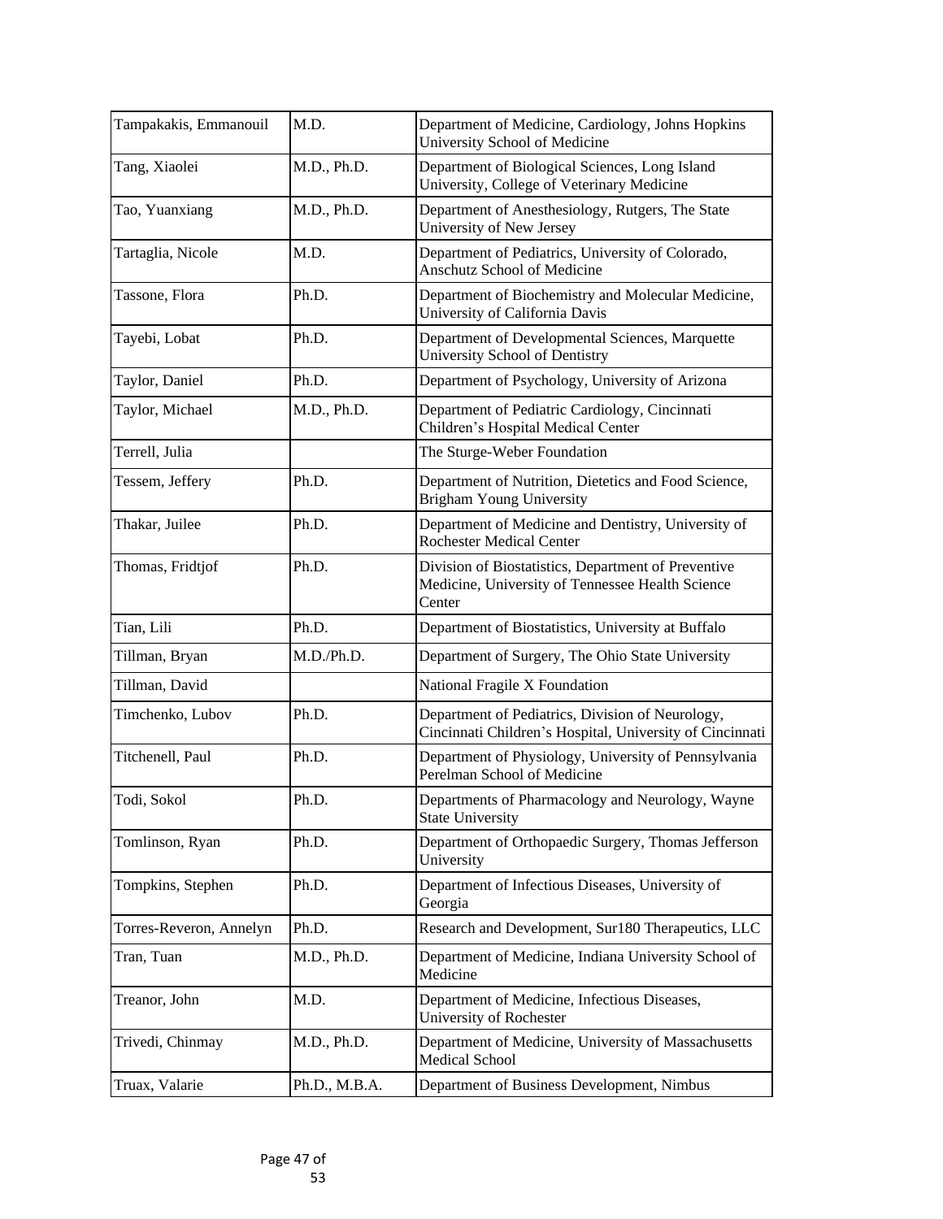| Tampakakis, Emmanouil | M.D. | Department of Medicine, Cardiology, Johns Hopkins University School of Medicine |
|---|---|---|
| Tang, Xiaolei | M.D., Ph.D. | Department of Biological Sciences, Long Island University, College of Veterinary Medicine |
| Tao, Yuanxiang | M.D., Ph.D. | Department of Anesthesiology, Rutgers, The State University of New Jersey |
| Tartaglia, Nicole | M.D. | Department of Pediatrics, University of Colorado, Anschutz School of Medicine |
| Tassone, Flora | Ph.D. | Department of Biochemistry and Molecular Medicine, University of California Davis |
| Tayebi, Lobat | Ph.D. | Department of Developmental Sciences, Marquette University School of Dentistry |
| Taylor, Daniel | Ph.D. | Department of Psychology, University of Arizona |
| Taylor, Michael | M.D., Ph.D. | Department of Pediatric Cardiology, Cincinnati Children's Hospital Medical Center |
| Terrell, Julia | | The Sturge-Weber Foundation |
| Tessem, Jeffery | Ph.D. | Department of Nutrition, Dietetics and Food Science, Brigham Young University |
| Thakar, Juilee | Ph.D. | Department of Medicine and Dentistry, University of Rochester Medical Center |
| Thomas, Fridtjof | Ph.D. | Division of Biostatistics, Department of Preventive Medicine, University of Tennessee Health Science Center |
| Tian, Lili | Ph.D. | Department of Biostatistics, University at Buffalo |
| Tillman, Bryan | M.D./Ph.D. | Department of Surgery, The Ohio State University |
| Tillman, David | | National Fragile X Foundation |
| Timchenko, Lubov | Ph.D. | Department of Pediatrics, Division of Neurology, Cincinnati Children's Hospital, University of Cincinnati |
| Titchenell, Paul | Ph.D. | Department of Physiology, University of Pennsylvania Perelman School of Medicine |
| Todi, Sokol | Ph.D. | Departments of Pharmacology and Neurology, Wayne State University |
| Tomlinson, Ryan | Ph.D. | Department of Orthopaedic Surgery, Thomas Jefferson University |
| Tompkins, Stephen | Ph.D. | Department of Infectious Diseases, University of Georgia |
| Torres-Reveron, Annelyn | Ph.D. | Research and Development, Sur180 Therapeutics, LLC |
| Tran, Tuan | M.D., Ph.D. | Department of Medicine, Indiana University School of Medicine |
| Treanor, John | M.D. | Department of Medicine, Infectious Diseases, University of Rochester |
| Trivedi, Chinmay | M.D., Ph.D. | Department of Medicine, University of Massachusetts Medical School |
| Truax, Valarie | Ph.D., M.B.A. | Department of Business Development, Nimbus |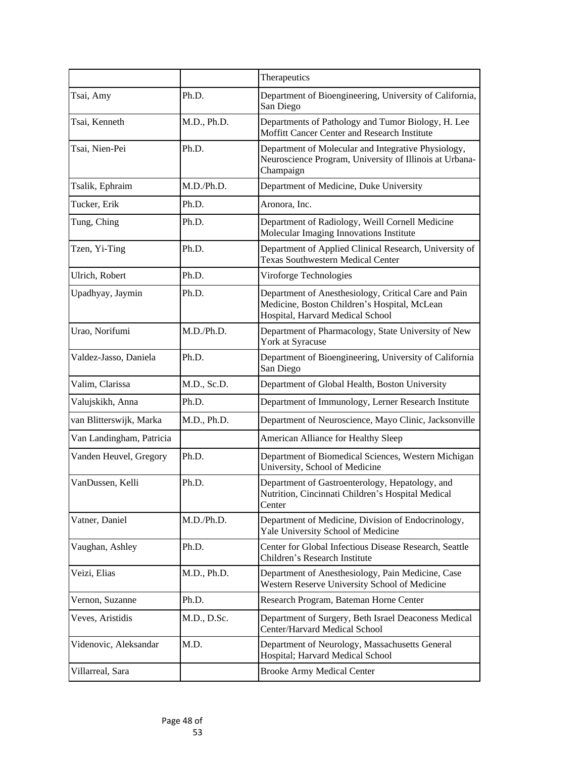| | | Therapeutics |
|---|---|---|
| Tsai, Amy | Ph.D. | Department of Bioengineering, University of California, San Diego |
| Tsai, Kenneth | M.D., Ph.D. | Departments of Pathology and Tumor Biology, H. Lee Moffitt Cancer Center and Research Institute |
| Tsai, Nien-Pei | Ph.D. | Department of Molecular and Integrative Physiology, Neuroscience Program, University of Illinois at Urbana-Champaign |
| Tsalik, Ephraim | M.D./Ph.D. | Department of Medicine, Duke University |
| Tucker, Erik | Ph.D. | Aronora, Inc. |
| Tung, Ching | Ph.D. | Department of Radiology, Weill Cornell Medicine Molecular Imaging Innovations Institute |
| Tzen, Yi-Ting | Ph.D. | Department of Applied Clinical Research, University of Texas Southwestern Medical Center |
| Ulrich, Robert | Ph.D. | Viroforge Technologies |
| Upadhyay, Jaymin | Ph.D. | Department of Anesthesiology, Critical Care and Pain Medicine, Boston Children's Hospital, McLean Hospital, Harvard Medical School |
| Urao, Norifumi | M.D./Ph.D. | Department of Pharmacology, State University of New York at Syracuse |
| Valdez-Jasso, Daniela | Ph.D. | Department of Bioengineering, University of California San Diego |
| Valim, Clarissa | M.D., Sc.D. | Department of Global Health, Boston University |
| Valujskikh, Anna | Ph.D. | Department of Immunology, Lerner Research Institute |
| van Blitterswijk, Marka | M.D., Ph.D. | Department of Neuroscience, Mayo Clinic, Jacksonville |
| Van Landingham, Patricia | | American Alliance for Healthy Sleep |
| Vanden Heuvel, Gregory | Ph.D. | Department of Biomedical Sciences, Western Michigan University, School of Medicine |
| VanDussen, Kelli | Ph.D. | Department of Gastroenterology, Hepatology, and Nutrition, Cincinnati Children's Hospital Medical Center |
| Vatner, Daniel | M.D./Ph.D. | Department of Medicine, Division of Endocrinology, Yale University School of Medicine |
| Vaughan, Ashley | Ph.D. | Center for Global Infectious Disease Research, Seattle Children's Research Institute |
| Veizi, Elias | M.D., Ph.D. | Department of Anesthesiology, Pain Medicine, Case Western Reserve University School of Medicine |
| Vernon, Suzanne | Ph.D. | Research Program, Bateman Horne Center |
| Veves, Aristidis | M.D., D.Sc. | Department of Surgery, Beth Israel Deaconess Medical Center/Harvard Medical School |
| Videnovic, Aleksandar | M.D. | Department of Neurology, Massachusetts General Hospital; Harvard Medical School |
| Villarreal, Sara | | Brooke Army Medical Center |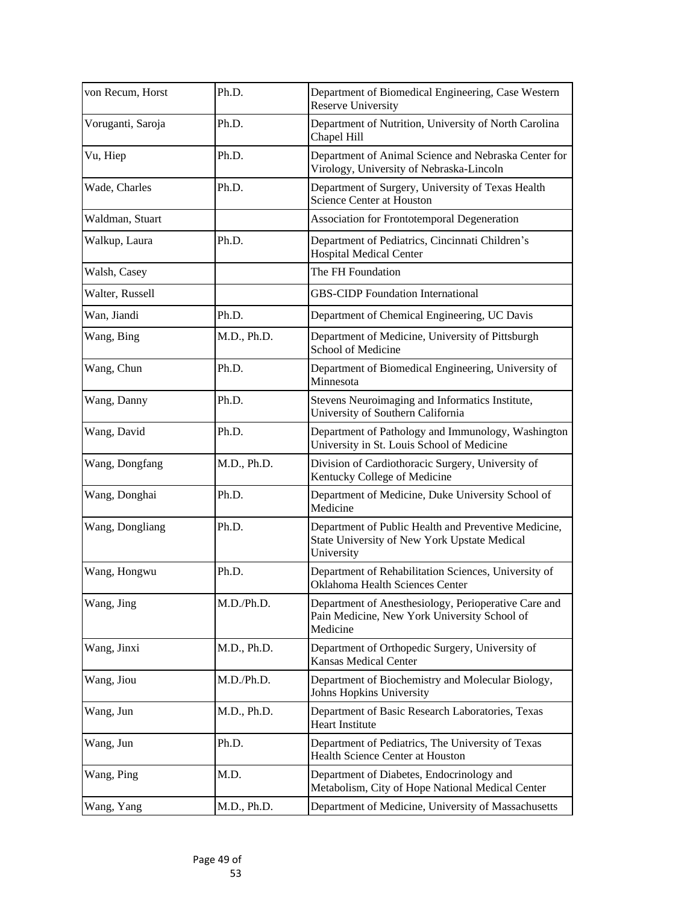| von Recum, Horst | Ph.D. | Department of Biomedical Engineering, Case Western Reserve University |
|---|---|---|
| Voruganti, Saroja | Ph.D. | Department of Nutrition, University of North Carolina Chapel Hill |
| Vu, Hiep | Ph.D. | Department of Animal Science and Nebraska Center for Virology, University of Nebraska-Lincoln |
| Wade, Charles | Ph.D. | Department of Surgery, University of Texas Health Science Center at Houston |
| Waldman, Stuart | | Association for Frontotemporal Degeneration |
| Walkup, Laura | Ph.D. | Department of Pediatrics, Cincinnati Children’s Hospital Medical Center |
| Walsh, Casey | | The FH Foundation |
| Walter, Russell | | GBS-CIDP Foundation International |
| Wan, Jiandi | Ph.D. | Department of Chemical Engineering, UC Davis |
| Wang, Bing | M.D., Ph.D. | Department of Medicine, University of Pittsburgh School of Medicine |
| Wang, Chun | Ph.D. | Department of Biomedical Engineering, University of Minnesota |
| Wang, Danny | Ph.D. | Stevens Neuroimaging and Informatics Institute, University of Southern California |
| Wang, David | Ph.D. | Department of Pathology and Immunology, Washington University in St. Louis School of Medicine |
| Wang, Dongfang | M.D., Ph.D. | Division of Cardiothoracic Surgery, University of Kentucky College of Medicine |
| Wang, Donghai | Ph.D. | Department of Medicine, Duke University School of Medicine |
| Wang, Dongliang | Ph.D. | Department of Public Health and Preventive Medicine, State University of New York Upstate Medical University |
| Wang, Hongwu | Ph.D. | Department of Rehabilitation Sciences, University of Oklahoma Health Sciences Center |
| Wang, Jing | M.D./Ph.D. | Department of Anesthesiology, Perioperative Care and Pain Medicine, New York University School of Medicine |
| Wang, Jinxi | M.D., Ph.D. | Department of Orthopedic Surgery, University of Kansas Medical Center |
| Wang, Jiou | M.D./Ph.D. | Department of Biochemistry and Molecular Biology, Johns Hopkins University |
| Wang, Jun | M.D., Ph.D. | Department of Basic Research Laboratories, Texas Heart Institute |
| Wang, Jun | Ph.D. | Department of Pediatrics, The University of Texas Health Science Center at Houston |
| Wang, Ping | M.D. | Department of Diabetes, Endocrinology and Metabolism, City of Hope National Medical Center |
| Wang, Yang | M.D., Ph.D. | Department of Medicine, University of Massachusetts |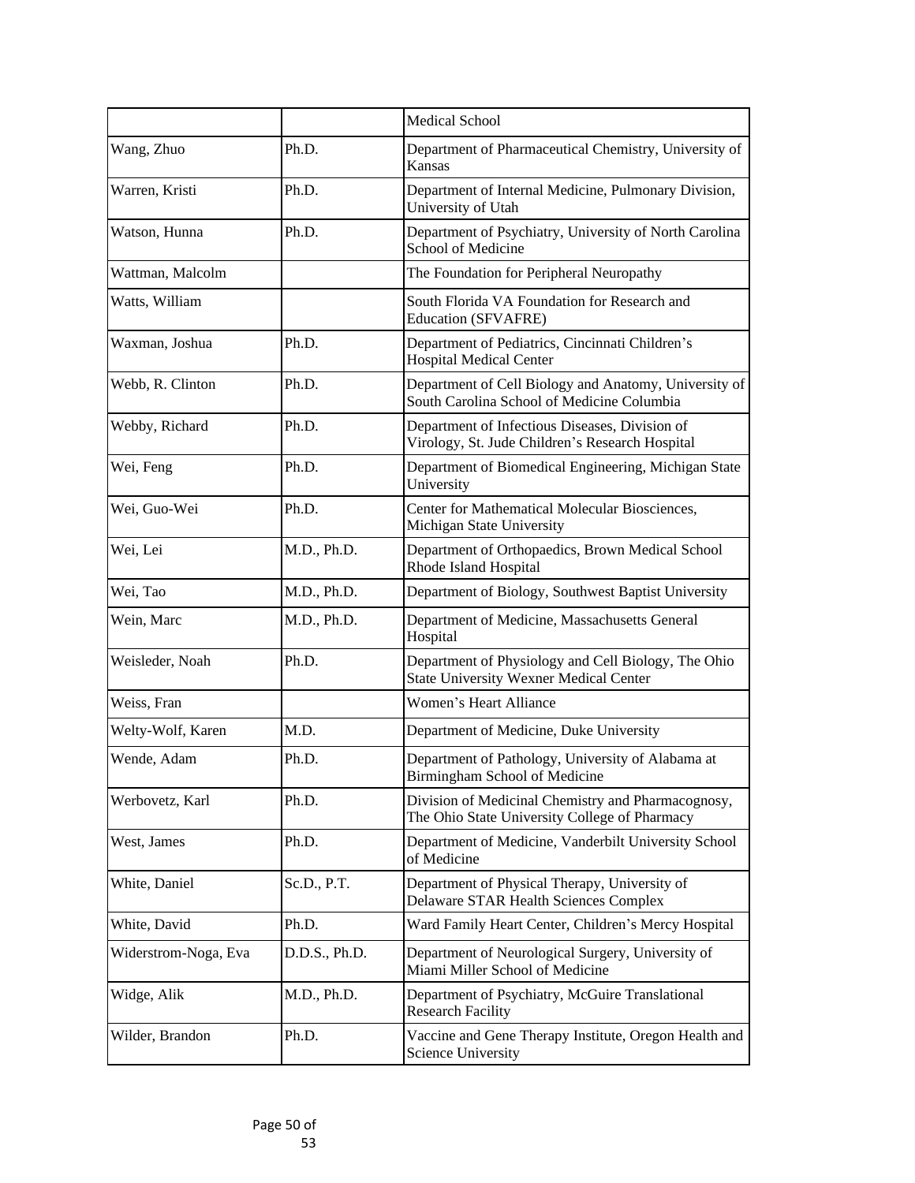| | | |
|---|---|---|
| | | Medical School |
| Wang, Zhuo | Ph.D. | Department of Pharmaceutical Chemistry, University of Kansas |
| Warren, Kristi | Ph.D. | Department of Internal Medicine, Pulmonary Division, University of Utah |
| Watson, Hunna | Ph.D. | Department of Psychiatry, University of North Carolina School of Medicine |
| Wattman, Malcolm | | The Foundation for Peripheral Neuropathy |
| Watts, William | | South Florida VA Foundation for Research and Education (SFVAFRE) |
| Waxman, Joshua | Ph.D. | Department of Pediatrics, Cincinnati Children’s Hospital Medical Center |
| Webb, R. Clinton | Ph.D. | Department of Cell Biology and Anatomy, University of South Carolina School of Medicine Columbia |
| Webby, Richard | Ph.D. | Department of Infectious Diseases, Division of Virology, St. Jude Children’s Research Hospital |
| Wei, Feng | Ph.D. | Department of Biomedical Engineering, Michigan State University |
| Wei, Guo-Wei | Ph.D. | Center for Mathematical Molecular Biosciences, Michigan State University |
| Wei, Lei | M.D., Ph.D. | Department of Orthopaedics, Brown Medical School Rhode Island Hospital |
| Wei, Tao | M.D., Ph.D. | Department of Biology, Southwest Baptist University |
| Wein, Marc | M.D., Ph.D. | Department of Medicine, Massachusetts General Hospital |
| Weisleder, Noah | Ph.D. | Department of Physiology and Cell Biology, The Ohio State University Wexner Medical Center |
| Weiss, Fran | | Women’s Heart Alliance |
| Welty-Wolf, Karen | M.D. | Department of Medicine, Duke University |
| Wende, Adam | Ph.D. | Department of Pathology, University of Alabama at Birmingham School of Medicine |
| Werbovetz, Karl | Ph.D. | Division of Medicinal Chemistry and Pharmacognosy, The Ohio State University College of Pharmacy |
| West, James | Ph.D. | Department of Medicine, Vanderbilt University School of Medicine |
| White, Daniel | Sc.D., P.T. | Department of Physical Therapy, University of Delaware STAR Health Sciences Complex |
| White, David | Ph.D. | Ward Family Heart Center, Children’s Mercy Hospital |
| Widerstrom-Noga, Eva | D.D.S., Ph.D. | Department of Neurological Surgery, University of Miami Miller School of Medicine |
| Widge, Alik | M.D., Ph.D. | Department of Psychiatry, McGuire Translational Research Facility |
| Wilder, Brandon | Ph.D. | Vaccine and Gene Therapy Institute, Oregon Health and Science University |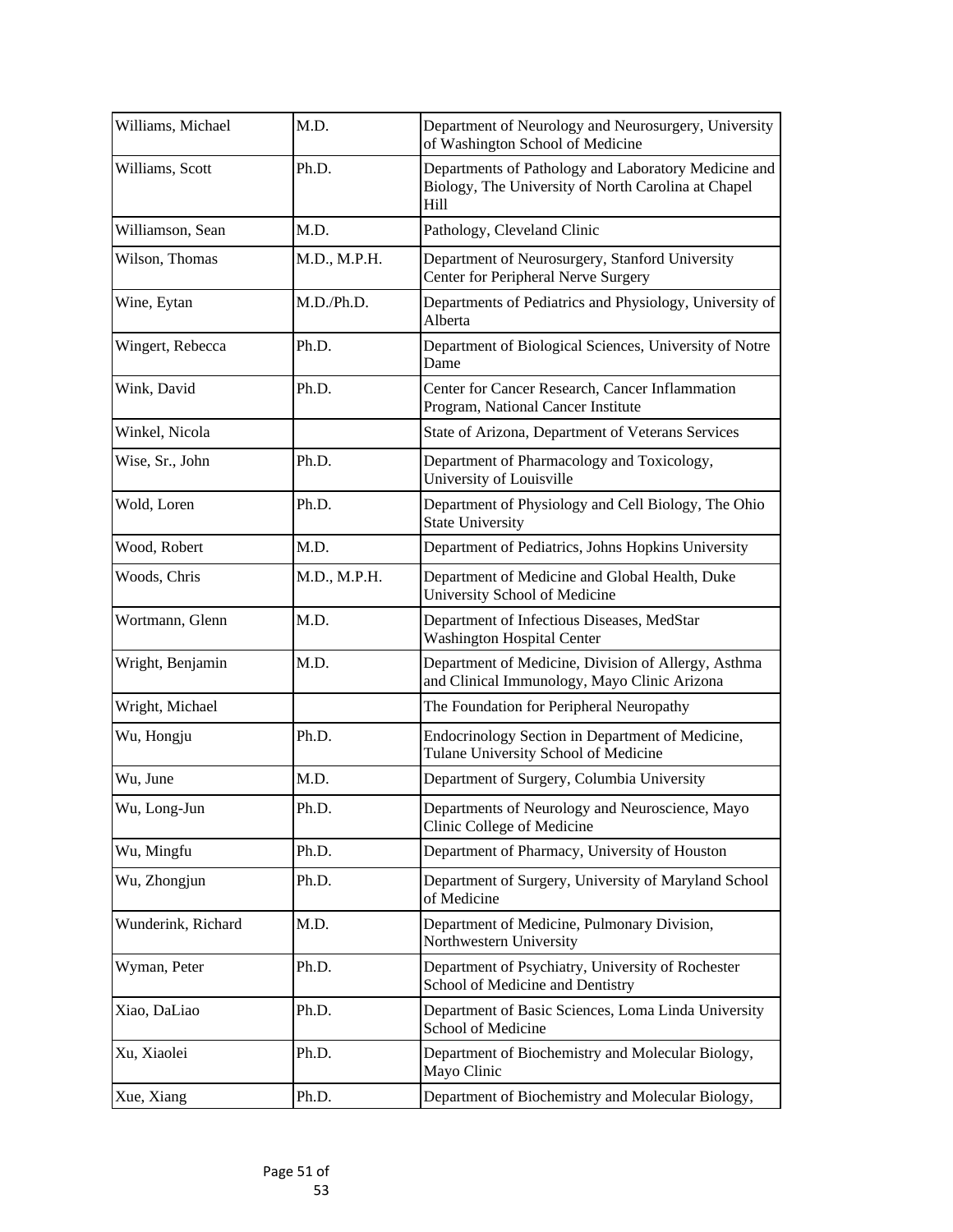| | | |
|---|---|---|
| Williams, Michael | M.D. | Department of Neurology and Neurosurgery, University of Washington School of Medicine |
| Williams, Scott | Ph.D. | Departments of Pathology and Laboratory Medicine and Biology, The University of North Carolina at Chapel Hill |
| Williamson, Sean | M.D. | Pathology, Cleveland Clinic |
| Wilson, Thomas | M.D., M.P.H. | Department of Neurosurgery, Stanford University Center for Peripheral Nerve Surgery |
| Wine, Eytan | M.D./Ph.D. | Departments of Pediatrics and Physiology, University of Alberta |
| Wingert, Rebecca | Ph.D. | Department of Biological Sciences, University of Notre Dame |
| Wink, David | Ph.D. | Center for Cancer Research, Cancer Inflammation Program, National Cancer Institute |
| Winkel, Nicola | | State of Arizona, Department of Veterans Services |
| Wise, Sr., John | Ph.D. | Department of Pharmacology and Toxicology, University of Louisville |
| Wold, Loren | Ph.D. | Department of Physiology and Cell Biology, The Ohio State University |
| Wood, Robert | M.D. | Department of Pediatrics, Johns Hopkins University |
| Woods, Chris | M.D., M.P.H. | Department of Medicine and Global Health, Duke University School of Medicine |
| Wortmann, Glenn | M.D. | Department of Infectious Diseases, MedStar Washington Hospital Center |
| Wright, Benjamin | M.D. | Department of Medicine, Division of Allergy, Asthma and Clinical Immunology, Mayo Clinic Arizona |
| Wright, Michael | | The Foundation for Peripheral Neuropathy |
| Wu, Hongju | Ph.D. | Endocrinology Section in Department of Medicine, Tulane University School of Medicine |
| Wu, June | M.D. | Department of Surgery, Columbia University |
| Wu, Long-Jun | Ph.D. | Departments of Neurology and Neuroscience, Mayo Clinic College of Medicine |
| Wu, Mingfu | Ph.D. | Department of Pharmacy, University of Houston |
| Wu, Zhongjun | Ph.D. | Department of Surgery, University of Maryland School of Medicine |
| Wunderink, Richard | M.D. | Department of Medicine, Pulmonary Division, Northwestern University |
| Wyman, Peter | Ph.D. | Department of Psychiatry, University of Rochester School of Medicine and Dentistry |
| Xiao, DaLiao | Ph.D. | Department of Basic Sciences, Loma Linda University School of Medicine |
| Xu, Xiaolei | Ph.D. | Department of Biochemistry and Molecular Biology, Mayo Clinic |
| Xue, Xiang | Ph.D. | Department of Biochemistry and Molecular Biology, |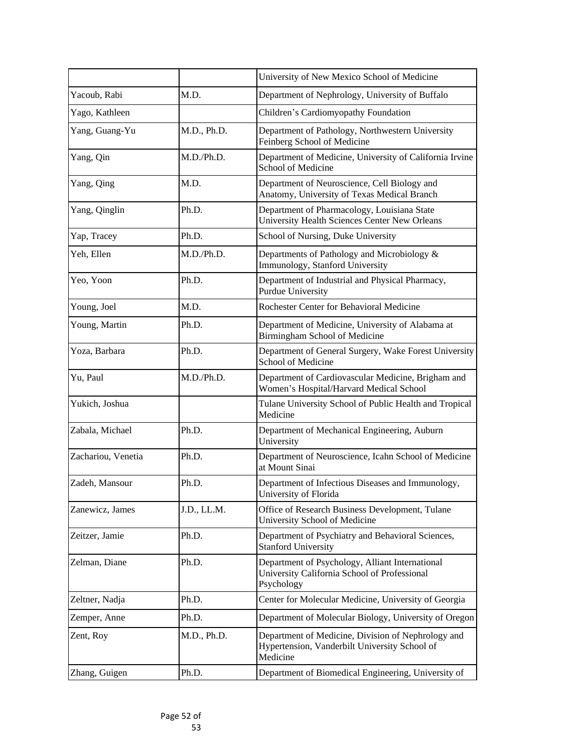| | | |
|---|---|---|
| | | University of New Mexico School of Medicine |
| Yacoub, Rabi | M.D. | Department of Nephrology, University of Buffalo |
| Yago, Kathleen | | Children's Cardiomyopathy Foundation |
| Yang, Guang-Yu | M.D., Ph.D. | Department of Pathology, Northwestern University Feinberg School of Medicine |
| Yang, Qin | M.D./Ph.D. | Department of Medicine, University of California Irvine School of Medicine |
| Yang, Qing | M.D. | Department of Neuroscience, Cell Biology and Anatomy, University of Texas Medical Branch |
| Yang, Qinglin | Ph.D. | Department of Pharmacology, Louisiana State University Health Sciences Center New Orleans |
| Yap, Tracey | Ph.D. | School of Nursing, Duke University |
| Yeh, Ellen | M.D./Ph.D. | Departments of Pathology and Microbiology & Immunology, Stanford University |
| Yeo, Yoon | Ph.D. | Department of Industrial and Physical Pharmacy, Purdue University |
| Young, Joel | M.D. | Rochester Center for Behavioral Medicine |
| Young, Martin | Ph.D. | Department of Medicine, University of Alabama at Birmingham School of Medicine |
| Yoza, Barbara | Ph.D. | Department of General Surgery, Wake Forest University School of Medicine |
| Yu, Paul | M.D./Ph.D. | Department of Cardiovascular Medicine, Brigham and Women's Hospital/Harvard Medical School |
| Yukich, Joshua | | Tulane University School of Public Health and Tropical Medicine |
| Zabala, Michael | Ph.D. | Department of Mechanical Engineering, Auburn University |
| Zachariou, Venetia | Ph.D. | Department of Neuroscience, Icahn School of Medicine at Mount Sinai |
| Zadeh, Mansour | Ph.D. | Department of Infectious Diseases and Immunology, University of Florida |
| Zanewicz, James | J.D., LL.M. | Office of Research Business Development, Tulane University School of Medicine |
| Zeitzer, Jamie | Ph.D. | Department of Psychiatry and Behavioral Sciences, Stanford University |
| Zelman, Diane | Ph.D. | Department of Psychology, Alliant International University California School of Professional Psychology |
| Zeltner, Nadja | Ph.D. | Center for Molecular Medicine, University of Georgia |
| Zemper, Anne | Ph.D. | Department of Molecular Biology, University of Oregon |
| Zent, Roy | M.D., Ph.D. | Department of Medicine, Division of Nephrology and Hypertension, Vanderbilt University School of Medicine |
| Zhang, Guigen | Ph.D. | Department of Biomedical Engineering, University of |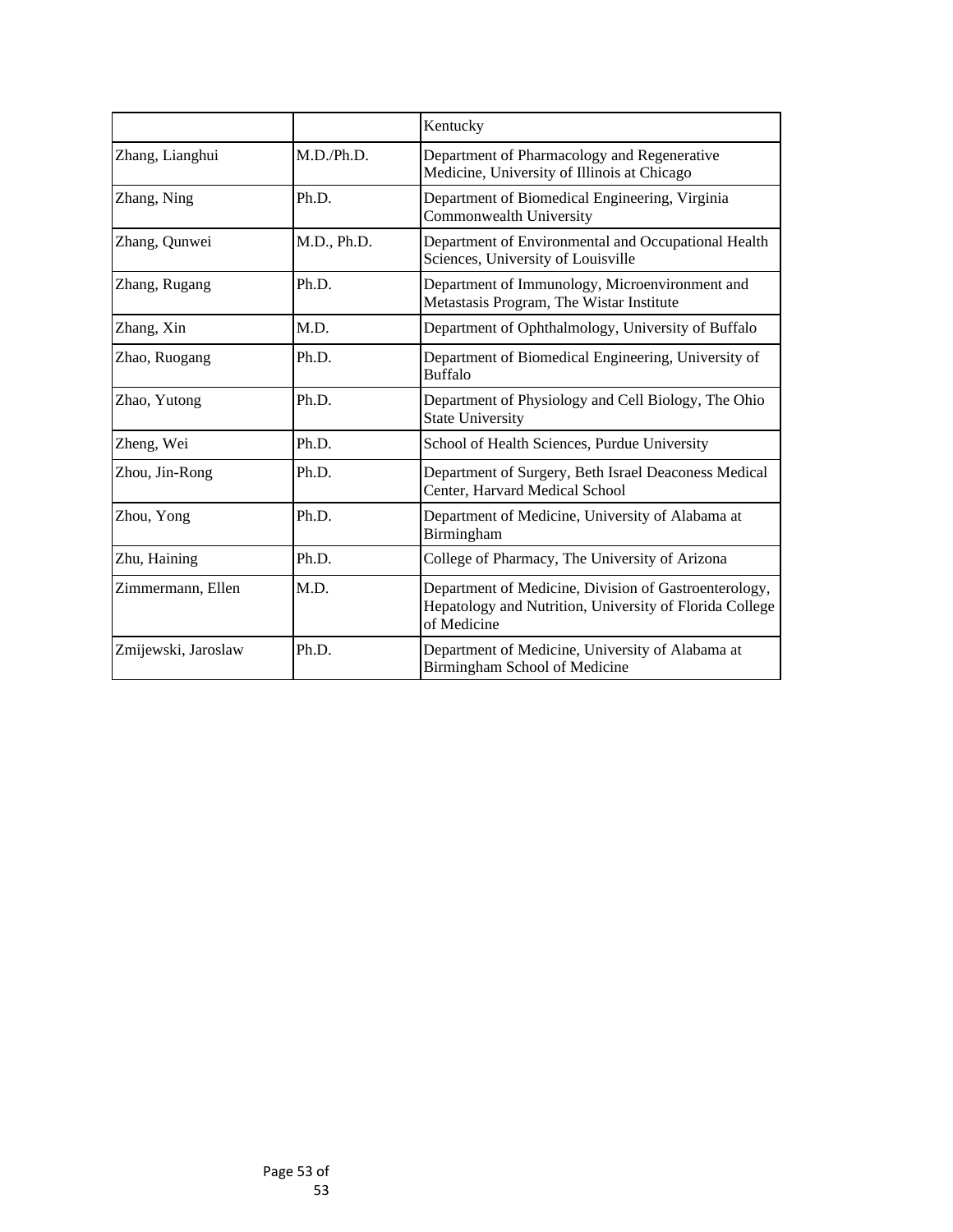| | | |
|---|---|---|
| | | Kentucky |
| Zhang, Lianghui | M.D./Ph.D. | Department of Pharmacology and Regenerative Medicine, University of Illinois at Chicago |
| Zhang, Ning | Ph.D. | Department of Biomedical Engineering, Virginia Commonwealth University |
| Zhang, Qunwei | M.D., Ph.D. | Department of Environmental and Occupational Health Sciences, University of Louisville |
| Zhang, Rugang | Ph.D. | Department of Immunology, Microenvironment and Metastasis Program, The Wistar Institute |
| Zhang, Xin | M.D. | Department of Ophthalmology, University of Buffalo |
| Zhao, Ruogang | Ph.D. | Department of Biomedical Engineering, University of Buffalo |
| Zhao, Yutong | Ph.D. | Department of Physiology and Cell Biology, The Ohio State University |
| Zheng, Wei | Ph.D. | School of Health Sciences, Purdue University |
| Zhou, Jin-Rong | Ph.D. | Department of Surgery, Beth Israel Deaconess Medical Center, Harvard Medical School |
| Zhou, Yong | Ph.D. | Department of Medicine, University of Alabama at Birmingham |
| Zhu, Haining | Ph.D. | College of Pharmacy, The University of Arizona |
| Zimmermann, Ellen | M.D. | Department of Medicine, Division of Gastroenterology, Hepatology and Nutrition, University of Florida College of Medicine |
| Zmijewski, Jaroslaw | Ph.D. | Department of Medicine, University of Alabama at Birmingham School of Medicine |